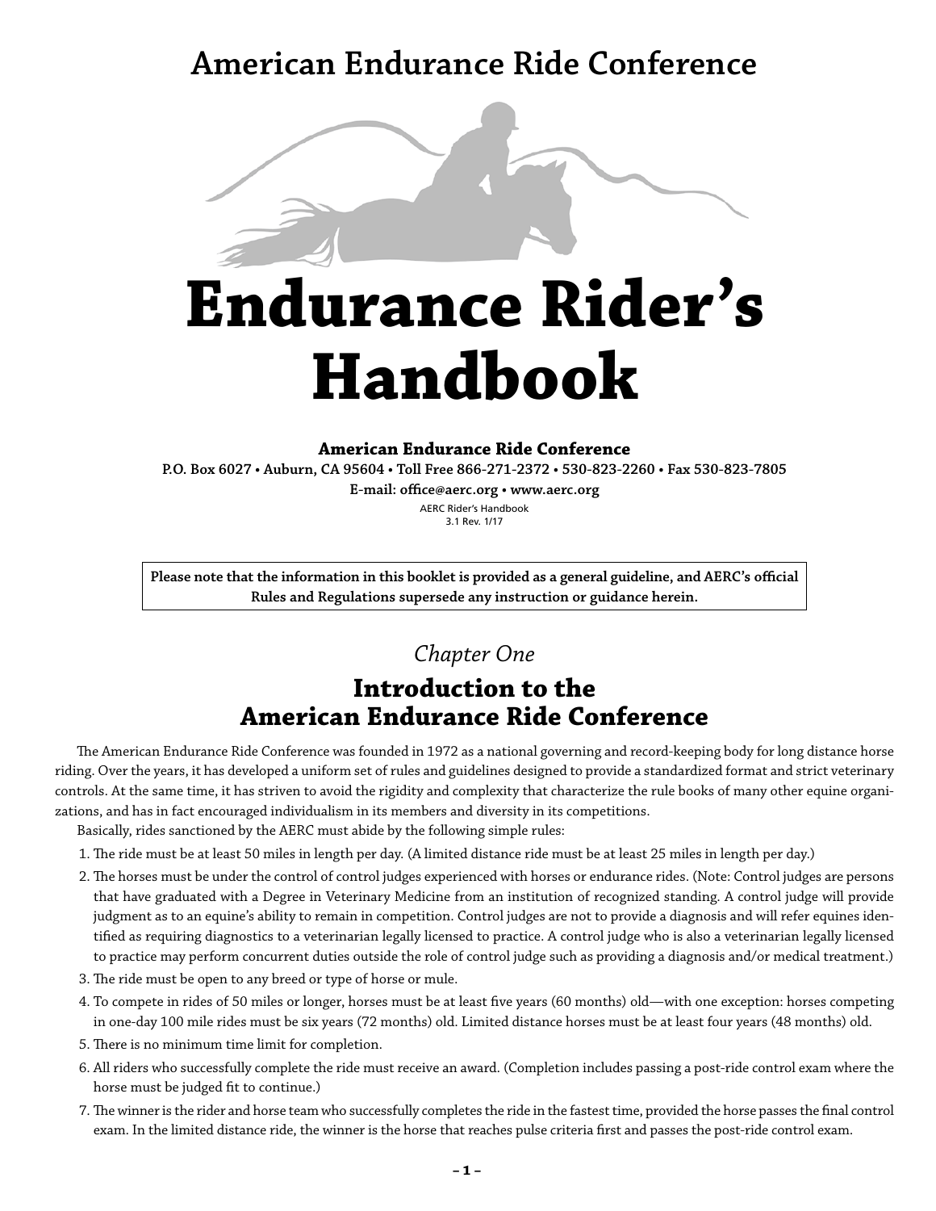## American Endurance Ride Conference

# Endurance Rider's Handbook

**American Endurance Ride Conference**

**P.O. Box 6027 • Auburn, CA 95604 • Toll Free 866-271-2372 • 530-823-2260 • Fax 530-823-7805**

**E-mail: office@aerc.org • www.aerc.org**

AERC Rider's Handbook
3.1 Rev. 1/17

**Please note that the information in this booklet is provided as a general guideline, and AERC's official Rules and Regulations supersede any instruction or guidance herein.**

*Chapter One*

## Introduction to the American Endurance Ride Conference

The American Endurance Ride Conference was founded in 1972 as a national governing and record-keeping body for long distance horse riding. Over the years, it has developed a uniform set of rules and guidelines designed to provide a standardized format and strict veterinary controls. At the same time, it has striven to avoid the rigidity and complexity that characterize the rule books of many other equine organizations, and has in fact encouraged individualism in its members and diversity in its competitions.

Basically, rides sanctioned by the AERC must abide by the following simple rules:

1. The ride must be at least 50 miles in length per day. (A limited distance ride must be at least 25 miles in length per day.)
2. The horses must be under the control of control judges experienced with horses or endurance rides. (Note: Control judges are persons that have graduated with a Degree in Veterinary Medicine from an institution of recognized standing. A control judge will provide judgment as to an equine's ability to remain in competition. Control judges are not to provide a diagnosis and will refer equines identified as requiring diagnostics to a veterinarian legally licensed to practice. A control judge who is also a veterinarian legally licensed to practice may perform concurrent duties outside the role of control judge such as providing a diagnosis and/or medical treatment.)
3. The ride must be open to any breed or type of horse or mule.
4. To compete in rides of 50 miles or longer, horses must be at least five years (60 months) old—with one exception: horses competing in one-day 100 mile rides must be six years (72 months) old. Limited distance horses must be at least four years (48 months) old.
5. There is no minimum time limit for completion.
6. All riders who successfully complete the ride must receive an award. (Completion includes passing a post-ride control exam where the horse must be judged fit to continue.)
7. The winner is the rider and horse team who successfully completes the ride in the fastest time, provided the horse passes the final control exam. In the limited distance ride, the winner is the horse that reaches pulse criteria first and passes the post-ride control exam.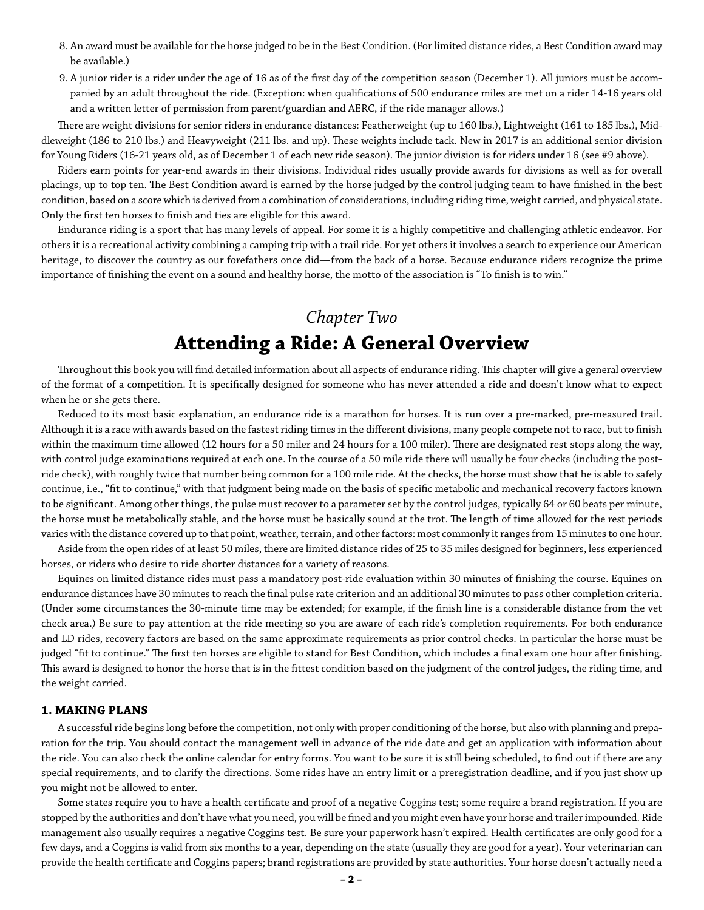8. An award must be available for the horse judged to be in the Best Condition. (For limited distance rides, a Best Condition award may be available.)
9. A junior rider is a rider under the age of 16 as of the first day of the competition season (December 1). All juniors must be accompanied by an adult throughout the ride. (Exception: when qualifications of 500 endurance miles are met on a rider 14-16 years old and a written letter of permission from parent/guardian and AERC, if the ride manager allows.)

There are weight divisions for senior riders in endurance distances: Featherweight (up to 160 lbs.), Lightweight (161 to 185 lbs.), Middleweight (186 to 210 lbs.) and Heavyweight (211 lbs. and up). These weights include tack. New in 2017 is an additional senior division for Young Riders (16-21 years old, as of December 1 of each new ride season). The junior division is for riders under 16 (see #9 above).

Riders earn points for year-end awards in their divisions. Individual rides usually provide awards for divisions as well as for overall placings, up to top ten. The Best Condition award is earned by the horse judged by the control judging team to have finished in the best condition, based on a score which is derived from a combination of considerations, including riding time, weight carried, and physical state. Only the first ten horses to finish and ties are eligible for this award.

Endurance riding is a sport that has many levels of appeal. For some it is a highly competitive and challenging athletic endeavor. For others it is a recreational activity combining a camping trip with a trail ride. For yet others it involves a search to experience our American heritage, to discover the country as our forefathers once did—from the back of a horse. Because endurance riders recognize the prime importance of finishing the event on a sound and healthy horse, the motto of the association is "To finish is to win."

# *Chapter Two*
# Attending a Ride: A General Overview

Throughout this book you will find detailed information about all aspects of endurance riding. This chapter will give a general overview of the format of a competition. It is specifically designed for someone who has never attended a ride and doesn't know what to expect when he or she gets there.

Reduced to its most basic explanation, an endurance ride is a marathon for horses. It is run over a pre-marked, pre-measured trail. Although it is a race with awards based on the fastest riding times in the different divisions, many people compete not to race, but to finish within the maximum time allowed (12 hours for a 50 miler and 24 hours for a 100 miler). There are designated rest stops along the way, with control judge examinations required at each one. In the course of a 50 mile ride there will usually be four checks (including the post-ride check), with roughly twice that number being common for a 100 mile ride. At the checks, the horse must show that he is able to safely continue, i.e., "fit to continue," with that judgment being made on the basis of specific metabolic and mechanical recovery factors known to be significant. Among other things, the pulse must recover to a parameter set by the control judges, typically 64 or 60 beats per minute, the horse must be metabolically stable, and the horse must be basically sound at the trot. The length of time allowed for the rest periods varies with the distance covered up to that point, weather, terrain, and other factors: most commonly it ranges from 15 minutes to one hour.

Aside from the open rides of at least 50 miles, there are limited distance rides of 25 to 35 miles designed for beginners, less experienced horses, or riders who desire to ride shorter distances for a variety of reasons.

Equines on limited distance rides must pass a mandatory post-ride evaluation within 30 minutes of finishing the course. Equines on endurance distances have 30 minutes to reach the final pulse rate criterion and an additional 30 minutes to pass other completion criteria. (Under some circumstances the 30-minute time may be extended; for example, if the finish line is a considerable distance from the vet check area.) Be sure to pay attention at the ride meeting so you are aware of each ride's completion requirements. For both endurance and LD rides, recovery factors are based on the same approximate requirements as prior control checks. In particular the horse must be judged "fit to continue." The first ten horses are eligible to stand for Best Condition, which includes a final exam one hour after finishing. This award is designed to honor the horse that is in the fittest condition based on the judgment of the control judges, the riding time, and the weight carried.

### 1. MAKING PLANS

A successful ride begins long before the competition, not only with proper conditioning of the horse, but also with planning and preparation for the trip. You should contact the management well in advance of the ride date and get an application with information about the ride. You can also check the online calendar for entry forms. You want to be sure it is still being scheduled, to find out if there are any special requirements, and to clarify the directions. Some rides have an entry limit or a preregistration deadline, and if you just show up you might not be allowed to enter.

Some states require you to have a health certificate and proof of a negative Coggins test; some require a brand registration. If you are stopped by the authorities and don't have what you need, you will be fined and you might even have your horse and trailer impounded. Ride management also usually requires a negative Coggins test. Be sure your paperwork hasn't expired. Health certificates are only good for a few days, and a Coggins is valid from six months to a year, depending on the state (usually they are good for a year). Your veterinarian can provide the health certificate and Coggins papers; brand registrations are provided by state authorities. Your horse doesn't actually need a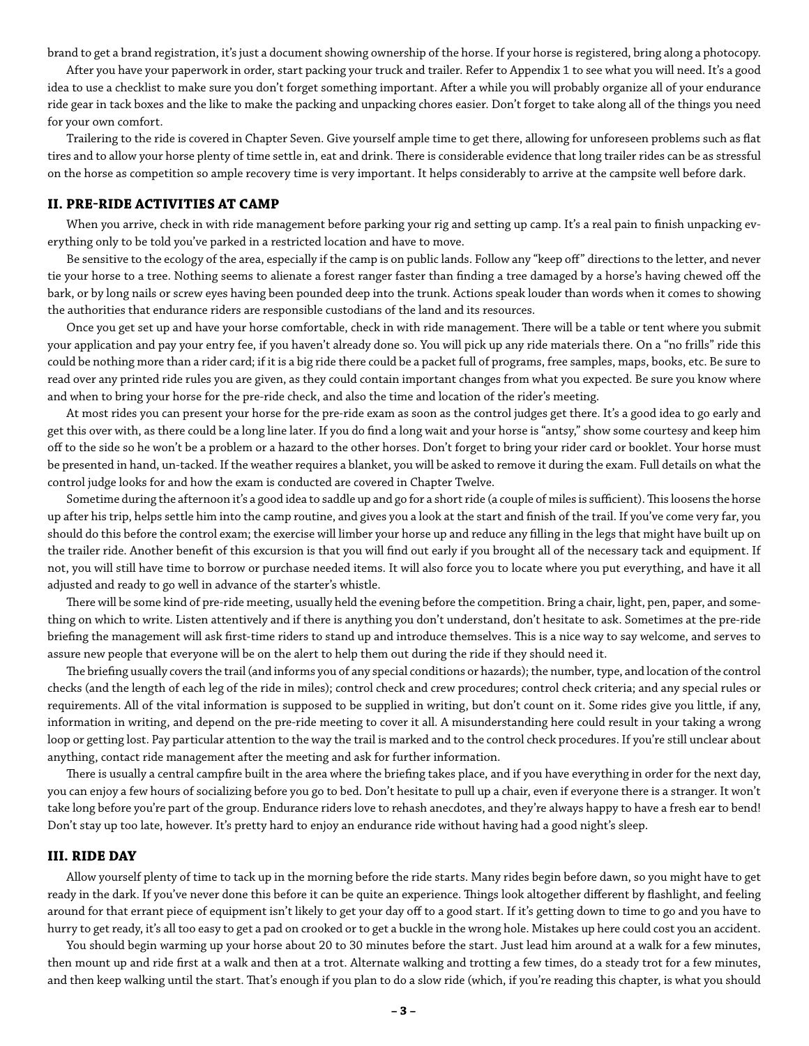brand to get a brand registration, it's just a document showing ownership of the horse. If your horse is registered, bring along a photocopy.

After you have your paperwork in order, start packing your truck and trailer. Refer to Appendix 1 to see what you will need. It's a good idea to use a checklist to make sure you don't forget something important. After a while you will probably organize all of your endurance ride gear in tack boxes and the like to make the packing and unpacking chores easier. Don't forget to take along all of the things you need for your own comfort.

Trailering to the ride is covered in Chapter Seven. Give yourself ample time to get there, allowing for unforeseen problems such as flat tires and to allow your horse plenty of time settle in, eat and drink. There is considerable evidence that long trailer rides can be as stressful on the horse as competition so ample recovery time is very important. It helps considerably to arrive at the campsite well before dark.

## II. PRE-RIDE ACTIVITIES AT CAMP

When you arrive, check in with ride management before parking your rig and setting up camp. It's a real pain to finish unpacking everything only to be told you've parked in a restricted location and have to move.

Be sensitive to the ecology of the area, especially if the camp is on public lands. Follow any "keep off" directions to the letter, and never tie your horse to a tree. Nothing seems to alienate a forest ranger faster than finding a tree damaged by a horse's having chewed off the bark, or by long nails or screw eyes having been pounded deep into the trunk. Actions speak louder than words when it comes to showing the authorities that endurance riders are responsible custodians of the land and its resources.

Once you get set up and have your horse comfortable, check in with ride management. There will be a table or tent where you submit your application and pay your entry fee, if you haven't already done so. You will pick up any ride materials there. On a "no frills" ride this could be nothing more than a rider card; if it is a big ride there could be a packet full of programs, free samples, maps, books, etc. Be sure to read over any printed ride rules you are given, as they could contain important changes from what you expected. Be sure you know where and when to bring your horse for the pre-ride check, and also the time and location of the rider's meeting.

At most rides you can present your horse for the pre-ride exam as soon as the control judges get there. It's a good idea to go early and get this over with, as there could be a long line later. If you do find a long wait and your horse is "antsy," show some courtesy and keep him off to the side so he won't be a problem or a hazard to the other horses. Don't forget to bring your rider card or booklet. Your horse must be presented in hand, un-tacked. If the weather requires a blanket, you will be asked to remove it during the exam. Full details on what the control judge looks for and how the exam is conducted are covered in Chapter Twelve.

Sometime during the afternoon it's a good idea to saddle up and go for a short ride (a couple of miles is sufficient). This loosens the horse up after his trip, helps settle him into the camp routine, and gives you a look at the start and finish of the trail. If you've come very far, you should do this before the control exam; the exercise will limber your horse up and reduce any filling in the legs that might have built up on the trailer ride. Another benefit of this excursion is that you will find out early if you brought all of the necessary tack and equipment. If not, you will still have time to borrow or purchase needed items. It will also force you to locate where you put everything, and have it all adjusted and ready to go well in advance of the starter's whistle.

There will be some kind of pre-ride meeting, usually held the evening before the competition. Bring a chair, light, pen, paper, and something on which to write. Listen attentively and if there is anything you don't understand, don't hesitate to ask. Sometimes at the pre-ride briefing the management will ask first-time riders to stand up and introduce themselves. This is a nice way to say welcome, and serves to assure new people that everyone will be on the alert to help them out during the ride if they should need it.

The briefing usually covers the trail (and informs you of any special conditions or hazards); the number, type, and location of the control checks (and the length of each leg of the ride in miles); control check and crew procedures; control check criteria; and any special rules or requirements. All of the vital information is supposed to be supplied in writing, but don't count on it. Some rides give you little, if any, information in writing, and depend on the pre-ride meeting to cover it all. A misunderstanding here could result in your taking a wrong loop or getting lost. Pay particular attention to the way the trail is marked and to the control check procedures. If you're still unclear about anything, contact ride management after the meeting and ask for further information.

There is usually a central campfire built in the area where the briefing takes place, and if you have everything in order for the next day, you can enjoy a few hours of socializing before you go to bed. Don't hesitate to pull up a chair, even if everyone there is a stranger. It won't take long before you're part of the group. Endurance riders love to rehash anecdotes, and they're always happy to have a fresh ear to bend! Don't stay up too late, however. It's pretty hard to enjoy an endurance ride without having had a good night's sleep.

## III. RIDE DAY

Allow yourself plenty of time to tack up in the morning before the ride starts. Many rides begin before dawn, so you might have to get ready in the dark. If you've never done this before it can be quite an experience. Things look altogether different by flashlight, and feeling around for that errant piece of equipment isn't likely to get your day off to a good start. If it's getting down to time to go and you have to hurry to get ready, it's all too easy to get a pad on crooked or to get a buckle in the wrong hole. Mistakes up here could cost you an accident.

You should begin warming up your horse about 20 to 30 minutes before the start. Just lead him around at a walk for a few minutes, then mount up and ride first at a walk and then at a trot. Alternate walking and trotting a few times, do a steady trot for a few minutes, and then keep walking until the start. That's enough if you plan to do a slow ride (which, if you're reading this chapter, is what you should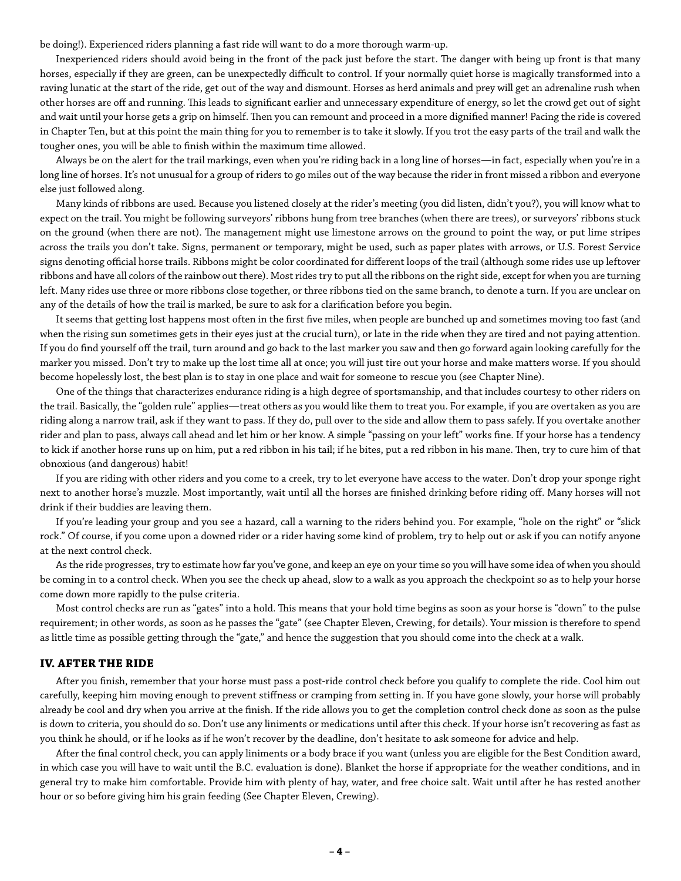be doing!). Experienced riders planning a fast ride will want to do a more thorough warm-up.

Inexperienced riders should avoid being in the front of the pack just before the start. The danger with being up front is that many horses, especially if they are green, can be unexpectedly difficult to control. If your normally quiet horse is magically transformed into a raving lunatic at the start of the ride, get out of the way and dismount. Horses as herd animals and prey will get an adrenaline rush when other horses are off and running. This leads to significant earlier and unnecessary expenditure of energy, so let the crowd get out of sight and wait until your horse gets a grip on himself. Then you can remount and proceed in a more dignified manner! Pacing the ride is covered in Chapter Ten, but at this point the main thing for you to remember is to take it slowly. If you trot the easy parts of the trail and walk the tougher ones, you will be able to finish within the maximum time allowed.

Always be on the alert for the trail markings, even when you're riding back in a long line of horses—in fact, especially when you're in a long line of horses. It's not unusual for a group of riders to go miles out of the way because the rider in front missed a ribbon and everyone else just followed along.

Many kinds of ribbons are used. Because you listened closely at the rider's meeting (you did listen, didn't you?), you will know what to expect on the trail. You might be following surveyors' ribbons hung from tree branches (when there are trees), or surveyors' ribbons stuck on the ground (when there are not). The management might use limestone arrows on the ground to point the way, or put lime stripes across the trails you don't take. Signs, permanent or temporary, might be used, such as paper plates with arrows, or U.S. Forest Service signs denoting official horse trails. Ribbons might be color coordinated for different loops of the trail (although some rides use up leftover ribbons and have all colors of the rainbow out there). Most rides try to put all the ribbons on the right side, except for when you are turning left. Many rides use three or more ribbons close together, or three ribbons tied on the same branch, to denote a turn. If you are unclear on any of the details of how the trail is marked, be sure to ask for a clarification before you begin.

It seems that getting lost happens most often in the first five miles, when people are bunched up and sometimes moving too fast (and when the rising sun sometimes gets in their eyes just at the crucial turn), or late in the ride when they are tired and not paying attention. If you do find yourself off the trail, turn around and go back to the last marker you saw and then go forward again looking carefully for the marker you missed. Don't try to make up the lost time all at once; you will just tire out your horse and make matters worse. If you should become hopelessly lost, the best plan is to stay in one place and wait for someone to rescue you (see Chapter Nine).

One of the things that characterizes endurance riding is a high degree of sportsmanship, and that includes courtesy to other riders on the trail. Basically, the "golden rule" applies—treat others as you would like them to treat you. For example, if you are overtaken as you are riding along a narrow trail, ask if they want to pass. If they do, pull over to the side and allow them to pass safely. If you overtake another rider and plan to pass, always call ahead and let him or her know. A simple "passing on your left" works fine. If your horse has a tendency to kick if another horse runs up on him, put a red ribbon in his tail; if he bites, put a red ribbon in his mane. Then, try to cure him of that obnoxious (and dangerous) habit!

If you are riding with other riders and you come to a creek, try to let everyone have access to the water. Don't drop your sponge right next to another horse's muzzle. Most importantly, wait until all the horses are finished drinking before riding off. Many horses will not drink if their buddies are leaving them.

If you're leading your group and you see a hazard, call a warning to the riders behind you. For example, "hole on the right" or "slick rock." Of course, if you come upon a downed rider or a rider having some kind of problem, try to help out or ask if you can notify anyone at the next control check.

As the ride progresses, try to estimate how far you've gone, and keep an eye on your time so you will have some idea of when you should be coming in to a control check. When you see the check up ahead, slow to a walk as you approach the checkpoint so as to help your horse come down more rapidly to the pulse criteria.

Most control checks are run as "gates" into a hold. This means that your hold time begins as soon as your horse is "down" to the pulse requirement; in other words, as soon as he passes the "gate" (see Chapter Eleven, Crewing, for details). Your mission is therefore to spend as little time as possible getting through the "gate," and hence the suggestion that you should come into the check at a walk.

## IV. AFTER THE RIDE

After you finish, remember that your horse must pass a post-ride control check before you qualify to complete the ride. Cool him out carefully, keeping him moving enough to prevent stiffness or cramping from setting in. If you have gone slowly, your horse will probably already be cool and dry when you arrive at the finish. If the ride allows you to get the completion control check done as soon as the pulse is down to criteria, you should do so. Don't use any liniments or medications until after this check. If your horse isn't recovering as fast as you think he should, or if he looks as if he won't recover by the deadline, don't hesitate to ask someone for advice and help.

After the final control check, you can apply liniments or a body brace if you want (unless you are eligible for the Best Condition award, in which case you will have to wait until the B.C. evaluation is done). Blanket the horse if appropriate for the weather conditions, and in general try to make him comfortable. Provide him with plenty of hay, water, and free choice salt. Wait until after he has rested another hour or so before giving him his grain feeding (See Chapter Eleven, Crewing).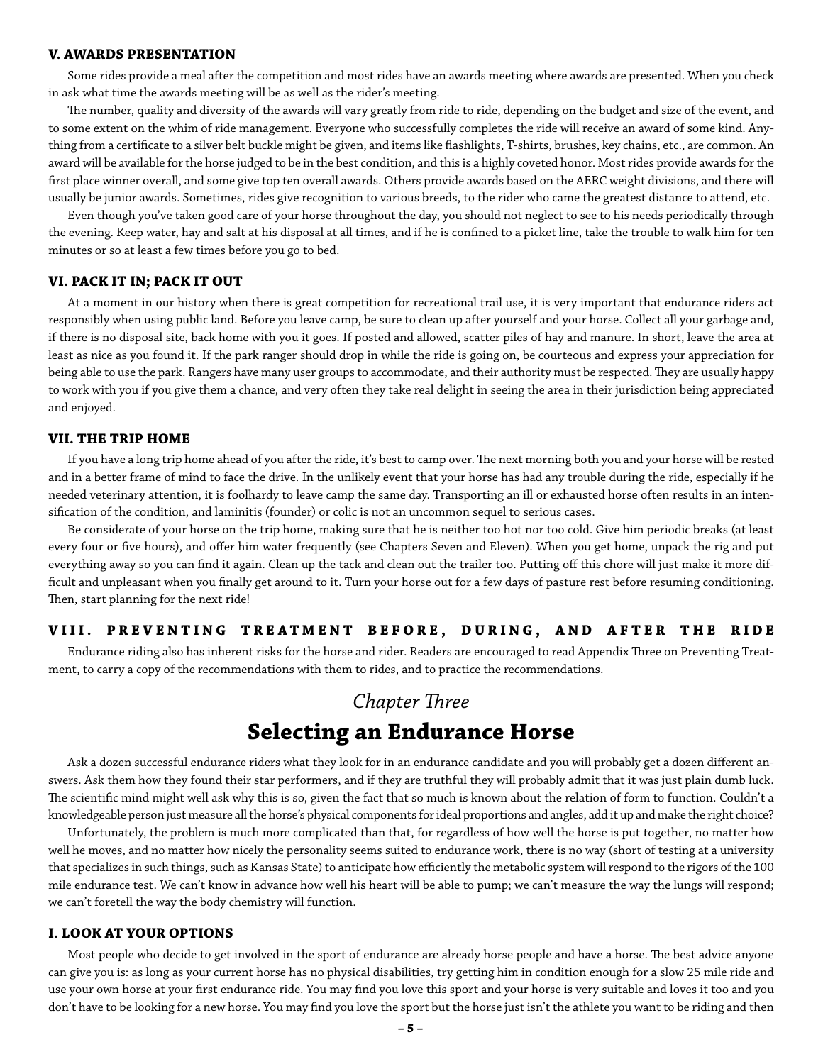### V. AWARDS PRESENTATION

Some rides provide a meal after the competition and most rides have an awards meeting where awards are presented. When you check in ask what time the awards meeting will be as well as the rider's meeting.

The number, quality and diversity of the awards will vary greatly from ride to ride, depending on the budget and size of the event, and to some extent on the whim of ride management. Everyone who successfully completes the ride will receive an award of some kind. Anything from a certificate to a silver belt buckle might be given, and items like flashlights, T-shirts, brushes, key chains, etc., are common. An award will be available for the horse judged to be in the best condition, and this is a highly coveted honor. Most rides provide awards for the first place winner overall, and some give top ten overall awards. Others provide awards based on the AERC weight divisions, and there will usually be junior awards. Sometimes, rides give recognition to various breeds, to the rider who came the greatest distance to attend, etc.

Even though you've taken good care of your horse throughout the day, you should not neglect to see to his needs periodically through the evening. Keep water, hay and salt at his disposal at all times, and if he is confined to a picket line, take the trouble to walk him for ten minutes or so at least a few times before you go to bed.

### VI. PACK IT IN; PACK IT OUT

At a moment in our history when there is great competition for recreational trail use, it is very important that endurance riders act responsibly when using public land. Before you leave camp, be sure to clean up after yourself and your horse. Collect all your garbage and, if there is no disposal site, back home with you it goes. If posted and allowed, scatter piles of hay and manure. In short, leave the area at least as nice as you found it. If the park ranger should drop in while the ride is going on, be courteous and express your appreciation for being able to use the park. Rangers have many user groups to accommodate, and their authority must be respected. They are usually happy to work with you if you give them a chance, and very often they take real delight in seeing the area in their jurisdiction being appreciated and enjoyed.

### VII. THE TRIP HOME

If you have a long trip home ahead of you after the ride, it's best to camp over. The next morning both you and your horse will be rested and in a better frame of mind to face the drive. In the unlikely event that your horse has had any trouble during the ride, especially if he needed veterinary attention, it is foolhardy to leave camp the same day. Transporting an ill or exhausted horse often results in an intensification of the condition, and laminitis (founder) or colic is not an uncommon sequel to serious cases.

Be considerate of your horse on the trip home, making sure that he is neither too hot nor too cold. Give him periodic breaks (at least every four or five hours), and offer him water frequently (see Chapters Seven and Eleven). When you get home, unpack the rig and put everything away so you can find it again. Clean up the tack and clean out the trailer too. Putting off this chore will just make it more difficult and unpleasant when you finally get around to it. Turn your horse out for a few days of pasture rest before resuming conditioning. Then, start planning for the next ride!

### VIII. PREVENTING TREATMENT BEFORE, DURING, AND AFTER THE RIDE

Endurance riding also has inherent risks for the horse and rider. Readers are encouraged to read Appendix Three on Preventing Treatment, to carry a copy of the recommendations with them to rides, and to practice the recommendations.

## *Chapter Three*
# Selecting an Endurance Horse

Ask a dozen successful endurance riders what they look for in an endurance candidate and you will probably get a dozen different answers. Ask them how they found their star performers, and if they are truthful they will probably admit that it was just plain dumb luck. The scientific mind might well ask why this is so, given the fact that so much is known about the relation of form to function. Couldn't a knowledgeable person just measure all the horse's physical components for ideal proportions and angles, add it up and make the right choice?

Unfortunately, the problem is much more complicated than that, for regardless of how well the horse is put together, no matter how well he moves, and no matter how nicely the personality seems suited to endurance work, there is no way (short of testing at a university that specializes in such things, such as Kansas State) to anticipate how efficiently the metabolic system will respond to the rigors of the 100 mile endurance test. We can't know in advance how well his heart will be able to pump; we can't measure the way the lungs will respond; we can't foretell the way the body chemistry will function.

### I. LOOK AT YOUR OPTIONS

Most people who decide to get involved in the sport of endurance are already horse people and have a horse. The best advice anyone can give you is: as long as your current horse has no physical disabilities, try getting him in condition enough for a slow 25 mile ride and use your own horse at your first endurance ride. You may find you love this sport and your horse is very suitable and loves it too and you don't have to be looking for a new horse. You may find you love the sport but the horse just isn't the athlete you want to be riding and then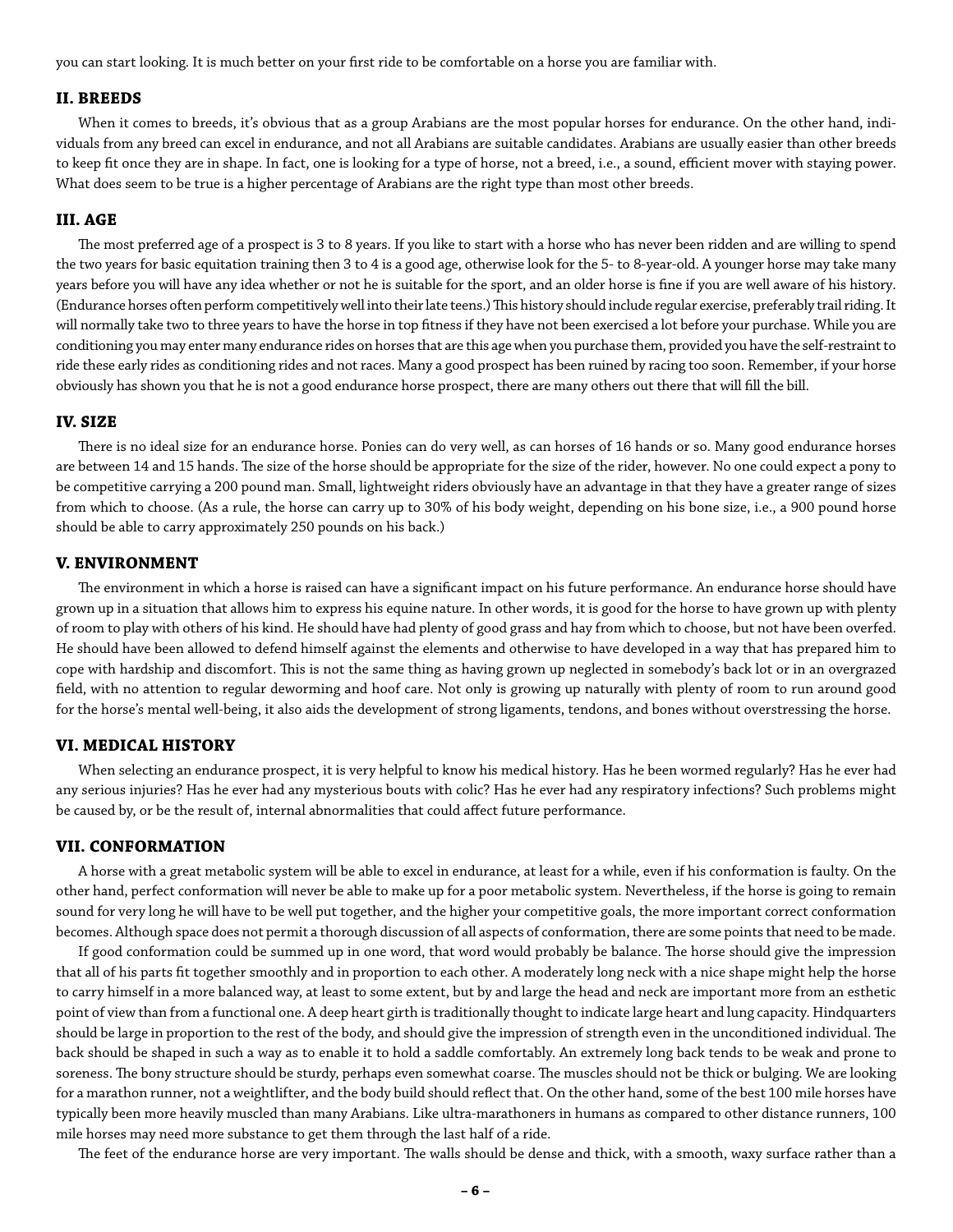you can start looking. It is much better on your first ride to be comfortable on a horse you are familiar with.

## II. BREEDS

When it comes to breeds, it's obvious that as a group Arabians are the most popular horses for endurance. On the other hand, individuals from any breed can excel in endurance, and not all Arabians are suitable candidates. Arabians are usually easier than other breeds to keep fit once they are in shape. In fact, one is looking for a type of horse, not a breed, i.e., a sound, efficient mover with staying power. What does seem to be true is a higher percentage of Arabians are the right type than most other breeds.

## III. AGE

The most preferred age of a prospect is 3 to 8 years. If you like to start with a horse who has never been ridden and are willing to spend the two years for basic equitation training then 3 to 4 is a good age, otherwise look for the 5- to 8-year-old. A younger horse may take many years before you will have any idea whether or not he is suitable for the sport, and an older horse is fine if you are well aware of his history. (Endurance horses often perform competitively well into their late teens.) This history should include regular exercise, preferably trail riding. It will normally take two to three years to have the horse in top fitness if they have not been exercised a lot before your purchase. While you are conditioning you may enter many endurance rides on horses that are this age when you purchase them, provided you have the self-restraint to ride these early rides as conditioning rides and not races. Many a good prospect has been ruined by racing too soon. Remember, if your horse obviously has shown you that he is not a good endurance horse prospect, there are many others out there that will fill the bill.

## IV. SIZE

There is no ideal size for an endurance horse. Ponies can do very well, as can horses of 16 hands or so. Many good endurance horses are between 14 and 15 hands. The size of the horse should be appropriate for the size of the rider, however. No one could expect a pony to be competitive carrying a 200 pound man. Small, lightweight riders obviously have an advantage in that they have a greater range of sizes from which to choose. (As a rule, the horse can carry up to 30% of his body weight, depending on his bone size, i.e., a 900 pound horse should be able to carry approximately 250 pounds on his back.)

## V. ENVIRONMENT

The environment in which a horse is raised can have a significant impact on his future performance. An endurance horse should have grown up in a situation that allows him to express his equine nature. In other words, it is good for the horse to have grown up with plenty of room to play with others of his kind. He should have had plenty of good grass and hay from which to choose, but not have been overfed. He should have been allowed to defend himself against the elements and otherwise to have developed in a way that has prepared him to cope with hardship and discomfort. This is not the same thing as having grown up neglected in somebody's back lot or in an overgrazed field, with no attention to regular deworming and hoof care. Not only is growing up naturally with plenty of room to run around good for the horse's mental well-being, it also aids the development of strong ligaments, tendons, and bones without overstressing the horse.

## VI. MEDICAL HISTORY

When selecting an endurance prospect, it is very helpful to know his medical history. Has he been wormed regularly? Has he ever had any serious injuries? Has he ever had any mysterious bouts with colic? Has he ever had any respiratory infections? Such problems might be caused by, or be the result of, internal abnormalities that could affect future performance.

## VII. CONFORMATION

A horse with a great metabolic system will be able to excel in endurance, at least for a while, even if his conformation is faulty. On the other hand, perfect conformation will never be able to make up for a poor metabolic system. Nevertheless, if the horse is going to remain sound for very long he will have to be well put together, and the higher your competitive goals, the more important correct conformation becomes. Although space does not permit a thorough discussion of all aspects of conformation, there are some points that need to be made.

If good conformation could be summed up in one word, that word would probably be balance. The horse should give the impression that all of his parts fit together smoothly and in proportion to each other. A moderately long neck with a nice shape might help the horse to carry himself in a more balanced way, at least to some extent, but by and large the head and neck are important more from an esthetic point of view than from a functional one. A deep heart girth is traditionally thought to indicate large heart and lung capacity. Hindquarters should be large in proportion to the rest of the body, and should give the impression of strength even in the unconditioned individual. The back should be shaped in such a way as to enable it to hold a saddle comfortably. An extremely long back tends to be weak and prone to soreness. The bony structure should be sturdy, perhaps even somewhat coarse. The muscles should not be thick or bulging. We are looking for a marathon runner, not a weightlifter, and the body build should reflect that. On the other hand, some of the best 100 mile horses have typically been more heavily muscled than many Arabians. Like ultra-marathoners in humans as compared to other distance runners, 100 mile horses may need more substance to get them through the last half of a ride.

The feet of the endurance horse are very important. The walls should be dense and thick, with a smooth, waxy surface rather than a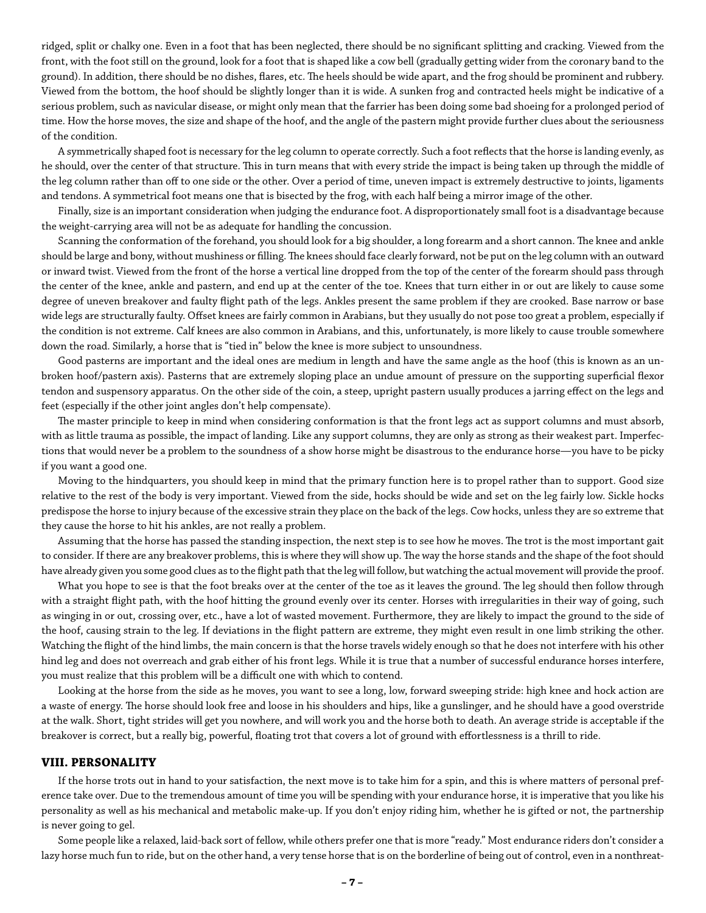ridged, split or chalky one. Even in a foot that has been neglected, there should be no significant splitting and cracking. Viewed from the front, with the foot still on the ground, look for a foot that is shaped like a cow bell (gradually getting wider from the coronary band to the ground). In addition, there should be no dishes, flares, etc. The heels should be wide apart, and the frog should be prominent and rubbery. Viewed from the bottom, the hoof should be slightly longer than it is wide. A sunken frog and contracted heels might be indicative of a serious problem, such as navicular disease, or might only mean that the farrier has been doing some bad shoeing for a prolonged period of time. How the horse moves, the size and shape of the hoof, and the angle of the pastern might provide further clues about the seriousness of the condition.

A symmetrically shaped foot is necessary for the leg column to operate correctly. Such a foot reflects that the horse is landing evenly, as he should, over the center of that structure. This in turn means that with every stride the impact is being taken up through the middle of the leg column rather than off to one side or the other. Over a period of time, uneven impact is extremely destructive to joints, ligaments and tendons. A symmetrical foot means one that is bisected by the frog, with each half being a mirror image of the other.

Finally, size is an important consideration when judging the endurance foot. A disproportionately small foot is a disadvantage because the weight-carrying area will not be as adequate for handling the concussion.

Scanning the conformation of the forehand, you should look for a big shoulder, a long forearm and a short cannon. The knee and ankle should be large and bony, without mushiness or filling. The knees should face clearly forward, not be put on the leg column with an outward or inward twist. Viewed from the front of the horse a vertical line dropped from the top of the center of the forearm should pass through the center of the knee, ankle and pastern, and end up at the center of the toe. Knees that turn either in or out are likely to cause some degree of uneven breakover and faulty flight path of the legs. Ankles present the same problem if they are crooked. Base narrow or base wide legs are structurally faulty. Offset knees are fairly common in Arabians, but they usually do not pose too great a problem, especially if the condition is not extreme. Calf knees are also common in Arabians, and this, unfortunately, is more likely to cause trouble somewhere down the road. Similarly, a horse that is "tied in" below the knee is more subject to unsoundness.

Good pasterns are important and the ideal ones are medium in length and have the same angle as the hoof (this is known as an unbroken hoof/pastern axis). Pasterns that are extremely sloping place an undue amount of pressure on the supporting superficial flexor tendon and suspensory apparatus. On the other side of the coin, a steep, upright pastern usually produces a jarring effect on the legs and feet (especially if the other joint angles don't help compensate).

The master principle to keep in mind when considering conformation is that the front legs act as support columns and must absorb, with as little trauma as possible, the impact of landing. Like any support columns, they are only as strong as their weakest part. Imperfections that would never be a problem to the soundness of a show horse might be disastrous to the endurance horse—you have to be picky if you want a good one.

Moving to the hindquarters, you should keep in mind that the primary function here is to propel rather than to support. Good size relative to the rest of the body is very important. Viewed from the side, hocks should be wide and set on the leg fairly low. Sickle hocks predispose the horse to injury because of the excessive strain they place on the back of the legs. Cow hocks, unless they are so extreme that they cause the horse to hit his ankles, are not really a problem.

Assuming that the horse has passed the standing inspection, the next step is to see how he moves. The trot is the most important gait to consider. If there are any breakover problems, this is where they will show up. The way the horse stands and the shape of the foot should have already given you some good clues as to the flight path that the leg will follow, but watching the actual movement will provide the proof.

What you hope to see is that the foot breaks over at the center of the toe as it leaves the ground. The leg should then follow through with a straight flight path, with the hoof hitting the ground evenly over its center. Horses with irregularities in their way of going, such as winging in or out, crossing over, etc., have a lot of wasted movement. Furthermore, they are likely to impact the ground to the side of the hoof, causing strain to the leg. If deviations in the flight pattern are extreme, they might even result in one limb striking the other. Watching the flight of the hind limbs, the main concern is that the horse travels widely enough so that he does not interfere with his other hind leg and does not overreach and grab either of his front legs. While it is true that a number of successful endurance horses interfere, you must realize that this problem will be a difficult one with which to contend.

Looking at the horse from the side as he moves, you want to see a long, low, forward sweeping stride: high knee and hock action are a waste of energy. The horse should look free and loose in his shoulders and hips, like a gunslinger, and he should have a good overstride at the walk. Short, tight strides will get you nowhere, and will work you and the horse both to death. An average stride is acceptable if the breakover is correct, but a really big, powerful, floating trot that covers a lot of ground with effortlessness is a thrill to ride.

## VIII. PERSONALITY

If the horse trots out in hand to your satisfaction, the next move is to take him for a spin, and this is where matters of personal preference take over. Due to the tremendous amount of time you will be spending with your endurance horse, it is imperative that you like his personality as well as his mechanical and metabolic make-up. If you don't enjoy riding him, whether he is gifted or not, the partnership is never going to gel.

Some people like a relaxed, laid-back sort of fellow, while others prefer one that is more "ready." Most endurance riders don't consider a lazy horse much fun to ride, but on the other hand, a very tense horse that is on the borderline of being out of control, even in a nonthreat-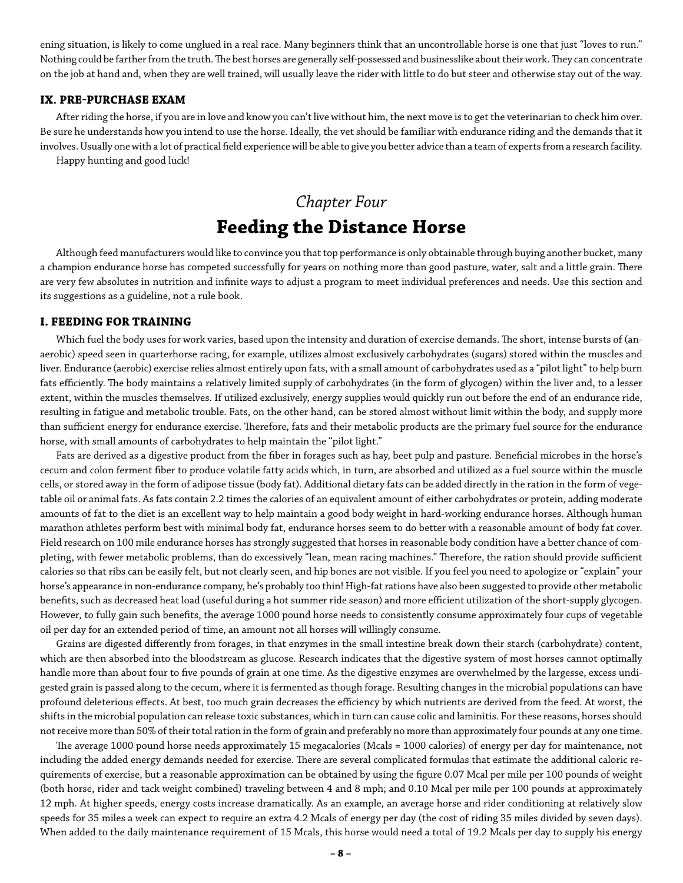ening situation, is likely to come unglued in a real race. Many beginners think that an uncontrollable horse is one that just "loves to run." Nothing could be farther from the truth. The best horses are generally self-possessed and businesslike about their work. They can concentrate on the job at hand and, when they are well trained, will usually leave the rider with little to do but steer and otherwise stay out of the way.

### IX. PRE-PURCHASE EXAM

After riding the horse, if you are in love and know you can't live without him, the next move is to get the veterinarian to check him over. Be sure he understands how you intend to use the horse. Ideally, the vet should be familiar with endurance riding and the demands that it involves. Usually one with a lot of practical field experience will be able to give you better advice than a team of experts from a research facility.

Happy hunting and good luck!

## *Chapter Four*
# Feeding the Distance Horse

Although feed manufacturers would like to convince you that top performance is only obtainable through buying another bucket, many a champion endurance horse has competed successfully for years on nothing more than good pasture, water, salt and a little grain. There are very few absolutes in nutrition and infinite ways to adjust a program to meet individual preferences and needs. Use this section and its suggestions as a guideline, not a rule book.

### I. FEEDING FOR TRAINING

Which fuel the body uses for work varies, based upon the intensity and duration of exercise demands. The short, intense bursts of (anaerobic) speed seen in quarterhorse racing, for example, utilizes almost exclusively carbohydrates (sugars) stored within the muscles and liver. Endurance (aerobic) exercise relies almost entirely upon fats, with a small amount of carbohydrates used as a "pilot light" to help burn fats efficiently. The body maintains a relatively limited supply of carbohydrates (in the form of glycogen) within the liver and, to a lesser extent, within the muscles themselves. If utilized exclusively, energy supplies would quickly run out before the end of an endurance ride, resulting in fatigue and metabolic trouble. Fats, on the other hand, can be stored almost without limit within the body, and supply more than sufficient energy for endurance exercise. Therefore, fats and their metabolic products are the primary fuel source for the endurance horse, with small amounts of carbohydrates to help maintain the "pilot light."

Fats are derived as a digestive product from the fiber in forages such as hay, beet pulp and pasture. Beneficial microbes in the horse's cecum and colon ferment fiber to produce volatile fatty acids which, in turn, are absorbed and utilized as a fuel source within the muscle cells, or stored away in the form of adipose tissue (body fat). Additional dietary fats can be added directly in the ration in the form of vegetable oil or animal fats. As fats contain 2.2 times the calories of an equivalent amount of either carbohydrates or protein, adding moderate amounts of fat to the diet is an excellent way to help maintain a good body weight in hard-working endurance horses. Although human marathon athletes perform best with minimal body fat, endurance horses seem to do better with a reasonable amount of body fat cover. Field research on 100 mile endurance horses has strongly suggested that horses in reasonable body condition have a better chance of completing, with fewer metabolic problems, than do excessively "lean, mean racing machines." Therefore, the ration should provide sufficient calories so that ribs can be easily felt, but not clearly seen, and hip bones are not visible. If you feel you need to apologize or "explain" your horse's appearance in non-endurance company, he's probably too thin! High-fat rations have also been suggested to provide other metabolic benefits, such as decreased heat load (useful during a hot summer ride season) and more efficient utilization of the short-supply glycogen. However, to fully gain such benefits, the average 1000 pound horse needs to consistently consume approximately four cups of vegetable oil per day for an extended period of time, an amount not all horses will willingly consume.

Grains are digested differently from forages, in that enzymes in the small intestine break down their starch (carbohydrate) content, which are then absorbed into the bloodstream as glucose. Research indicates that the digestive system of most horses cannot optimally handle more than about four to five pounds of grain at one time. As the digestive enzymes are overwhelmed by the largesse, excess undigested grain is passed along to the cecum, where it is fermented as though forage. Resulting changes in the microbial populations can have profound deleterious effects. At best, too much grain decreases the efficiency by which nutrients are derived from the feed. At worst, the shifts in the microbial population can release toxic substances, which in turn can cause colic and laminitis. For these reasons, horses should not receive more than 50% of their total ration in the form of grain and preferably no more than approximately four pounds at any one time.

The average 1000 pound horse needs approximately 15 megacalories (Mcals = 1000 calories) of energy per day for maintenance, not including the added energy demands needed for exercise. There are several complicated formulas that estimate the additional caloric requirements of exercise, but a reasonable approximation can be obtained by using the figure 0.07 Mcal per mile per 100 pounds of weight (both horse, rider and tack weight combined) traveling between 4 and 8 mph; and 0.10 Mcal per mile per 100 pounds at approximately 12 mph. At higher speeds, energy costs increase dramatically. As an example, an average horse and rider conditioning at relatively slow speeds for 35 miles a week can expect to require an extra 4.2 Mcals of energy per day (the cost of riding 35 miles divided by seven days). When added to the daily maintenance requirement of 15 Mcals, this horse would need a total of 19.2 Mcals per day to supply his energy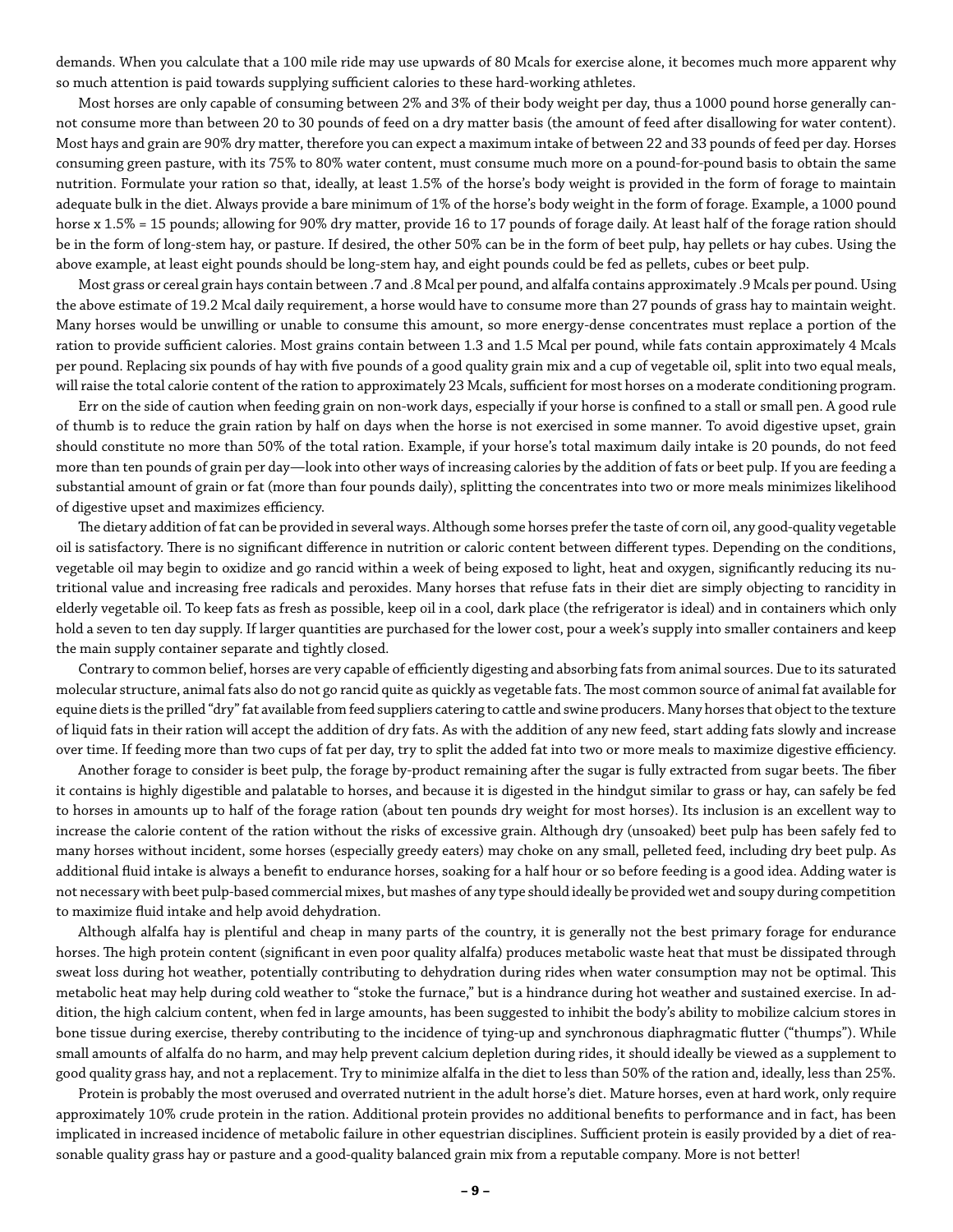demands. When you calculate that a 100 mile ride may use upwards of 80 Mcals for exercise alone, it becomes much more apparent why so much attention is paid towards supplying sufficient calories to these hard-working athletes.

Most horses are only capable of consuming between 2% and 3% of their body weight per day, thus a 1000 pound horse generally cannot consume more than between 20 to 30 pounds of feed on a dry matter basis (the amount of feed after disallowing for water content). Most hays and grain are 90% dry matter, therefore you can expect a maximum intake of between 22 and 33 pounds of feed per day. Horses consuming green pasture, with its 75% to 80% water content, must consume much more on a pound-for-pound basis to obtain the same nutrition. Formulate your ration so that, ideally, at least 1.5% of the horse's body weight is provided in the form of forage to maintain adequate bulk in the diet. Always provide a bare minimum of 1% of the horse's body weight in the form of forage. Example, a 1000 pound horse x 1.5% = 15 pounds; allowing for 90% dry matter, provide 16 to 17 pounds of forage daily. At least half of the forage ration should be in the form of long-stem hay, or pasture. If desired, the other 50% can be in the form of beet pulp, hay pellets or hay cubes. Using the above example, at least eight pounds should be long-stem hay, and eight pounds could be fed as pellets, cubes or beet pulp.

Most grass or cereal grain hays contain between .7 and .8 Mcal per pound, and alfalfa contains approximately .9 Mcals per pound. Using the above estimate of 19.2 Mcal daily requirement, a horse would have to consume more than 27 pounds of grass hay to maintain weight. Many horses would be unwilling or unable to consume this amount, so more energy-dense concentrates must replace a portion of the ration to provide sufficient calories. Most grains contain between 1.3 and 1.5 Mcal per pound, while fats contain approximately 4 Mcals per pound. Replacing six pounds of hay with five pounds of a good quality grain mix and a cup of vegetable oil, split into two equal meals, will raise the total calorie content of the ration to approximately 23 Mcals, sufficient for most horses on a moderate conditioning program.

Err on the side of caution when feeding grain on non-work days, especially if your horse is confined to a stall or small pen. A good rule of thumb is to reduce the grain ration by half on days when the horse is not exercised in some manner. To avoid digestive upset, grain should constitute no more than 50% of the total ration. Example, if your horse's total maximum daily intake is 20 pounds, do not feed more than ten pounds of grain per day—look into other ways of increasing calories by the addition of fats or beet pulp. If you are feeding a substantial amount of grain or fat (more than four pounds daily), splitting the concentrates into two or more meals minimizes likelihood of digestive upset and maximizes efficiency.

The dietary addition of fat can be provided in several ways. Although some horses prefer the taste of corn oil, any good-quality vegetable oil is satisfactory. There is no significant difference in nutrition or caloric content between different types. Depending on the conditions, vegetable oil may begin to oxidize and go rancid within a week of being exposed to light, heat and oxygen, significantly reducing its nutritional value and increasing free radicals and peroxides. Many horses that refuse fats in their diet are simply objecting to rancidity in elderly vegetable oil. To keep fats as fresh as possible, keep oil in a cool, dark place (the refrigerator is ideal) and in containers which only hold a seven to ten day supply. If larger quantities are purchased for the lower cost, pour a week's supply into smaller containers and keep the main supply container separate and tightly closed.

Contrary to common belief, horses are very capable of efficiently digesting and absorbing fats from animal sources. Due to its saturated molecular structure, animal fats also do not go rancid quite as quickly as vegetable fats. The most common source of animal fat available for equine diets is the prilled "dry" fat available from feed suppliers catering to cattle and swine producers. Many horses that object to the texture of liquid fats in their ration will accept the addition of dry fats. As with the addition of any new feed, start adding fats slowly and increase over time. If feeding more than two cups of fat per day, try to split the added fat into two or more meals to maximize digestive efficiency.

Another forage to consider is beet pulp, the forage by-product remaining after the sugar is fully extracted from sugar beets. The fiber it contains is highly digestible and palatable to horses, and because it is digested in the hindgut similar to grass or hay, can safely be fed to horses in amounts up to half of the forage ration (about ten pounds dry weight for most horses). Its inclusion is an excellent way to increase the calorie content of the ration without the risks of excessive grain. Although dry (unsoaked) beet pulp has been safely fed to many horses without incident, some horses (especially greedy eaters) may choke on any small, pelleted feed, including dry beet pulp. As additional fluid intake is always a benefit to endurance horses, soaking for a half hour or so before feeding is a good idea. Adding water is not necessary with beet pulp-based commercial mixes, but mashes of any type should ideally be provided wet and soupy during competition to maximize fluid intake and help avoid dehydration.

Although alfalfa hay is plentiful and cheap in many parts of the country, it is generally not the best primary forage for endurance horses. The high protein content (significant in even poor quality alfalfa) produces metabolic waste heat that must be dissipated through sweat loss during hot weather, potentially contributing to dehydration during rides when water consumption may not be optimal. This metabolic heat may help during cold weather to "stoke the furnace," but is a hindrance during hot weather and sustained exercise. In addition, the high calcium content, when fed in large amounts, has been suggested to inhibit the body's ability to mobilize calcium stores in bone tissue during exercise, thereby contributing to the incidence of tying-up and synchronous diaphragmatic flutter ("thumps"). While small amounts of alfalfa do no harm, and may help prevent calcium depletion during rides, it should ideally be viewed as a supplement to good quality grass hay, and not a replacement. Try to minimize alfalfa in the diet to less than 50% of the ration and, ideally, less than 25%.

Protein is probably the most overused and overrated nutrient in the adult horse's diet. Mature horses, even at hard work, only require approximately 10% crude protein in the ration. Additional protein provides no additional benefits to performance and in fact, has been implicated in increased incidence of metabolic failure in other equestrian disciplines. Sufficient protein is easily provided by a diet of reasonable quality grass hay or pasture and a good-quality balanced grain mix from a reputable company. More is not better!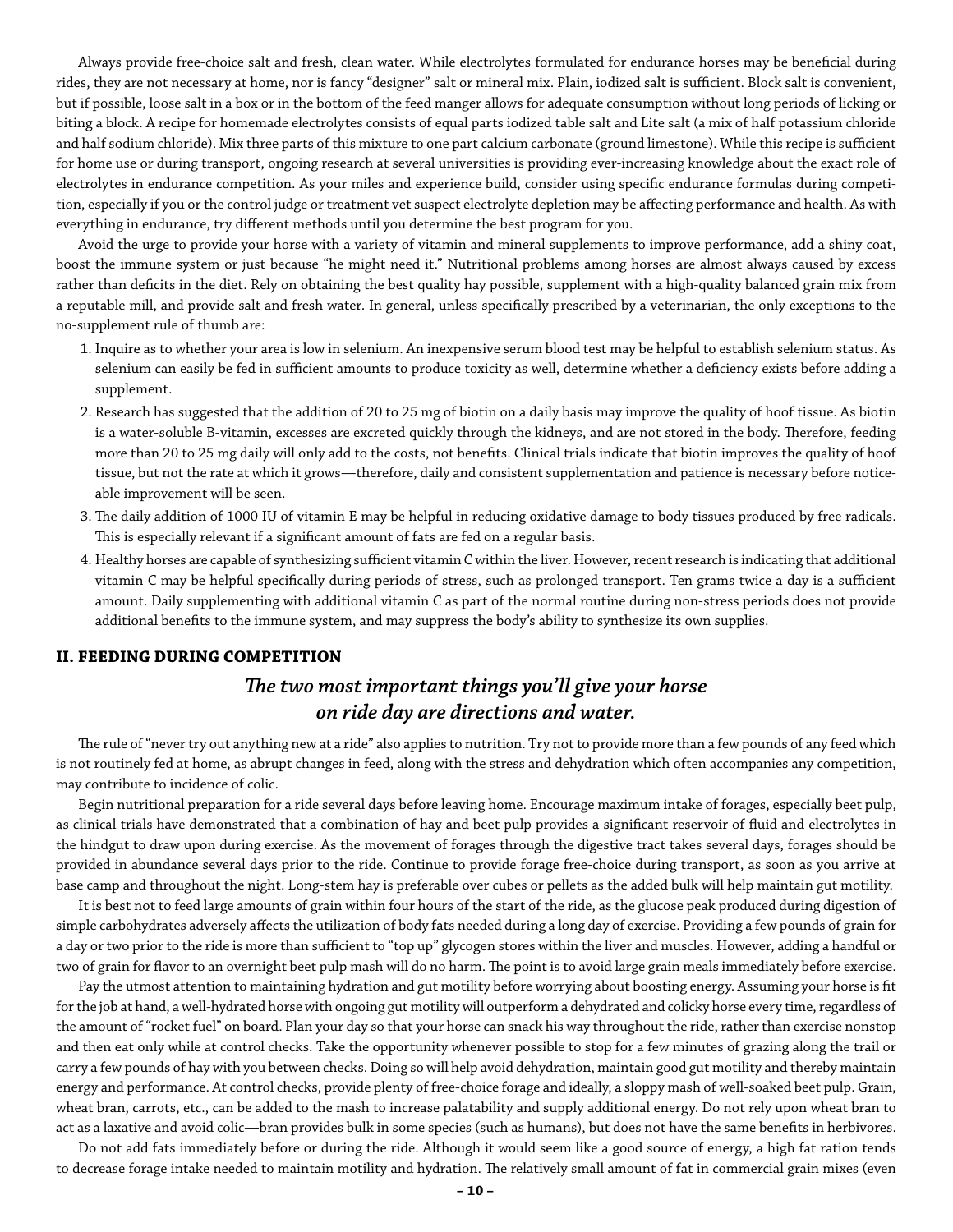Always provide free-choice salt and fresh, clean water. While electrolytes formulated for endurance horses may be beneficial during rides, they are not necessary at home, nor is fancy "designer" salt or mineral mix. Plain, iodized salt is sufficient. Block salt is convenient, but if possible, loose salt in a box or in the bottom of the feed manger allows for adequate consumption without long periods of licking or biting a block. A recipe for homemade electrolytes consists of equal parts iodized table salt and Lite salt (a mix of half potassium chloride and half sodium chloride). Mix three parts of this mixture to one part calcium carbonate (ground limestone). While this recipe is sufficient for home use or during transport, ongoing research at several universities is providing ever-increasing knowledge about the exact role of electrolytes in endurance competition. As your miles and experience build, consider using specific endurance formulas during competition, especially if you or the control judge or treatment vet suspect electrolyte depletion may be affecting performance and health. As with everything in endurance, try different methods until you determine the best program for you.

Avoid the urge to provide your horse with a variety of vitamin and mineral supplements to improve performance, add a shiny coat, boost the immune system or just because "he might need it." Nutritional problems among horses are almost always caused by excess rather than deficits in the diet. Rely on obtaining the best quality hay possible, supplement with a high-quality balanced grain mix from a reputable mill, and provide salt and fresh water. In general, unless specifically prescribed by a veterinarian, the only exceptions to the no-supplement rule of thumb are:

1. Inquire as to whether your area is low in selenium. An inexpensive serum blood test may be helpful to establish selenium status. As selenium can easily be fed in sufficient amounts to produce toxicity as well, determine whether a deficiency exists before adding a supplement.
2. Research has suggested that the addition of 20 to 25 mg of biotin on a daily basis may improve the quality of hoof tissue. As biotin is a water-soluble B-vitamin, excesses are excreted quickly through the kidneys, and are not stored in the body. Therefore, feeding more than 20 to 25 mg daily will only add to the costs, not benefits. Clinical trials indicate that biotin improves the quality of hoof tissue, but not the rate at which it grows—therefore, daily and consistent supplementation and patience is necessary before noticeable improvement will be seen.
3. The daily addition of 1000 IU of vitamin E may be helpful in reducing oxidative damage to body tissues produced by free radicals. This is especially relevant if a significant amount of fats are fed on a regular basis.
4. Healthy horses are capable of synthesizing sufficient vitamin C within the liver. However, recent research is indicating that additional vitamin C may be helpful specifically during periods of stress, such as prolonged transport. Ten grams twice a day is a sufficient amount. Daily supplementing with additional vitamin C as part of the normal routine during non-stress periods does not provide additional benefits to the immune system, and may suppress the body's ability to synthesize its own supplies.

## II. FEEDING DURING COMPETITION

***The two most important things you'll give your horse on ride day are directions and water.***

The rule of "never try out anything new at a ride" also applies to nutrition. Try not to provide more than a few pounds of any feed which is not routinely fed at home, as abrupt changes in feed, along with the stress and dehydration which often accompanies any competition, may contribute to incidence of colic.

Begin nutritional preparation for a ride several days before leaving home. Encourage maximum intake of forages, especially beet pulp, as clinical trials have demonstrated that a combination of hay and beet pulp provides a significant reservoir of fluid and electrolytes in the hindgut to draw upon during exercise. As the movement of forages through the digestive tract takes several days, forages should be provided in abundance several days prior to the ride. Continue to provide forage free-choice during transport, as soon as you arrive at base camp and throughout the night. Long-stem hay is preferable over cubes or pellets as the added bulk will help maintain gut motility.

It is best not to feed large amounts of grain within four hours of the start of the ride, as the glucose peak produced during digestion of simple carbohydrates adversely affects the utilization of body fats needed during a long day of exercise. Providing a few pounds of grain for a day or two prior to the ride is more than sufficient to "top up" glycogen stores within the liver and muscles. However, adding a handful or two of grain for flavor to an overnight beet pulp mash will do no harm. The point is to avoid large grain meals immediately before exercise.

Pay the utmost attention to maintaining hydration and gut motility before worrying about boosting energy. Assuming your horse is fit for the job at hand, a well-hydrated horse with ongoing gut motility will outperform a dehydrated and colicky horse every time, regardless of the amount of "rocket fuel" on board. Plan your day so that your horse can snack his way throughout the ride, rather than exercise nonstop and then eat only while at control checks. Take the opportunity whenever possible to stop for a few minutes of grazing along the trail or carry a few pounds of hay with you between checks. Doing so will help avoid dehydration, maintain good gut motility and thereby maintain energy and performance. At control checks, provide plenty of free-choice forage and ideally, a sloppy mash of well-soaked beet pulp. Grain, wheat bran, carrots, etc., can be added to the mash to increase palatability and supply additional energy. Do not rely upon wheat bran to act as a laxative and avoid colic—bran provides bulk in some species (such as humans), but does not have the same benefits in herbivores.

Do not add fats immediately before or during the ride. Although it would seem like a good source of energy, a high fat ration tends to decrease forage intake needed to maintain motility and hydration. The relatively small amount of fat in commercial grain mixes (even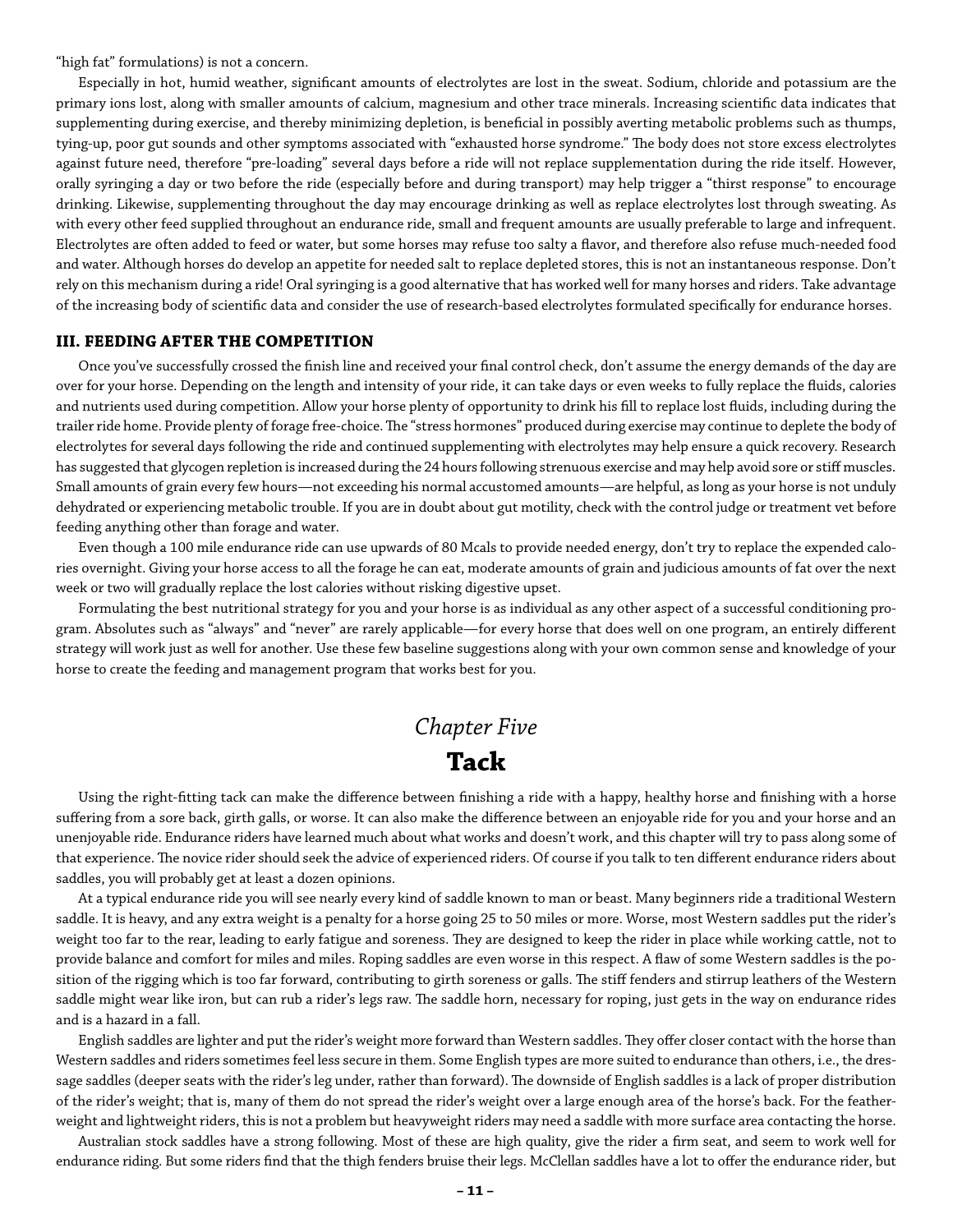"high fat" formulations) is not a concern.

Especially in hot, humid weather, significant amounts of electrolytes are lost in the sweat. Sodium, chloride and potassium are the primary ions lost, along with smaller amounts of calcium, magnesium and other trace minerals. Increasing scientific data indicates that supplementing during exercise, and thereby minimizing depletion, is beneficial in possibly averting metabolic problems such as thumps, tying-up, poor gut sounds and other symptoms associated with "exhausted horse syndrome." The body does not store excess electrolytes against future need, therefore "pre-loading" several days before a ride will not replace supplementation during the ride itself. However, orally syringing a day or two before the ride (especially before and during transport) may help trigger a "thirst response" to encourage drinking. Likewise, supplementing throughout the day may encourage drinking as well as replace electrolytes lost through sweating. As with every other feed supplied throughout an endurance ride, small and frequent amounts are usually preferable to large and infrequent. Electrolytes are often added to feed or water, but some horses may refuse too salty a flavor, and therefore also refuse much-needed food and water. Although horses do develop an appetite for needed salt to replace depleted stores, this is not an instantaneous response. Don't rely on this mechanism during a ride! Oral syringing is a good alternative that has worked well for many horses and riders. Take advantage of the increasing body of scientific data and consider the use of research-based electrolytes formulated specifically for endurance horses.

### III. FEEDING AFTER THE COMPETITION

Once you've successfully crossed the finish line and received your final control check, don't assume the energy demands of the day are over for your horse. Depending on the length and intensity of your ride, it can take days or even weeks to fully replace the fluids, calories and nutrients used during competition. Allow your horse plenty of opportunity to drink his fill to replace lost fluids, including during the trailer ride home. Provide plenty of forage free-choice. The "stress hormones" produced during exercise may continue to deplete the body of electrolytes for several days following the ride and continued supplementing with electrolytes may help ensure a quick recovery. Research has suggested that glycogen repletion is increased during the 24 hours following strenuous exercise and may help avoid sore or stiff muscles. Small amounts of grain every few hours—not exceeding his normal accustomed amounts—are helpful, as long as your horse is not unduly dehydrated or experiencing metabolic trouble. If you are in doubt about gut motility, check with the control judge or treatment vet before feeding anything other than forage and water.

Even though a 100 mile endurance ride can use upwards of 80 Mcals to provide needed energy, don't try to replace the expended calories overnight. Giving your horse access to all the forage he can eat, moderate amounts of grain and judicious amounts of fat over the next week or two will gradually replace the lost calories without risking digestive upset.

Formulating the best nutritional strategy for you and your horse is as individual as any other aspect of a successful conditioning program. Absolutes such as "always" and "never" are rarely applicable—for every horse that does well on one program, an entirely different strategy will work just as well for another. Use these few baseline suggestions along with your own common sense and knowledge of your horse to create the feeding and management program that works best for you.

# *Chapter Five*
# Tack

Using the right-fitting tack can make the difference between finishing a ride with a happy, healthy horse and finishing with a horse suffering from a sore back, girth galls, or worse. It can also make the difference between an enjoyable ride for you and your horse and an unenjoyable ride. Endurance riders have learned much about what works and doesn't work, and this chapter will try to pass along some of that experience. The novice rider should seek the advice of experienced riders. Of course if you talk to ten different endurance riders about saddles, you will probably get at least a dozen opinions.

At a typical endurance ride you will see nearly every kind of saddle known to man or beast. Many beginners ride a traditional Western saddle. It is heavy, and any extra weight is a penalty for a horse going 25 to 50 miles or more. Worse, most Western saddles put the rider's weight too far to the rear, leading to early fatigue and soreness. They are designed to keep the rider in place while working cattle, not to provide balance and comfort for miles and miles. Roping saddles are even worse in this respect. A flaw of some Western saddles is the position of the rigging which is too far forward, contributing to girth soreness or galls. The stiff fenders and stirrup leathers of the Western saddle might wear like iron, but can rub a rider's legs raw. The saddle horn, necessary for roping, just gets in the way on endurance rides and is a hazard in a fall.

English saddles are lighter and put the rider's weight more forward than Western saddles. They offer closer contact with the horse than Western saddles and riders sometimes feel less secure in them. Some English types are more suited to endurance than others, i.e., the dressage saddles (deeper seats with the rider's leg under, rather than forward). The downside of English saddles is a lack of proper distribution of the rider's weight; that is, many of them do not spread the rider's weight over a large enough area of the horse's back. For the featherweight and lightweight riders, this is not a problem but heavyweight riders may need a saddle with more surface area contacting the horse.

Australian stock saddles have a strong following. Most of these are high quality, give the rider a firm seat, and seem to work well for endurance riding. But some riders find that the thigh fenders bruise their legs. McClellan saddles have a lot to offer the endurance rider, but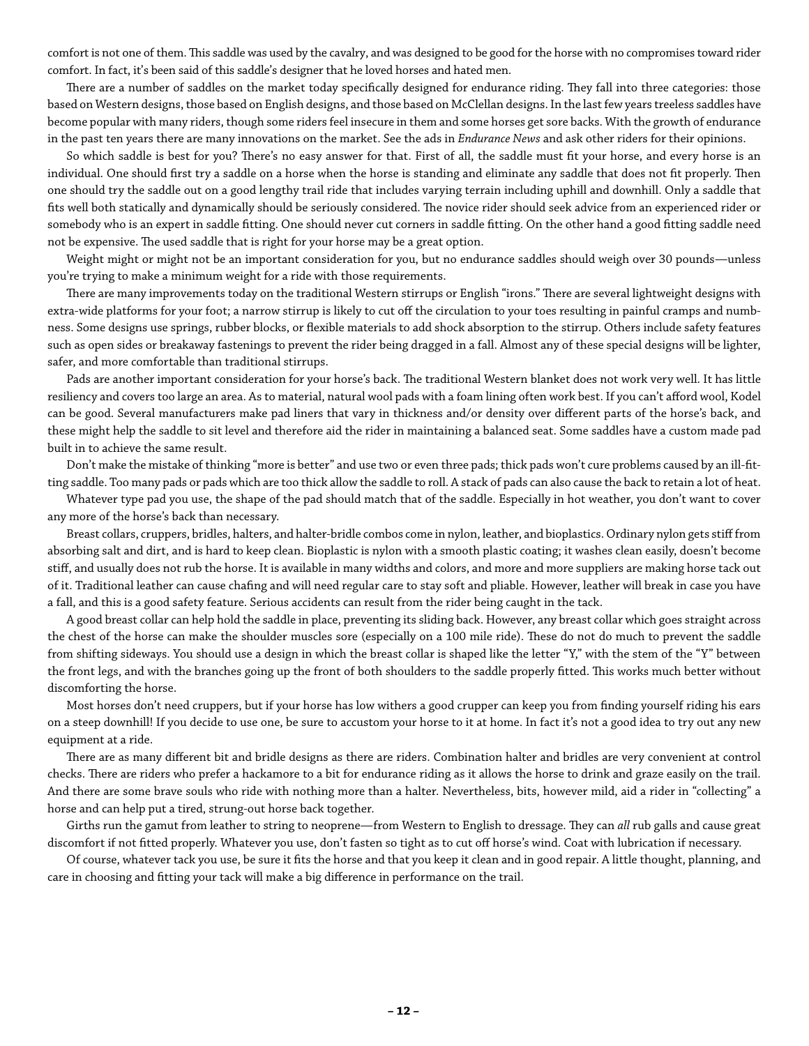comfort is not one of them. This saddle was used by the cavalry, and was designed to be good for the horse with no compromises toward rider comfort. In fact, it's been said of this saddle's designer that he loved horses and hated men.

There are a number of saddles on the market today specifically designed for endurance riding. They fall into three categories: those based on Western designs, those based on English designs, and those based on McClellan designs. In the last few years treeless saddles have become popular with many riders, though some riders feel insecure in them and some horses get sore backs. With the growth of endurance in the past ten years there are many innovations on the market. See the ads in *Endurance News* and ask other riders for their opinions.

So which saddle is best for you? There's no easy answer for that. First of all, the saddle must fit your horse, and every horse is an individual. One should first try a saddle on a horse when the horse is standing and eliminate any saddle that does not fit properly. Then one should try the saddle out on a good lengthy trail ride that includes varying terrain including uphill and downhill. Only a saddle that fits well both statically and dynamically should be seriously considered. The novice rider should seek advice from an experienced rider or somebody who is an expert in saddle fitting. One should never cut corners in saddle fitting. On the other hand a good fitting saddle need not be expensive. The used saddle that is right for your horse may be a great option.

Weight might or might not be an important consideration for you, but no endurance saddles should weigh over 30 pounds—unless you're trying to make a minimum weight for a ride with those requirements.

There are many improvements today on the traditional Western stirrups or English "irons." There are several lightweight designs with extra-wide platforms for your foot; a narrow stirrup is likely to cut off the circulation to your toes resulting in painful cramps and numbness. Some designs use springs, rubber blocks, or flexible materials to add shock absorption to the stirrup. Others include safety features such as open sides or breakaway fastenings to prevent the rider being dragged in a fall. Almost any of these special designs will be lighter, safer, and more comfortable than traditional stirrups.

Pads are another important consideration for your horse's back. The traditional Western blanket does not work very well. It has little resiliency and covers too large an area. As to material, natural wool pads with a foam lining often work best. If you can't afford wool, Kodel can be good. Several manufacturers make pad liners that vary in thickness and/or density over different parts of the horse's back, and these might help the saddle to sit level and therefore aid the rider in maintaining a balanced seat. Some saddles have a custom made pad built in to achieve the same result.

Don't make the mistake of thinking "more is better" and use two or even three pads; thick pads won't cure problems caused by an ill-fitting saddle. Too many pads or pads which are too thick allow the saddle to roll. A stack of pads can also cause the back to retain a lot of heat.

Whatever type pad you use, the shape of the pad should match that of the saddle. Especially in hot weather, you don't want to cover any more of the horse's back than necessary.

Breast collars, cruppers, bridles, halters, and halter-bridle combos come in nylon, leather, and bioplastics. Ordinary nylon gets stiff from absorbing salt and dirt, and is hard to keep clean. Bioplastic is nylon with a smooth plastic coating; it washes clean easily, doesn't become stiff, and usually does not rub the horse. It is available in many widths and colors, and more and more suppliers are making horse tack out of it. Traditional leather can cause chafing and will need regular care to stay soft and pliable. However, leather will break in case you have a fall, and this is a good safety feature. Serious accidents can result from the rider being caught in the tack.

A good breast collar can help hold the saddle in place, preventing its sliding back. However, any breast collar which goes straight across the chest of the horse can make the shoulder muscles sore (especially on a 100 mile ride). These do not do much to prevent the saddle from shifting sideways. You should use a design in which the breast collar is shaped like the letter "Y," with the stem of the "Y" between the front legs, and with the branches going up the front of both shoulders to the saddle properly fitted. This works much better without discomforting the horse.

Most horses don't need cruppers, but if your horse has low withers a good crupper can keep you from finding yourself riding his ears on a steep downhill! If you decide to use one, be sure to accustom your horse to it at home. In fact it's not a good idea to try out any new equipment at a ride.

There are as many different bit and bridle designs as there are riders. Combination halter and bridles are very convenient at control checks. There are riders who prefer a hackamore to a bit for endurance riding as it allows the horse to drink and graze easily on the trail. And there are some brave souls who ride with nothing more than a halter. Nevertheless, bits, however mild, aid a rider in "collecting" a horse and can help put a tired, strung-out horse back together.

Girths run the gamut from leather to string to neoprene—from Western to English to dressage. They can *all* rub galls and cause great discomfort if not fitted properly. Whatever you use, don't fasten so tight as to cut off horse's wind. Coat with lubrication if necessary.

Of course, whatever tack you use, be sure it fits the horse and that you keep it clean and in good repair. A little thought, planning, and care in choosing and fitting your tack will make a big difference in performance on the trail.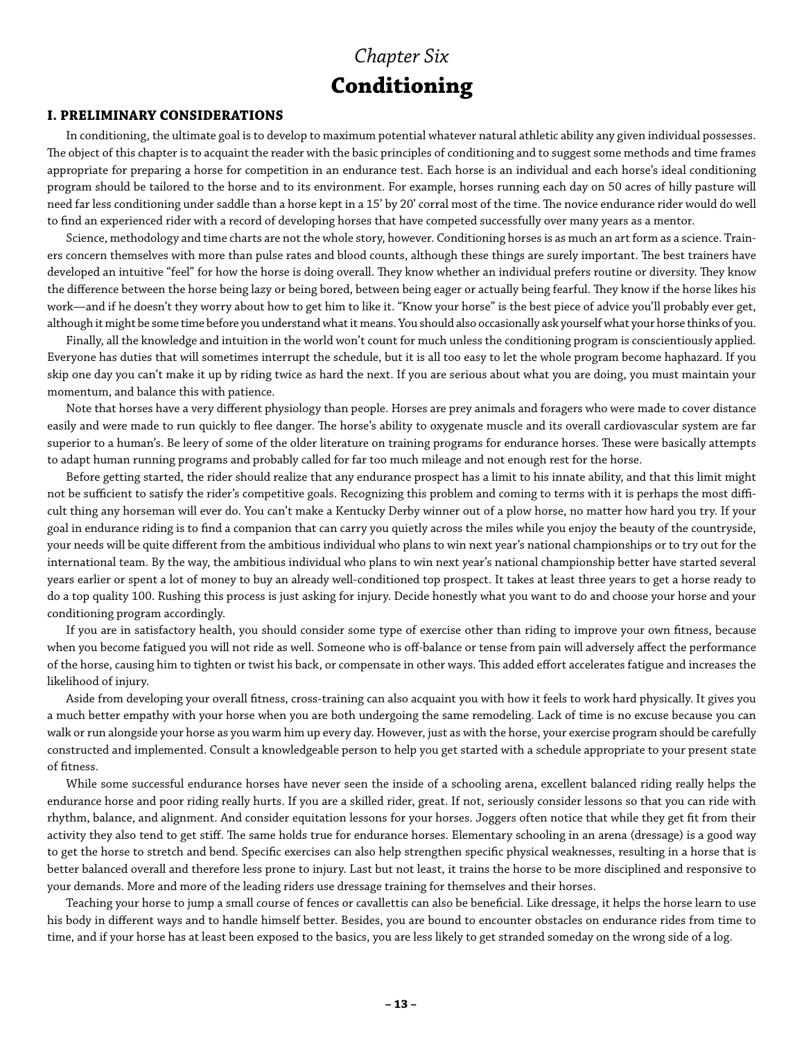# *Chapter Six*
# Conditioning

## I. PRELIMINARY CONSIDERATIONS

In conditioning, the ultimate goal is to develop to maximum potential whatever natural athletic ability any given individual possesses. The object of this chapter is to acquaint the reader with the basic principles of conditioning and to suggest some methods and time frames appropriate for preparing a horse for competition in an endurance test. Each horse is an individual and each horse's ideal conditioning program should be tailored to the horse and to its environment. For example, horses running each day on 50 acres of hilly pasture will need far less conditioning under saddle than a horse kept in a 15' by 20' corral most of the time. The novice endurance rider would do well to find an experienced rider with a record of developing horses that have competed successfully over many years as a mentor.

Science, methodology and time charts are not the whole story, however. Conditioning horses is as much an art form as a science. Trainers concern themselves with more than pulse rates and blood counts, although these things are surely important. The best trainers have developed an intuitive "feel" for how the horse is doing overall. They know whether an individual prefers routine or diversity. They know the difference between the horse being lazy or being bored, between being eager or actually being fearful. They know if the horse likes his work—and if he doesn't they worry about how to get him to like it. "Know your horse" is the best piece of advice you'll probably ever get, although it might be some time before you understand what it means. You should also occasionally ask yourself what your horse thinks of you.

Finally, all the knowledge and intuition in the world won't count for much unless the conditioning program is conscientiously applied. Everyone has duties that will sometimes interrupt the schedule, but it is all too easy to let the whole program become haphazard. If you skip one day you can't make it up by riding twice as hard the next. If you are serious about what you are doing, you must maintain your momentum, and balance this with patience.

Note that horses have a very different physiology than people. Horses are prey animals and foragers who were made to cover distance easily and were made to run quickly to flee danger. The horse's ability to oxygenate muscle and its overall cardiovascular system are far superior to a human's. Be leery of some of the older literature on training programs for endurance horses. These were basically attempts to adapt human running programs and probably called for far too much mileage and not enough rest for the horse.

Before getting started, the rider should realize that any endurance prospect has a limit to his innate ability, and that this limit might not be sufficient to satisfy the rider's competitive goals. Recognizing this problem and coming to terms with it is perhaps the most difficult thing any horseman will ever do. You can't make a Kentucky Derby winner out of a plow horse, no matter how hard you try. If your goal in endurance riding is to find a companion that can carry you quietly across the miles while you enjoy the beauty of the countryside, your needs will be quite different from the ambitious individual who plans to win next year's national championships or to try out for the international team. By the way, the ambitious individual who plans to win next year's national championship better have started several years earlier or spent a lot of money to buy an already well-conditioned top prospect. It takes at least three years to get a horse ready to do a top quality 100. Rushing this process is just asking for injury. Decide honestly what you want to do and choose your horse and your conditioning program accordingly.

If you are in satisfactory health, you should consider some type of exercise other than riding to improve your own fitness, because when you become fatigued you will not ride as well. Someone who is off-balance or tense from pain will adversely affect the performance of the horse, causing him to tighten or twist his back, or compensate in other ways. This added effort accelerates fatigue and increases the likelihood of injury.

Aside from developing your overall fitness, cross-training can also acquaint you with how it feels to work hard physically. It gives you a much better empathy with your horse when you are both undergoing the same remodeling. Lack of time is no excuse because you can walk or run alongside your horse as you warm him up every day. However, just as with the horse, your exercise program should be carefully constructed and implemented. Consult a knowledgeable person to help you get started with a schedule appropriate to your present state of fitness.

While some successful endurance horses have never seen the inside of a schooling arena, excellent balanced riding really helps the endurance horse and poor riding really hurts. If you are a skilled rider, great. If not, seriously consider lessons so that you can ride with rhythm, balance, and alignment. And consider equitation lessons for your horses. Joggers often notice that while they get fit from their activity they also tend to get stiff. The same holds true for endurance horses. Elementary schooling in an arena (dressage) is a good way to get the horse to stretch and bend. Specific exercises can also help strengthen specific physical weaknesses, resulting in a horse that is better balanced overall and therefore less prone to injury. Last but not least, it trains the horse to be more disciplined and responsive to your demands. More and more of the leading riders use dressage training for themselves and their horses.

Teaching your horse to jump a small course of fences or cavallettis can also be beneficial. Like dressage, it helps the horse learn to use his body in different ways and to handle himself better. Besides, you are bound to encounter obstacles on endurance rides from time to time, and if your horse has at least been exposed to the basics, you are less likely to get stranded someday on the wrong side of a log.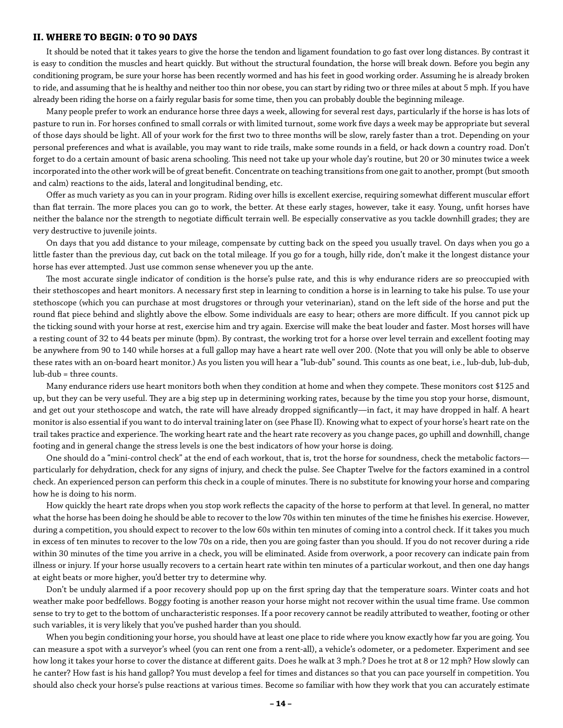## II. WHERE TO BEGIN: 0 TO 90 DAYS

It should be noted that it takes years to give the horse the tendon and ligament foundation to go fast over long distances. By contrast it is easy to condition the muscles and heart quickly. But without the structural foundation, the horse will break down. Before you begin any conditioning program, be sure your horse has been recently wormed and has his feet in good working order. Assuming he is already broken to ride, and assuming that he is healthy and neither too thin nor obese, you can start by riding two or three miles at about 5 mph. If you have already been riding the horse on a fairly regular basis for some time, then you can probably double the beginning mileage.

Many people prefer to work an endurance horse three days a week, allowing for several rest days, particularly if the horse is has lots of pasture to run in. For horses confined to small corrals or with limited turnout, some work five days a week may be appropriate but several of those days should be light. All of your work for the first two to three months will be slow, rarely faster than a trot. Depending on your personal preferences and what is available, you may want to ride trails, make some rounds in a field, or hack down a country road. Don't forget to do a certain amount of basic arena schooling. This need not take up your whole day's routine, but 20 or 30 minutes twice a week incorporated into the other work will be of great benefit. Concentrate on teaching transitions from one gait to another, prompt (but smooth and calm) reactions to the aids, lateral and longitudinal bending, etc.

Offer as much variety as you can in your program. Riding over hills is excellent exercise, requiring somewhat different muscular effort than flat terrain. The more places you can go to work, the better. At these early stages, however, take it easy. Young, unfit horses have neither the balance nor the strength to negotiate difficult terrain well. Be especially conservative as you tackle downhill grades; they are very destructive to juvenile joints.

On days that you add distance to your mileage, compensate by cutting back on the speed you usually travel. On days when you go a little faster than the previous day, cut back on the total mileage. If you go for a tough, hilly ride, don't make it the longest distance your horse has ever attempted. Just use common sense whenever you up the ante.

The most accurate single indicator of condition is the horse's pulse rate, and this is why endurance riders are so preoccupied with their stethoscopes and heart monitors. A necessary first step in learning to condition a horse is in learning to take his pulse. To use your stethoscope (which you can purchase at most drugstores or through your veterinarian), stand on the left side of the horse and put the round flat piece behind and slightly above the elbow. Some individuals are easy to hear; others are more difficult. If you cannot pick up the ticking sound with your horse at rest, exercise him and try again. Exercise will make the beat louder and faster. Most horses will have a resting count of 32 to 44 beats per minute (bpm). By contrast, the working trot for a horse over level terrain and excellent footing may be anywhere from 90 to 140 while horses at a full gallop may have a heart rate well over 200. (Note that you will only be able to observe these rates with an on-board heart monitor.) As you listen you will hear a "lub-dub" sound. This counts as one beat, i.e., lub-dub, lub-dub, lub-dub = three counts.

Many endurance riders use heart monitors both when they condition at home and when they compete. These monitors cost $125 and up, but they can be very useful. They are a big step up in determining working rates, because by the time you stop your horse, dismount, and get out your stethoscope and watch, the rate will have already dropped significantly—in fact, it may have dropped in half. A heart monitor is also essential if you want to do interval training later on (see Phase II). Knowing what to expect of your horse's heart rate on the trail takes practice and experience. The working heart rate and the heart rate recovery as you change paces, go uphill and downhill, change footing and in general change the stress levels is one the best indicators of how your horse is doing.

One should do a "mini-control check" at the end of each workout, that is, trot the horse for soundness, check the metabolic factors—particularly for dehydration, check for any signs of injury, and check the pulse. See Chapter Twelve for the factors examined in a control check. An experienced person can perform this check in a couple of minutes. There is no substitute for knowing your horse and comparing how he is doing to his norm.

How quickly the heart rate drops when you stop work reflects the capacity of the horse to perform at that level. In general, no matter what the horse has been doing he should be able to recover to the low 70s within ten minutes of the time he finishes his exercise. However, during a competition, you should expect to recover to the low 60s within ten minutes of coming into a control check. If it takes you much in excess of ten minutes to recover to the low 70s on a ride, then you are going faster than you should. If you do not recover during a ride within 30 minutes of the time you arrive in a check, you will be eliminated. Aside from overwork, a poor recovery can indicate pain from illness or injury. If your horse usually recovers to a certain heart rate within ten minutes of a particular workout, and then one day hangs at eight beats or more higher, you'd better try to determine why.

Don't be unduly alarmed if a poor recovery should pop up on the first spring day that the temperature soars. Winter coats and hot weather make poor bedfellows. Boggy footing is another reason your horse might not recover within the usual time frame. Use common sense to try to get to the bottom of uncharacteristic responses. If a poor recovery cannot be readily attributed to weather, footing or other such variables, it is very likely that you've pushed harder than you should.

When you begin conditioning your horse, you should have at least one place to ride where you know exactly how far you are going. You can measure a spot with a surveyor's wheel (you can rent one from a rent-all), a vehicle's odometer, or a pedometer. Experiment and see how long it takes your horse to cover the distance at different gaits. Does he walk at 3 mph.? Does he trot at 8 or 12 mph? How slowly can he canter? How fast is his hand gallop? You must develop a feel for times and distances so that you can pace yourself in competition. You should also check your horse's pulse reactions at various times. Become so familiar with how they work that you can accurately estimate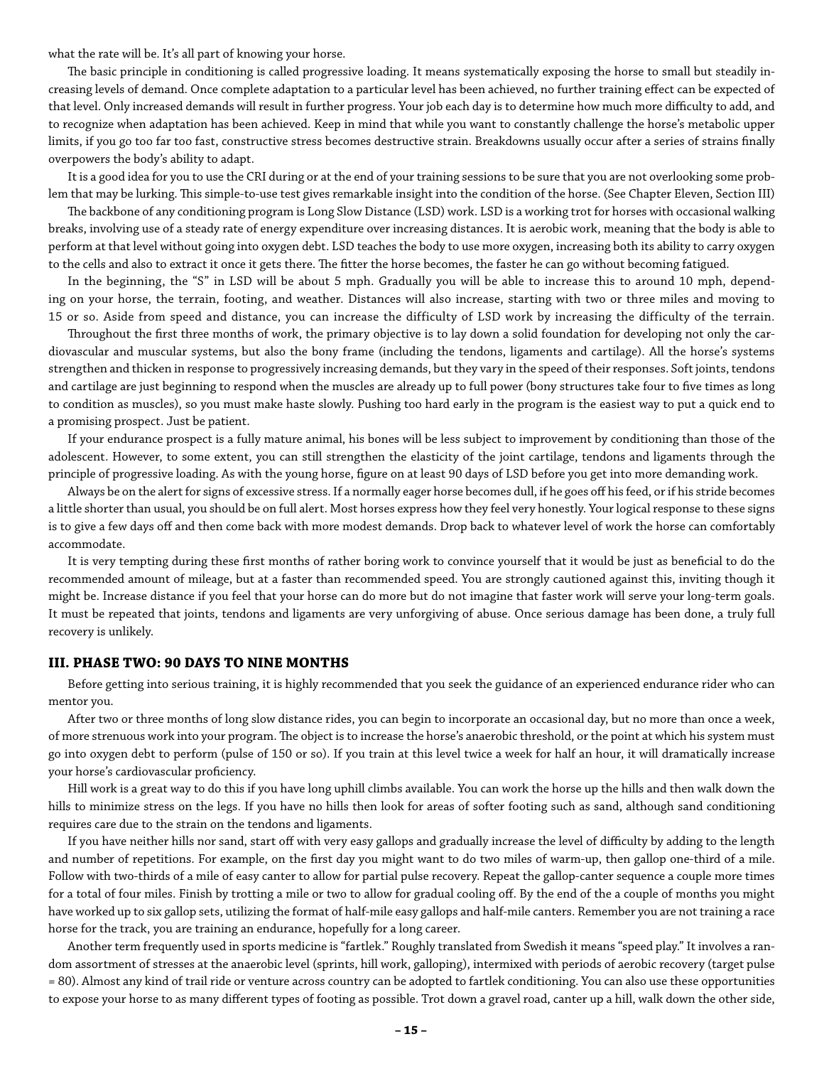what the rate will be. It's all part of knowing your horse.

The basic principle in conditioning is called progressive loading. It means systematically exposing the horse to small but steadily increasing levels of demand. Once complete adaptation to a particular level has been achieved, no further training effect can be expected of that level. Only increased demands will result in further progress. Your job each day is to determine how much more difficulty to add, and to recognize when adaptation has been achieved. Keep in mind that while you want to constantly challenge the horse's metabolic upper limits, if you go too far too fast, constructive stress becomes destructive strain. Breakdowns usually occur after a series of strains finally overpowers the body's ability to adapt.

It is a good idea for you to use the CRI during or at the end of your training sessions to be sure that you are not overlooking some problem that may be lurking. This simple-to-use test gives remarkable insight into the condition of the horse. (See Chapter Eleven, Section III)

The backbone of any conditioning program is Long Slow Distance (LSD) work. LSD is a working trot for horses with occasional walking breaks, involving use of a steady rate of energy expenditure over increasing distances. It is aerobic work, meaning that the body is able to perform at that level without going into oxygen debt. LSD teaches the body to use more oxygen, increasing both its ability to carry oxygen to the cells and also to extract it once it gets there. The fitter the horse becomes, the faster he can go without becoming fatigued.

In the beginning, the "S" in LSD will be about 5 mph. Gradually you will be able to increase this to around 10 mph, depending on your horse, the terrain, footing, and weather. Distances will also increase, starting with two or three miles and moving to 15 or so. Aside from speed and distance, you can increase the difficulty of LSD work by increasing the difficulty of the terrain.

Throughout the first three months of work, the primary objective is to lay down a solid foundation for developing not only the cardiovascular and muscular systems, but also the bony frame (including the tendons, ligaments and cartilage). All the horse's systems strengthen and thicken in response to progressively increasing demands, but they vary in the speed of their responses. Soft joints, tendons and cartilage are just beginning to respond when the muscles are already up to full power (bony structures take four to five times as long to condition as muscles), so you must make haste slowly. Pushing too hard early in the program is the easiest way to put a quick end to a promising prospect. Just be patient.

If your endurance prospect is a fully mature animal, his bones will be less subject to improvement by conditioning than those of the adolescent. However, to some extent, you can still strengthen the elasticity of the joint cartilage, tendons and ligaments through the principle of progressive loading. As with the young horse, figure on at least 90 days of LSD before you get into more demanding work.

Always be on the alert for signs of excessive stress. If a normally eager horse becomes dull, if he goes off his feed, or if his stride becomes a little shorter than usual, you should be on full alert. Most horses express how they feel very honestly. Your logical response to these signs is to give a few days off and then come back with more modest demands. Drop back to whatever level of work the horse can comfortably accommodate.

It is very tempting during these first months of rather boring work to convince yourself that it would be just as beneficial to do the recommended amount of mileage, but at a faster than recommended speed. You are strongly cautioned against this, inviting though it might be. Increase distance if you feel that your horse can do more but do not imagine that faster work will serve your long-term goals. It must be repeated that joints, tendons and ligaments are very unforgiving of abuse. Once serious damage has been done, a truly full recovery is unlikely.

### III. PHASE TWO: 90 DAYS TO NINE MONTHS

Before getting into serious training, it is highly recommended that you seek the guidance of an experienced endurance rider who can mentor you.

After two or three months of long slow distance rides, you can begin to incorporate an occasional day, but no more than once a week, of more strenuous work into your program. The object is to increase the horse's anaerobic threshold, or the point at which his system must go into oxygen debt to perform (pulse of 150 or so). If you train at this level twice a week for half an hour, it will dramatically increase your horse's cardiovascular proficiency.

Hill work is a great way to do this if you have long uphill climbs available. You can work the horse up the hills and then walk down the hills to minimize stress on the legs. If you have no hills then look for areas of softer footing such as sand, although sand conditioning requires care due to the strain on the tendons and ligaments.

If you have neither hills nor sand, start off with very easy gallops and gradually increase the level of difficulty by adding to the length and number of repetitions. For example, on the first day you might want to do two miles of warm-up, then gallop one-third of a mile. Follow with two-thirds of a mile of easy canter to allow for partial pulse recovery. Repeat the gallop-canter sequence a couple more times for a total of four miles. Finish by trotting a mile or two to allow for gradual cooling off. By the end of the a couple of months you might have worked up to six gallop sets, utilizing the format of half-mile easy gallops and half-mile canters. Remember you are not training a race horse for the track, you are training an endurance, hopefully for a long career.

Another term frequently used in sports medicine is "fartlek." Roughly translated from Swedish it means "speed play." It involves a random assortment of stresses at the anaerobic level (sprints, hill work, galloping), intermixed with periods of aerobic recovery (target pulse = 80). Almost any kind of trail ride or venture across country can be adopted to fartlek conditioning. You can also use these opportunities to expose your horse to as many different types of footing as possible. Trot down a gravel road, canter up a hill, walk down the other side,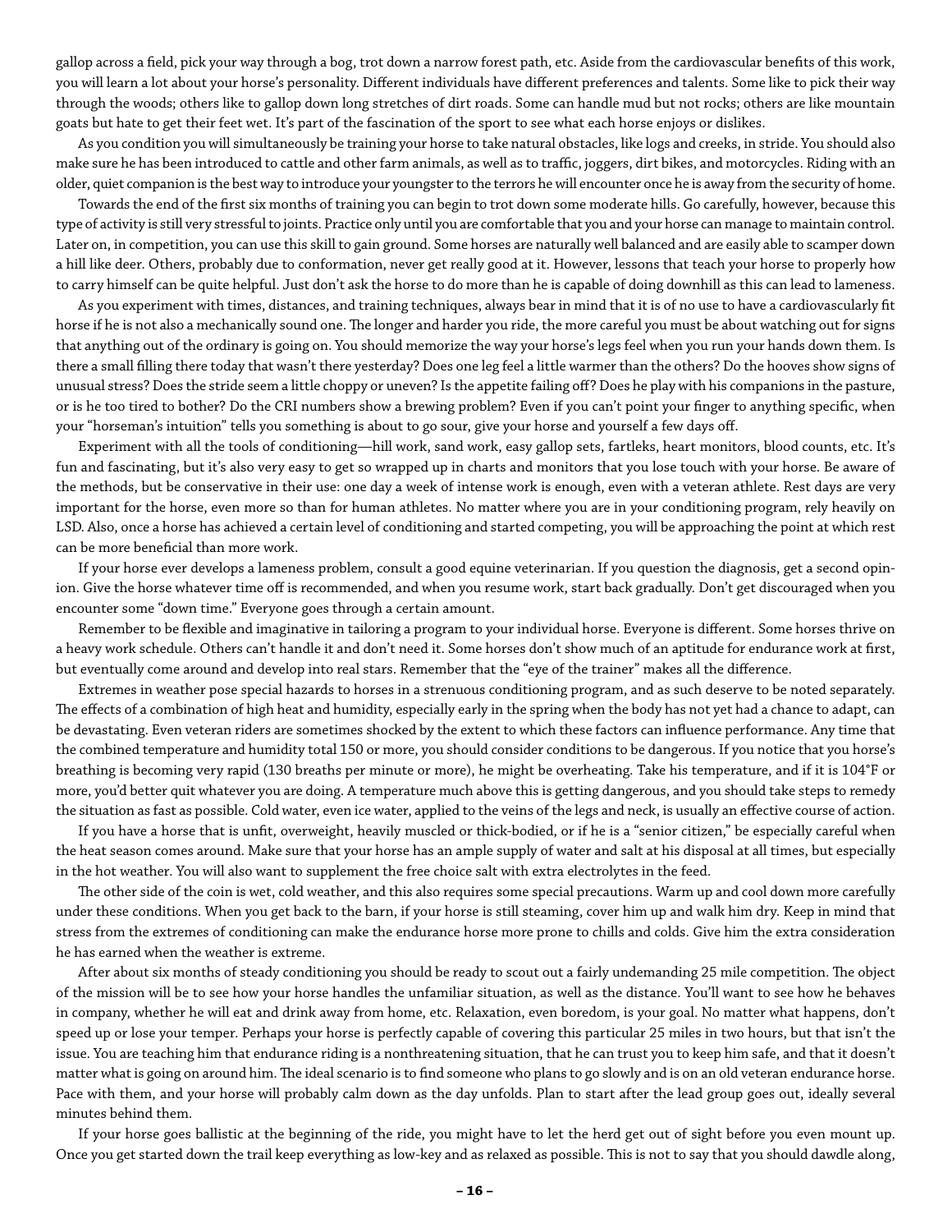gallop across a field, pick your way through a bog, trot down a narrow forest path, etc. Aside from the cardiovascular benefits of this work, you will learn a lot about your horse's personality. Different individuals have different preferences and talents. Some like to pick their way through the woods; others like to gallop down long stretches of dirt roads. Some can handle mud but not rocks; others are like mountain goats but hate to get their feet wet. It's part of the fascination of the sport to see what each horse enjoys or dislikes.

As you condition you will simultaneously be training your horse to take natural obstacles, like logs and creeks, in stride. You should also make sure he has been introduced to cattle and other farm animals, as well as to traffic, joggers, dirt bikes, and motorcycles. Riding with an older, quiet companion is the best way to introduce your youngster to the terrors he will encounter once he is away from the security of home.

Towards the end of the first six months of training you can begin to trot down some moderate hills. Go carefully, however, because this type of activity is still very stressful to joints. Practice only until you are comfortable that you and your horse can manage to maintain control. Later on, in competition, you can use this skill to gain ground. Some horses are naturally well balanced and are easily able to scamper down a hill like deer. Others, probably due to conformation, never get really good at it. However, lessons that teach your horse to properly how to carry himself can be quite helpful. Just don't ask the horse to do more than he is capable of doing downhill as this can lead to lameness.

As you experiment with times, distances, and training techniques, always bear in mind that it is of no use to have a cardiovascularly fit horse if he is not also a mechanically sound one. The longer and harder you ride, the more careful you must be about watching out for signs that anything out of the ordinary is going on. You should memorize the way your horse's legs feel when you run your hands down them. Is there a small filling there today that wasn't there yesterday? Does one leg feel a little warmer than the others? Do the hooves show signs of unusual stress? Does the stride seem a little choppy or uneven? Is the appetite failing off? Does he play with his companions in the pasture, or is he too tired to bother? Do the CRI numbers show a brewing problem? Even if you can't point your finger to anything specific, when your "horseman's intuition" tells you something is about to go sour, give your horse and yourself a few days off.

Experiment with all the tools of conditioning—hill work, sand work, easy gallop sets, fartleks, heart monitors, blood counts, etc. It's fun and fascinating, but it's also very easy to get so wrapped up in charts and monitors that you lose touch with your horse. Be aware of the methods, but be conservative in their use: one day a week of intense work is enough, even with a veteran athlete. Rest days are very important for the horse, even more so than for human athletes. No matter where you are in your conditioning program, rely heavily on LSD. Also, once a horse has achieved a certain level of conditioning and started competing, you will be approaching the point at which rest can be more beneficial than more work.

If your horse ever develops a lameness problem, consult a good equine veterinarian. If you question the diagnosis, get a second opinion. Give the horse whatever time off is recommended, and when you resume work, start back gradually. Don't get discouraged when you encounter some "down time." Everyone goes through a certain amount.

Remember to be flexible and imaginative in tailoring a program to your individual horse. Everyone is different. Some horses thrive on a heavy work schedule. Others can't handle it and don't need it. Some horses don't show much of an aptitude for endurance work at first, but eventually come around and develop into real stars. Remember that the "eye of the trainer" makes all the difference.

Extremes in weather pose special hazards to horses in a strenuous conditioning program, and as such deserve to be noted separately. The effects of a combination of high heat and humidity, especially early in the spring when the body has not yet had a chance to adapt, can be devastating. Even veteran riders are sometimes shocked by the extent to which these factors can influence performance. Any time that the combined temperature and humidity total 150 or more, you should consider conditions to be dangerous. If you notice that you horse's breathing is becoming very rapid (130 breaths per minute or more), he might be overheating. Take his temperature, and if it is 104°F or more, you'd better quit whatever you are doing. A temperature much above this is getting dangerous, and you should take steps to remedy the situation as fast as possible. Cold water, even ice water, applied to the veins of the legs and neck, is usually an effective course of action.

If you have a horse that is unfit, overweight, heavily muscled or thick-bodied, or if he is a "senior citizen," be especially careful when the heat season comes around. Make sure that your horse has an ample supply of water and salt at his disposal at all times, but especially in the hot weather. You will also want to supplement the free choice salt with extra electrolytes in the feed.

The other side of the coin is wet, cold weather, and this also requires some special precautions. Warm up and cool down more carefully under these conditions. When you get back to the barn, if your horse is still steaming, cover him up and walk him dry. Keep in mind that stress from the extremes of conditioning can make the endurance horse more prone to chills and colds. Give him the extra consideration he has earned when the weather is extreme.

After about six months of steady conditioning you should be ready to scout out a fairly undemanding 25 mile competition. The object of the mission will be to see how your horse handles the unfamiliar situation, as well as the distance. You'll want to see how he behaves in company, whether he will eat and drink away from home, etc. Relaxation, even boredom, is your goal. No matter what happens, don't speed up or lose your temper. Perhaps your horse is perfectly capable of covering this particular 25 miles in two hours, but that isn't the issue. You are teaching him that endurance riding is a nonthreatening situation, that he can trust you to keep him safe, and that it doesn't matter what is going on around him. The ideal scenario is to find someone who plans to go slowly and is on an old veteran endurance horse. Pace with them, and your horse will probably calm down as the day unfolds. Plan to start after the lead group goes out, ideally several minutes behind them.

If your horse goes ballistic at the beginning of the ride, you might have to let the herd get out of sight before you even mount up. Once you get started down the trail keep everything as low-key and as relaxed as possible. This is not to say that you should dawdle along,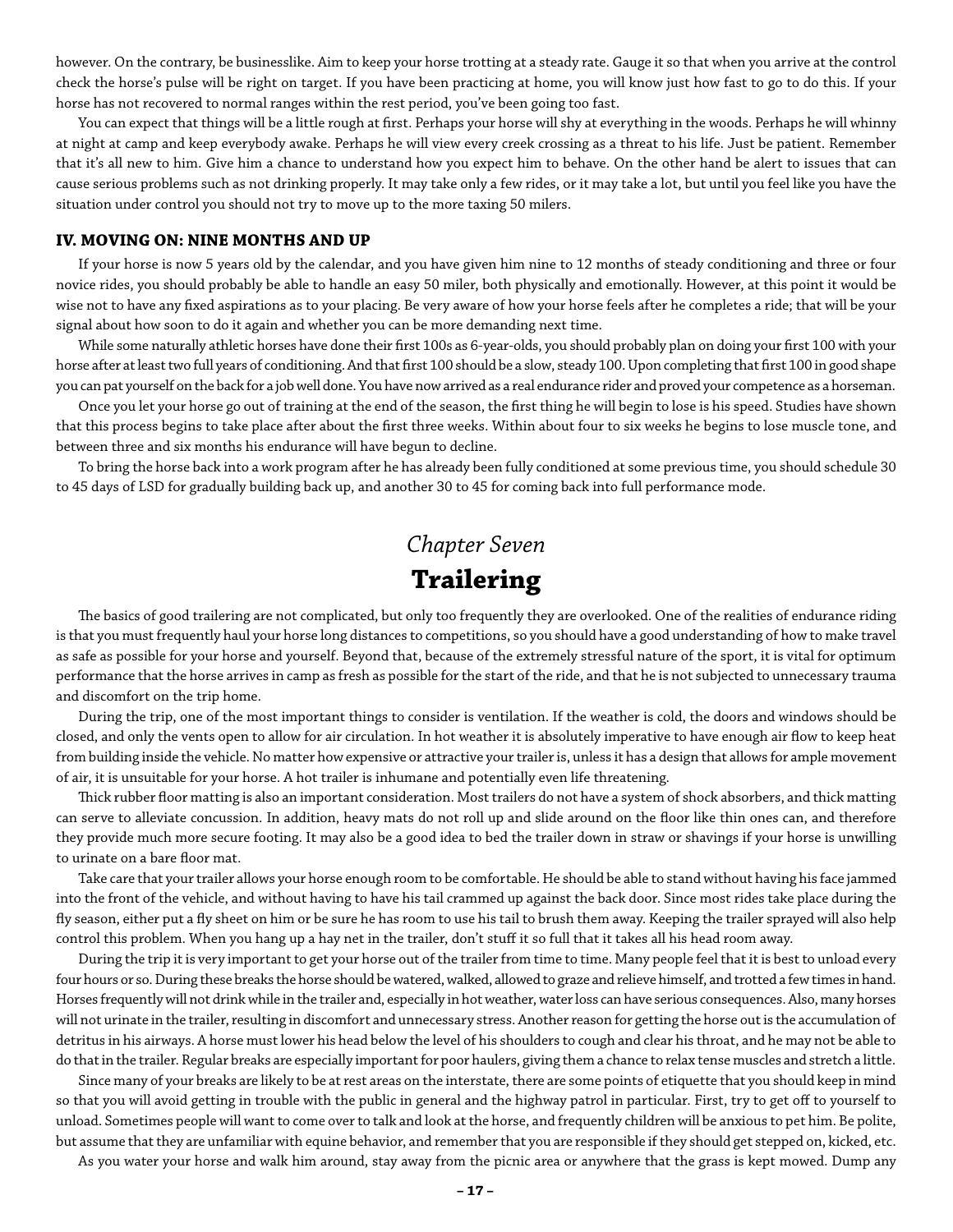however. On the contrary, be businesslike. Aim to keep your horse trotting at a steady rate. Gauge it so that when you arrive at the control check the horse's pulse will be right on target. If you have been practicing at home, you will know just how fast to go to do this. If your horse has not recovered to normal ranges within the rest period, you've been going too fast.

You can expect that things will be a little rough at first. Perhaps your horse will shy at everything in the woods. Perhaps he will whinny at night at camp and keep everybody awake. Perhaps he will view every creek crossing as a threat to his life. Just be patient. Remember that it's all new to him. Give him a chance to understand how you expect him to behave. On the other hand be alert to issues that can cause serious problems such as not drinking properly. It may take only a few rides, or it may take a lot, but until you feel like you have the situation under control you should not try to move up to the more taxing 50 milers.

### IV. MOVING ON: NINE MONTHS AND UP

If your horse is now 5 years old by the calendar, and you have given him nine to 12 months of steady conditioning and three or four novice rides, you should probably be able to handle an easy 50 miler, both physically and emotionally. However, at this point it would be wise not to have any fixed aspirations as to your placing. Be very aware of how your horse feels after he completes a ride; that will be your signal about how soon to do it again and whether you can be more demanding next time.

While some naturally athletic horses have done their first 100s as 6-year-olds, you should probably plan on doing your first 100 with your horse after at least two full years of conditioning. And that first 100 should be a slow, steady 100. Upon completing that first 100 in good shape you can pat yourself on the back for a job well done. You have now arrived as a real endurance rider and proved your competence as a horseman.

Once you let your horse go out of training at the end of the season, the first thing he will begin to lose is his speed. Studies have shown that this process begins to take place after about the first three weeks. Within about four to six weeks he begins to lose muscle tone, and between three and six months his endurance will have begun to decline.

To bring the horse back into a work program after he has already been fully conditioned at some previous time, you should schedule 30 to 45 days of LSD for gradually building back up, and another 30 to 45 for coming back into full performance mode.

## *Chapter Seven*
## Trailering

The basics of good trailering are not complicated, but only too frequently they are overlooked. One of the realities of endurance riding is that you must frequently haul your horse long distances to competitions, so you should have a good understanding of how to make travel as safe as possible for your horse and yourself. Beyond that, because of the extremely stressful nature of the sport, it is vital for optimum performance that the horse arrives in camp as fresh as possible for the start of the ride, and that he is not subjected to unnecessary trauma and discomfort on the trip home.

During the trip, one of the most important things to consider is ventilation. If the weather is cold, the doors and windows should be closed, and only the vents open to allow for air circulation. In hot weather it is absolutely imperative to have enough air flow to keep heat from building inside the vehicle. No matter how expensive or attractive your trailer is, unless it has a design that allows for ample movement of air, it is unsuitable for your horse. A hot trailer is inhumane and potentially even life threatening.

Thick rubber floor matting is also an important consideration. Most trailers do not have a system of shock absorbers, and thick matting can serve to alleviate concussion. In addition, heavy mats do not roll up and slide around on the floor like thin ones can, and therefore they provide much more secure footing. It may also be a good idea to bed the trailer down in straw or shavings if your horse is unwilling to urinate on a bare floor mat.

Take care that your trailer allows your horse enough room to be comfortable. He should be able to stand without having his face jammed into the front of the vehicle, and without having to have his tail crammed up against the back door. Since most rides take place during the fly season, either put a fly sheet on him or be sure he has room to use his tail to brush them away. Keeping the trailer sprayed will also help control this problem. When you hang up a hay net in the trailer, don't stuff it so full that it takes all his head room away.

During the trip it is very important to get your horse out of the trailer from time to time. Many people feel that it is best to unload every four hours or so. During these breaks the horse should be watered, walked, allowed to graze and relieve himself, and trotted a few times in hand. Horses frequently will not drink while in the trailer and, especially in hot weather, water loss can have serious consequences. Also, many horses will not urinate in the trailer, resulting in discomfort and unnecessary stress. Another reason for getting the horse out is the accumulation of detritus in his airways. A horse must lower his head below the level of his shoulders to cough and clear his throat, and he may not be able to do that in the trailer. Regular breaks are especially important for poor haulers, giving them a chance to relax tense muscles and stretch a little.

Since many of your breaks are likely to be at rest areas on the interstate, there are some points of etiquette that you should keep in mind so that you will avoid getting in trouble with the public in general and the highway patrol in particular. First, try to get off to yourself to unload. Sometimes people will want to come over to talk and look at the horse, and frequently children will be anxious to pet him. Be polite, but assume that they are unfamiliar with equine behavior, and remember that you are responsible if they should get stepped on, kicked, etc.

As you water your horse and walk him around, stay away from the picnic area or anywhere that the grass is kept mowed. Dump any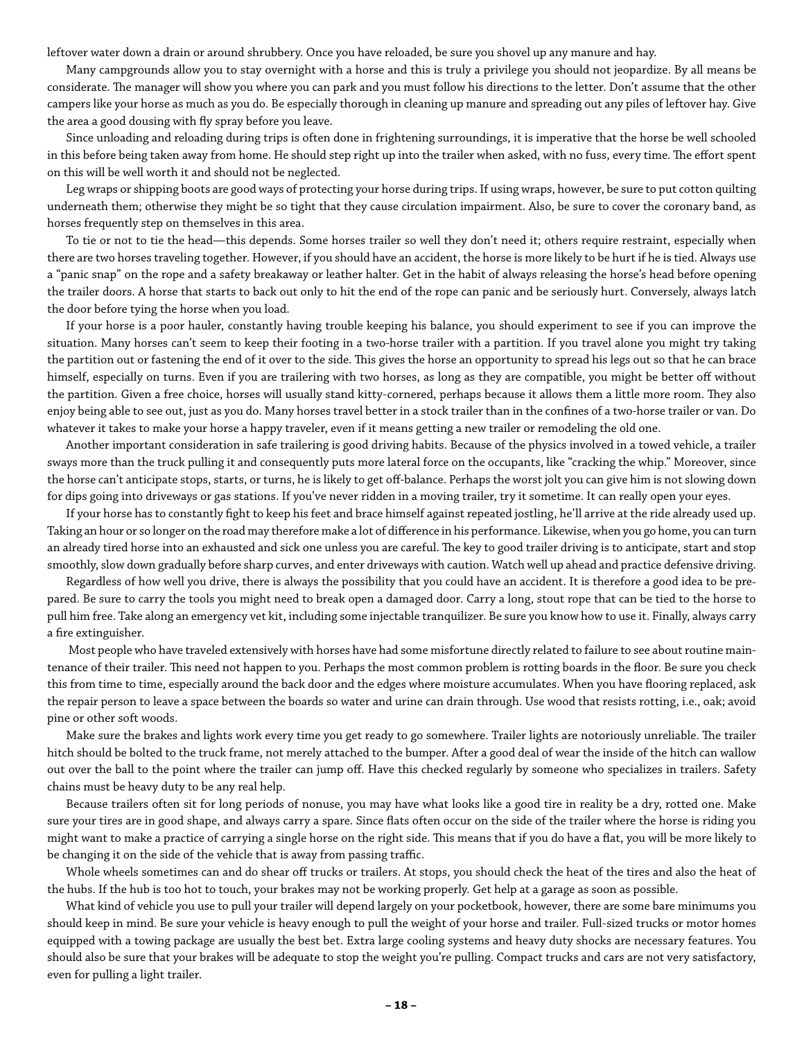leftover water down a drain or around shrubbery. Once you have reloaded, be sure you shovel up any manure and hay.

Many campgrounds allow you to stay overnight with a horse and this is truly a privilege you should not jeopardize. By all means be considerate. The manager will show you where you can park and you must follow his directions to the letter. Don't assume that the other campers like your horse as much as you do. Be especially thorough in cleaning up manure and spreading out any piles of leftover hay. Give the area a good dousing with fly spray before you leave.

Since unloading and reloading during trips is often done in frightening surroundings, it is imperative that the horse be well schooled in this before being taken away from home. He should step right up into the trailer when asked, with no fuss, every time. The effort spent on this will be well worth it and should not be neglected.

Leg wraps or shipping boots are good ways of protecting your horse during trips. If using wraps, however, be sure to put cotton quilting underneath them; otherwise they might be so tight that they cause circulation impairment. Also, be sure to cover the coronary band, as horses frequently step on themselves in this area.

To tie or not to tie the head—this depends. Some horses trailer so well they don't need it; others require restraint, especially when there are two horses traveling together. However, if you should have an accident, the horse is more likely to be hurt if he is tied. Always use a "panic snap" on the rope and a safety breakaway or leather halter. Get in the habit of always releasing the horse's head before opening the trailer doors. A horse that starts to back out only to hit the end of the rope can panic and be seriously hurt. Conversely, always latch the door before tying the horse when you load.

If your horse is a poor hauler, constantly having trouble keeping his balance, you should experiment to see if you can improve the situation. Many horses can't seem to keep their footing in a two-horse trailer with a partition. If you travel alone you might try taking the partition out or fastening the end of it over to the side. This gives the horse an opportunity to spread his legs out so that he can brace himself, especially on turns. Even if you are trailering with two horses, as long as they are compatible, you might be better off without the partition. Given a free choice, horses will usually stand kitty-cornered, perhaps because it allows them a little more room. They also enjoy being able to see out, just as you do. Many horses travel better in a stock trailer than in the confines of a two-horse trailer or van. Do whatever it takes to make your horse a happy traveler, even if it means getting a new trailer or remodeling the old one.

Another important consideration in safe trailering is good driving habits. Because of the physics involved in a towed vehicle, a trailer sways more than the truck pulling it and consequently puts more lateral force on the occupants, like "cracking the whip." Moreover, since the horse can't anticipate stops, starts, or turns, he is likely to get off-balance. Perhaps the worst jolt you can give him is not slowing down for dips going into driveways or gas stations. If you've never ridden in a moving trailer, try it sometime. It can really open your eyes.

If your horse has to constantly fight to keep his feet and brace himself against repeated jostling, he'll arrive at the ride already used up. Taking an hour or so longer on the road may therefore make a lot of difference in his performance. Likewise, when you go home, you can turn an already tired horse into an exhausted and sick one unless you are careful. The key to good trailer driving is to anticipate, start and stop smoothly, slow down gradually before sharp curves, and enter driveways with caution. Watch well up ahead and practice defensive driving.

Regardless of how well you drive, there is always the possibility that you could have an accident. It is therefore a good idea to be prepared. Be sure to carry the tools you might need to break open a damaged door. Carry a long, stout rope that can be tied to the horse to pull him free. Take along an emergency vet kit, including some injectable tranquilizer. Be sure you know how to use it. Finally, always carry a fire extinguisher.

Most people who have traveled extensively with horses have had some misfortune directly related to failure to see about routine maintenance of their trailer. This need not happen to you. Perhaps the most common problem is rotting boards in the floor. Be sure you check this from time to time, especially around the back door and the edges where moisture accumulates. When you have flooring replaced, ask the repair person to leave a space between the boards so water and urine can drain through. Use wood that resists rotting, i.e., oak; avoid pine or other soft woods.

Make sure the brakes and lights work every time you get ready to go somewhere. Trailer lights are notoriously unreliable. The trailer hitch should be bolted to the truck frame, not merely attached to the bumper. After a good deal of wear the inside of the hitch can wallow out over the ball to the point where the trailer can jump off. Have this checked regularly by someone who specializes in trailers. Safety chains must be heavy duty to be any real help.

Because trailers often sit for long periods of nonuse, you may have what looks like a good tire in reality be a dry, rotted one. Make sure your tires are in good shape, and always carry a spare. Since flats often occur on the side of the trailer where the horse is riding you might want to make a practice of carrying a single horse on the right side. This means that if you do have a flat, you will be more likely to be changing it on the side of the vehicle that is away from passing traffic.

Whole wheels sometimes can and do shear off trucks or trailers. At stops, you should check the heat of the tires and also the heat of the hubs. If the hub is too hot to touch, your brakes may not be working properly. Get help at a garage as soon as possible.

What kind of vehicle you use to pull your trailer will depend largely on your pocketbook, however, there are some bare minimums you should keep in mind. Be sure your vehicle is heavy enough to pull the weight of your horse and trailer. Full-sized trucks or motor homes equipped with a towing package are usually the best bet. Extra large cooling systems and heavy duty shocks are necessary features. You should also be sure that your brakes will be adequate to stop the weight you're pulling. Compact trucks and cars are not very satisfactory, even for pulling a light trailer.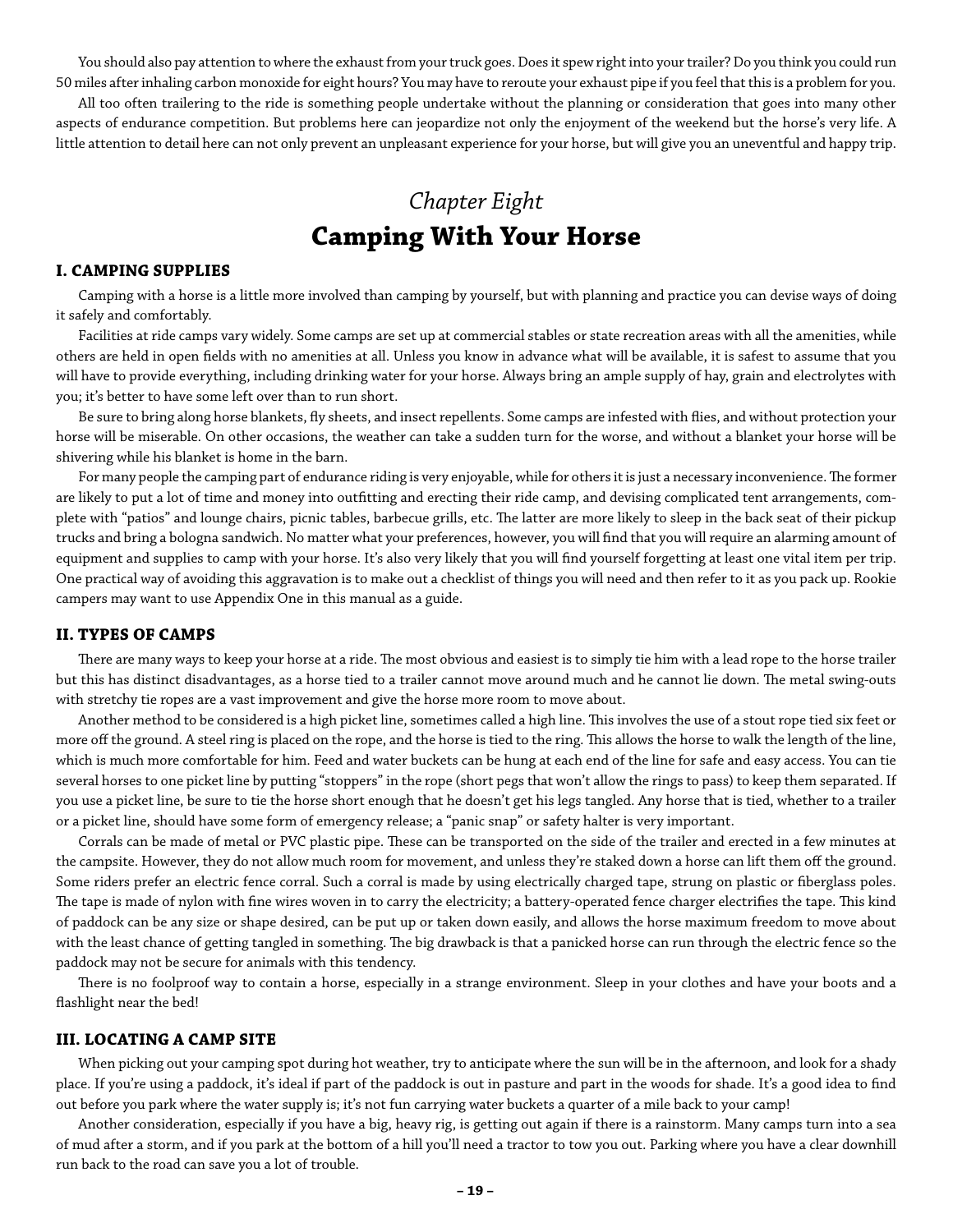You should also pay attention to where the exhaust from your truck goes. Does it spew right into your trailer? Do you think you could run 50 miles after inhaling carbon monoxide for eight hours? You may have to reroute your exhaust pipe if you feel that this is a problem for you.

All too often trailering to the ride is something people undertake without the planning or consideration that goes into many other aspects of endurance competition. But problems here can jeopardize not only the enjoyment of the weekend but the horse's very life. A little attention to detail here can not only prevent an unpleasant experience for your horse, but will give you an uneventful and happy trip.

# *Chapter Eight*
# Camping With Your Horse

## I. CAMPING SUPPLIES

Camping with a horse is a little more involved than camping by yourself, but with planning and practice you can devise ways of doing it safely and comfortably.

Facilities at ride camps vary widely. Some camps are set up at commercial stables or state recreation areas with all the amenities, while others are held in open fields with no amenities at all. Unless you know in advance what will be available, it is safest to assume that you will have to provide everything, including drinking water for your horse. Always bring an ample supply of hay, grain and electrolytes with you; it's better to have some left over than to run short.

Be sure to bring along horse blankets, fly sheets, and insect repellents. Some camps are infested with flies, and without protection your horse will be miserable. On other occasions, the weather can take a sudden turn for the worse, and without a blanket your horse will be shivering while his blanket is home in the barn.

For many people the camping part of endurance riding is very enjoyable, while for others it is just a necessary inconvenience. The former are likely to put a lot of time and money into outfitting and erecting their ride camp, and devising complicated tent arrangements, complete with "patios" and lounge chairs, picnic tables, barbecue grills, etc. The latter are more likely to sleep in the back seat of their pickup trucks and bring a bologna sandwich. No matter what your preferences, however, you will find that you will require an alarming amount of equipment and supplies to camp with your horse. It's also very likely that you will find yourself forgetting at least one vital item per trip. One practical way of avoiding this aggravation is to make out a checklist of things you will need and then refer to it as you pack up. Rookie campers may want to use Appendix One in this manual as a guide.

## II. TYPES OF CAMPS

There are many ways to keep your horse at a ride. The most obvious and easiest is to simply tie him with a lead rope to the horse trailer but this has distinct disadvantages, as a horse tied to a trailer cannot move around much and he cannot lie down. The metal swing-outs with stretchy tie ropes are a vast improvement and give the horse more room to move about.

Another method to be considered is a high picket line, sometimes called a high line. This involves the use of a stout rope tied six feet or more off the ground. A steel ring is placed on the rope, and the horse is tied to the ring. This allows the horse to walk the length of the line, which is much more comfortable for him. Feed and water buckets can be hung at each end of the line for safe and easy access. You can tie several horses to one picket line by putting "stoppers" in the rope (short pegs that won't allow the rings to pass) to keep them separated. If you use a picket line, be sure to tie the horse short enough that he doesn't get his legs tangled. Any horse that is tied, whether to a trailer or a picket line, should have some form of emergency release; a "panic snap" or safety halter is very important.

Corrals can be made of metal or PVC plastic pipe. These can be transported on the side of the trailer and erected in a few minutes at the campsite. However, they do not allow much room for movement, and unless they're staked down a horse can lift them off the ground. Some riders prefer an electric fence corral. Such a corral is made by using electrically charged tape, strung on plastic or fiberglass poles. The tape is made of nylon with fine wires woven in to carry the electricity; a battery-operated fence charger electrifies the tape. This kind of paddock can be any size or shape desired, can be put up or taken down easily, and allows the horse maximum freedom to move about with the least chance of getting tangled in something. The big drawback is that a panicked horse can run through the electric fence so the paddock may not be secure for animals with this tendency.

There is no foolproof way to contain a horse, especially in a strange environment. Sleep in your clothes and have your boots and a flashlight near the bed!

## III. LOCATING A CAMP SITE

When picking out your camping spot during hot weather, try to anticipate where the sun will be in the afternoon, and look for a shady place. If you're using a paddock, it's ideal if part of the paddock is out in pasture and part in the woods for shade. It's a good idea to find out before you park where the water supply is; it's not fun carrying water buckets a quarter of a mile back to your camp!

Another consideration, especially if you have a big, heavy rig, is getting out again if there is a rainstorm. Many camps turn into a sea of mud after a storm, and if you park at the bottom of a hill you'll need a tractor to tow you out. Parking where you have a clear downhill run back to the road can save you a lot of trouble.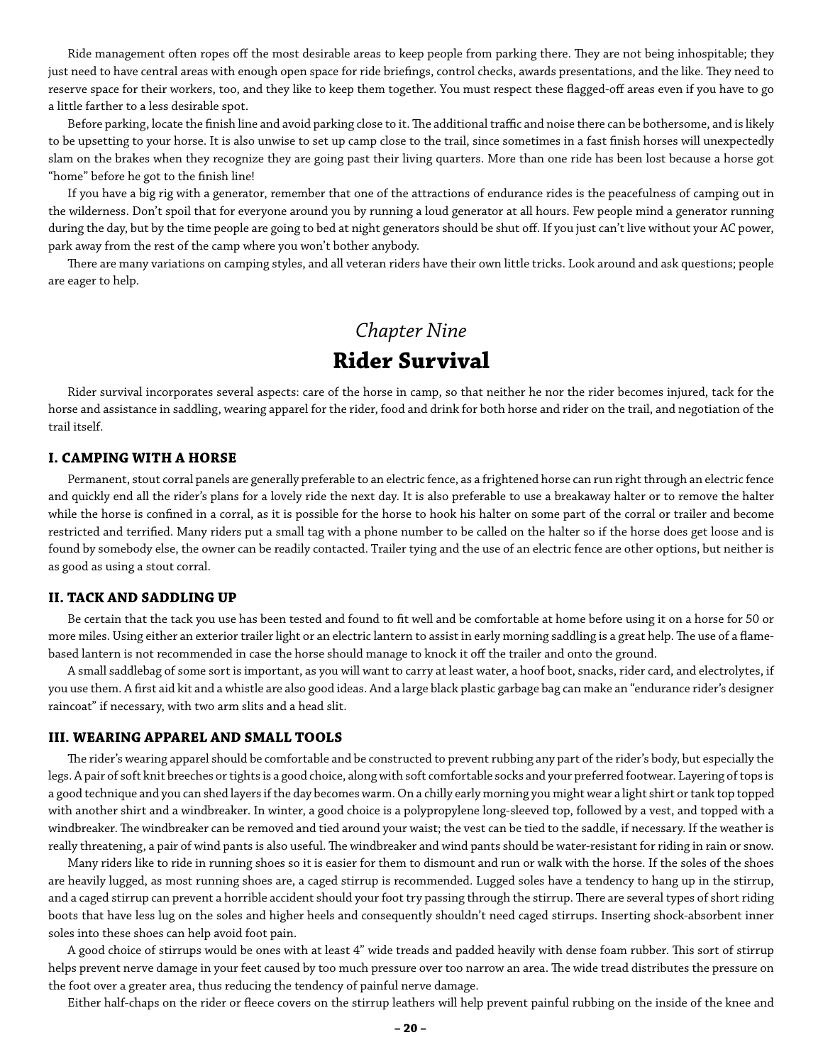Ride management often ropes off the most desirable areas to keep people from parking there. They are not being inhospitable; they just need to have central areas with enough open space for ride briefings, control checks, awards presentations, and the like. They need to reserve space for their workers, too, and they like to keep them together. You must respect these flagged-off areas even if you have to go a little farther to a less desirable spot.

Before parking, locate the finish line and avoid parking close to it. The additional traffic and noise there can be bothersome, and is likely to be upsetting to your horse. It is also unwise to set up camp close to the trail, since sometimes in a fast finish horses will unexpectedly slam on the brakes when they recognize they are going past their living quarters. More than one ride has been lost because a horse got "home" before he got to the finish line!

If you have a big rig with a generator, remember that one of the attractions of endurance rides is the peacefulness of camping out in the wilderness. Don't spoil that for everyone around you by running a loud generator at all hours. Few people mind a generator running during the day, but by the time people are going to bed at night generators should be shut off. If you just can't live without your AC power, park away from the rest of the camp where you won't bother anybody.

There are many variations on camping styles, and all veteran riders have their own little tricks. Look around and ask questions; people are eager to help.

# *Chapter Nine*
# Rider Survival

Rider survival incorporates several aspects: care of the horse in camp, so that neither he nor the rider becomes injured, tack for the horse and assistance in saddling, wearing apparel for the rider, food and drink for both horse and rider on the trail, and negotiation of the trail itself.

## I. CAMPING WITH A HORSE

Permanent, stout corral panels are generally preferable to an electric fence, as a frightened horse can run right through an electric fence and quickly end all the rider's plans for a lovely ride the next day. It is also preferable to use a breakaway halter or to remove the halter while the horse is confined in a corral, as it is possible for the horse to hook his halter on some part of the corral or trailer and become restricted and terrified. Many riders put a small tag with a phone number to be called on the halter so if the horse does get loose and is found by somebody else, the owner can be readily contacted. Trailer tying and the use of an electric fence are other options, but neither is as good as using a stout corral.

## II. TACK AND SADDLING UP

Be certain that the tack you use has been tested and found to fit well and be comfortable at home before using it on a horse for 50 or more miles. Using either an exterior trailer light or an electric lantern to assist in early morning saddling is a great help. The use of a flame-based lantern is not recommended in case the horse should manage to knock it off the trailer and onto the ground.

A small saddlebag of some sort is important, as you will want to carry at least water, a hoof boot, snacks, rider card, and electrolytes, if you use them. A first aid kit and a whistle are also good ideas. And a large black plastic garbage bag can make an "endurance rider's designer raincoat" if necessary, with two arm slits and a head slit.

## III. WEARING APPAREL AND SMALL TOOLS

The rider's wearing apparel should be comfortable and be constructed to prevent rubbing any part of the rider's body, but especially the legs. A pair of soft knit breeches or tights is a good choice, along with soft comfortable socks and your preferred footwear. Layering of tops is a good technique and you can shed layers if the day becomes warm. On a chilly early morning you might wear a light shirt or tank top topped with another shirt and a windbreaker. In winter, a good choice is a polypropylene long-sleeved top, followed by a vest, and topped with a windbreaker. The windbreaker can be removed and tied around your waist; the vest can be tied to the saddle, if necessary. If the weather is really threatening, a pair of wind pants is also useful. The windbreaker and wind pants should be water-resistant for riding in rain or snow.

Many riders like to ride in running shoes so it is easier for them to dismount and run or walk with the horse. If the soles of the shoes are heavily lugged, as most running shoes are, a caged stirrup is recommended. Lugged soles have a tendency to hang up in the stirrup, and a caged stirrup can prevent a horrible accident should your foot try passing through the stirrup. There are several types of short riding boots that have less lug on the soles and higher heels and consequently shouldn't need caged stirrups. Inserting shock-absorbent inner soles into these shoes can help avoid foot pain.

A good choice of stirrups would be ones with at least 4" wide treads and padded heavily with dense foam rubber. This sort of stirrup helps prevent nerve damage in your feet caused by too much pressure over too narrow an area. The wide tread distributes the pressure on the foot over a greater area, thus reducing the tendency of painful nerve damage.

Either half-chaps on the rider or fleece covers on the stirrup leathers will help prevent painful rubbing on the inside of the knee and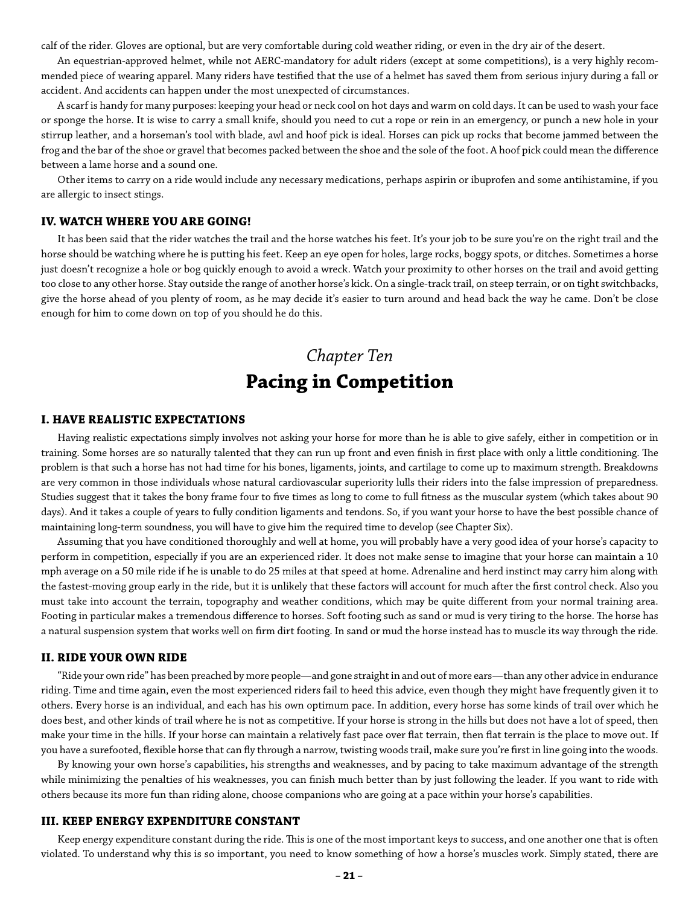calf of the rider. Gloves are optional, but are very comfortable during cold weather riding, or even in the dry air of the desert.

An equestrian-approved helmet, while not AERC-mandatory for adult riders (except at some competitions), is a very highly recommended piece of wearing apparel. Many riders have testified that the use of a helmet has saved them from serious injury during a fall or accident. And accidents can happen under the most unexpected of circumstances.

A scarf is handy for many purposes: keeping your head or neck cool on hot days and warm on cold days. It can be used to wash your face or sponge the horse. It is wise to carry a small knife, should you need to cut a rope or rein in an emergency, or punch a new hole in your stirrup leather, and a horseman's tool with blade, awl and hoof pick is ideal. Horses can pick up rocks that become jammed between the frog and the bar of the shoe or gravel that becomes packed between the shoe and the sole of the foot. A hoof pick could mean the difference between a lame horse and a sound one.

Other items to carry on a ride would include any necessary medications, perhaps aspirin or ibuprofen and some antihistamine, if you are allergic to insect stings.

### IV. WATCH WHERE YOU ARE GOING!

It has been said that the rider watches the trail and the horse watches his feet. It's your job to be sure you're on the right trail and the horse should be watching where he is putting his feet. Keep an eye open for holes, large rocks, boggy spots, or ditches. Sometimes a horse just doesn't recognize a hole or bog quickly enough to avoid a wreck. Watch your proximity to other horses on the trail and avoid getting too close to any other horse. Stay outside the range of another horse's kick. On a single-track trail, on steep terrain, or on tight switchbacks, give the horse ahead of you plenty of room, as he may decide it's easier to turn around and head back the way he came. Don't be close enough for him to come down on top of you should he do this.

## *Chapter Ten*
## Pacing in Competition

### I. HAVE REALISTIC EXPECTATIONS

Having realistic expectations simply involves not asking your horse for more than he is able to give safely, either in competition or in training. Some horses are so naturally talented that they can run up front and even finish in first place with only a little conditioning. The problem is that such a horse has not had time for his bones, ligaments, joints, and cartilage to come up to maximum strength. Breakdowns are very common in those individuals whose natural cardiovascular superiority lulls their riders into the false impression of preparedness. Studies suggest that it takes the bony frame four to five times as long to come to full fitness as the muscular system (which takes about 90 days). And it takes a couple of years to fully condition ligaments and tendons. So, if you want your horse to have the best possible chance of maintaining long-term soundness, you will have to give him the required time to develop (see Chapter Six).

Assuming that you have conditioned thoroughly and well at home, you will probably have a very good idea of your horse's capacity to perform in competition, especially if you are an experienced rider. It does not make sense to imagine that your horse can maintain a 10 mph average on a 50 mile ride if he is unable to do 25 miles at that speed at home. Adrenaline and herd instinct may carry him along with the fastest-moving group early in the ride, but it is unlikely that these factors will account for much after the first control check. Also you must take into account the terrain, topography and weather conditions, which may be quite different from your normal training area. Footing in particular makes a tremendous difference to horses. Soft footing such as sand or mud is very tiring to the horse. The horse has a natural suspension system that works well on firm dirt footing. In sand or mud the horse instead has to muscle its way through the ride.

### II. RIDE YOUR OWN RIDE

"Ride your own ride" has been preached by more people—and gone straight in and out of more ears—than any other advice in endurance riding. Time and time again, even the most experienced riders fail to heed this advice, even though they might have frequently given it to others. Every horse is an individual, and each has his own optimum pace. In addition, every horse has some kinds of trail over which he does best, and other kinds of trail where he is not as competitive. If your horse is strong in the hills but does not have a lot of speed, then make your time in the hills. If your horse can maintain a relatively fast pace over flat terrain, then flat terrain is the place to move out. If you have a surefooted, flexible horse that can fly through a narrow, twisting woods trail, make sure you're first in line going into the woods.

By knowing your own horse's capabilities, his strengths and weaknesses, and by pacing to take maximum advantage of the strength while minimizing the penalties of his weaknesses, you can finish much better than by just following the leader. If you want to ride with others because its more fun than riding alone, choose companions who are going at a pace within your horse's capabilities.

### III. KEEP ENERGY EXPENDITURE CONSTANT

Keep energy expenditure constant during the ride. This is one of the most important keys to success, and one another one that is often violated. To understand why this is so important, you need to know something of how a horse's muscles work. Simply stated, there are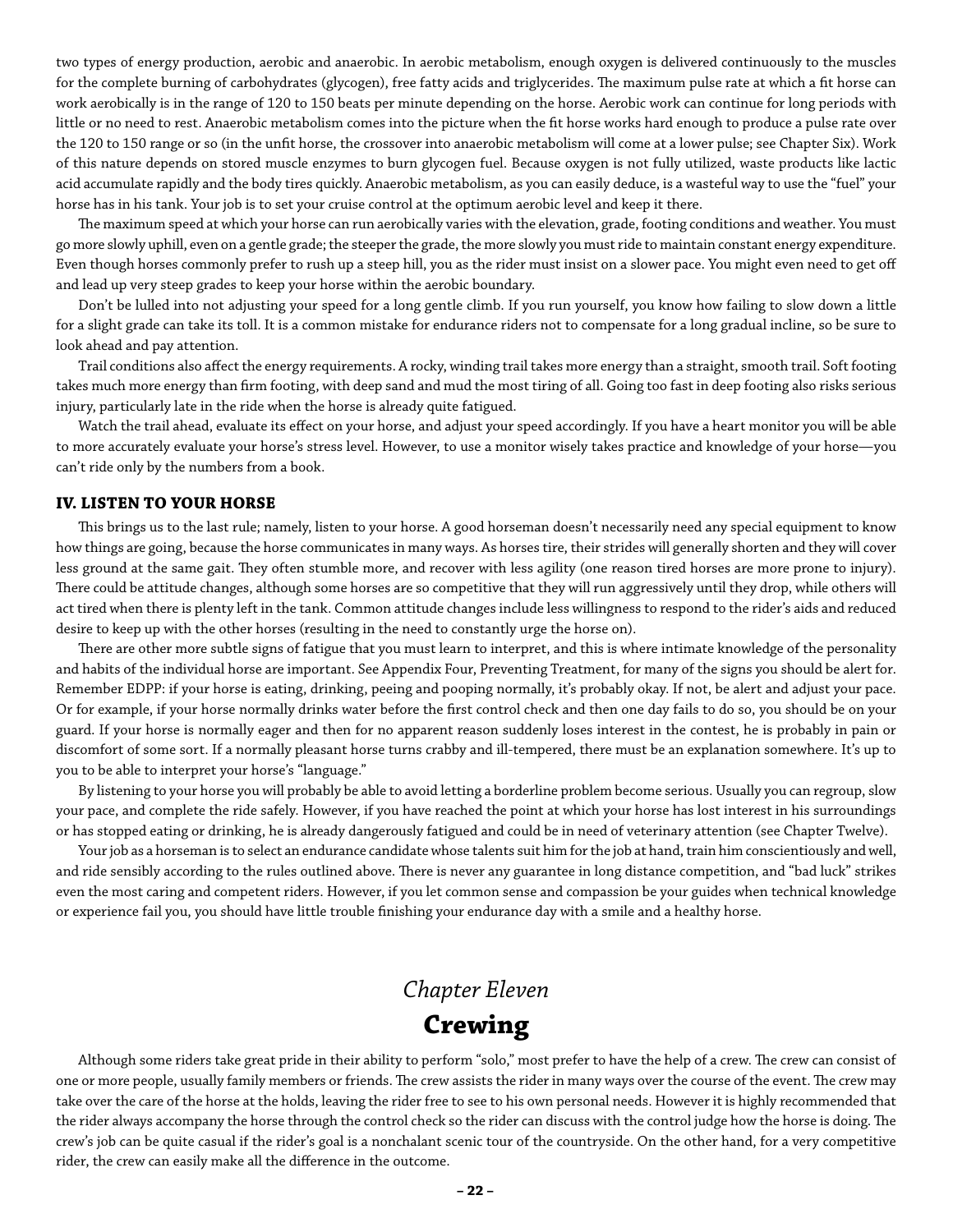two types of energy production, aerobic and anaerobic. In aerobic metabolism, enough oxygen is delivered continuously to the muscles for the complete burning of carbohydrates (glycogen), free fatty acids and triglycerides. The maximum pulse rate at which a fit horse can work aerobically is in the range of 120 to 150 beats per minute depending on the horse. Aerobic work can continue for long periods with little or no need to rest. Anaerobic metabolism comes into the picture when the fit horse works hard enough to produce a pulse rate over the 120 to 150 range or so (in the unfit horse, the crossover into anaerobic metabolism will come at a lower pulse; see Chapter Six). Work of this nature depends on stored muscle enzymes to burn glycogen fuel. Because oxygen is not fully utilized, waste products like lactic acid accumulate rapidly and the body tires quickly. Anaerobic metabolism, as you can easily deduce, is a wasteful way to use the "fuel" your horse has in his tank. Your job is to set your cruise control at the optimum aerobic level and keep it there.

The maximum speed at which your horse can run aerobically varies with the elevation, grade, footing conditions and weather. You must go more slowly uphill, even on a gentle grade; the steeper the grade, the more slowly you must ride to maintain constant energy expenditure. Even though horses commonly prefer to rush up a steep hill, you as the rider must insist on a slower pace. You might even need to get off and lead up very steep grades to keep your horse within the aerobic boundary.

Don't be lulled into not adjusting your speed for a long gentle climb. If you run yourself, you know how failing to slow down a little for a slight grade can take its toll. It is a common mistake for endurance riders not to compensate for a long gradual incline, so be sure to look ahead and pay attention.

Trail conditions also affect the energy requirements. A rocky, winding trail takes more energy than a straight, smooth trail. Soft footing takes much more energy than firm footing, with deep sand and mud the most tiring of all. Going too fast in deep footing also risks serious injury, particularly late in the ride when the horse is already quite fatigued.

Watch the trail ahead, evaluate its effect on your horse, and adjust your speed accordingly. If you have a heart monitor you will be able to more accurately evaluate your horse's stress level. However, to use a monitor wisely takes practice and knowledge of your horse—you can't ride only by the numbers from a book.

### IV. LISTEN TO YOUR HORSE

This brings us to the last rule; namely, listen to your horse. A good horseman doesn't necessarily need any special equipment to know how things are going, because the horse communicates in many ways. As horses tire, their strides will generally shorten and they will cover less ground at the same gait. They often stumble more, and recover with less agility (one reason tired horses are more prone to injury). There could be attitude changes, although some horses are so competitive that they will run aggressively until they drop, while others will act tired when there is plenty left in the tank. Common attitude changes include less willingness to respond to the rider's aids and reduced desire to keep up with the other horses (resulting in the need to constantly urge the horse on).

There are other more subtle signs of fatigue that you must learn to interpret, and this is where intimate knowledge of the personality and habits of the individual horse are important. See Appendix Four, Preventing Treatment, for many of the signs you should be alert for. Remember EDPP: if your horse is eating, drinking, peeing and pooping normally, it's probably okay. If not, be alert and adjust your pace. Or for example, if your horse normally drinks water before the first control check and then one day fails to do so, you should be on your guard. If your horse is normally eager and then for no apparent reason suddenly loses interest in the contest, he is probably in pain or discomfort of some sort. If a normally pleasant horse turns crabby and ill-tempered, there must be an explanation somewhere. It's up to you to be able to interpret your horse's "language."

By listening to your horse you will probably be able to avoid letting a borderline problem become serious. Usually you can regroup, slow your pace, and complete the ride safely. However, if you have reached the point at which your horse has lost interest in his surroundings or has stopped eating or drinking, he is already dangerously fatigued and could be in need of veterinary attention (see Chapter Twelve).

Your job as a horseman is to select an endurance candidate whose talents suit him for the job at hand, train him conscientiously and well, and ride sensibly according to the rules outlined above. There is never any guarantee in long distance competition, and "bad luck" strikes even the most caring and competent riders. However, if you let common sense and compassion be your guides when technical knowledge or experience fail you, you should have little trouble finishing your endurance day with a smile and a healthy horse.

## *Chapter Eleven*
## **Crewing**

Although some riders take great pride in their ability to perform "solo," most prefer to have the help of a crew. The crew can consist of one or more people, usually family members or friends. The crew assists the rider in many ways over the course of the event. The crew may take over the care of the horse at the holds, leaving the rider free to see to his own personal needs. However it is highly recommended that the rider always accompany the horse through the control check so the rider can discuss with the control judge how the horse is doing. The crew's job can be quite casual if the rider's goal is a nonchalant scenic tour of the countryside. On the other hand, for a very competitive rider, the crew can easily make all the difference in the outcome.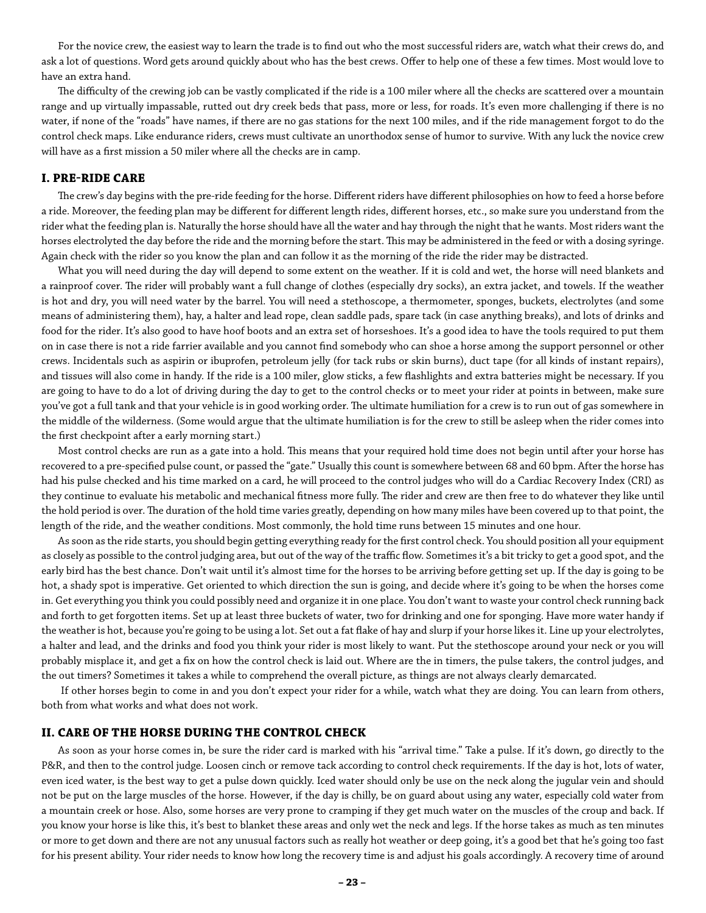For the novice crew, the easiest way to learn the trade is to find out who the most successful riders are, watch what their crews do, and ask a lot of questions. Word gets around quickly about who has the best crews. Offer to help one of these a few times. Most would love to have an extra hand.

The difficulty of the crewing job can be vastly complicated if the ride is a 100 miler where all the checks are scattered over a mountain range and up virtually impassable, rutted out dry creek beds that pass, more or less, for roads. It's even more challenging if there is no water, if none of the "roads" have names, if there are no gas stations for the next 100 miles, and if the ride management forgot to do the control check maps. Like endurance riders, crews must cultivate an unorthodox sense of humor to survive. With any luck the novice crew will have as a first mission a 50 miler where all the checks are in camp.

## I. PRE-RIDE CARE

The crew's day begins with the pre-ride feeding for the horse. Different riders have different philosophies on how to feed a horse before a ride. Moreover, the feeding plan may be different for different length rides, different horses, etc., so make sure you understand from the rider what the feeding plan is. Naturally the horse should have all the water and hay through the night that he wants. Most riders want the horses electrolyted the day before the ride and the morning before the start. This may be administered in the feed or with a dosing syringe. Again check with the rider so you know the plan and can follow it as the morning of the ride the rider may be distracted.

What you will need during the day will depend to some extent on the weather. If it is cold and wet, the horse will need blankets and a rainproof cover. The rider will probably want a full change of clothes (especially dry socks), an extra jacket, and towels. If the weather is hot and dry, you will need water by the barrel. You will need a stethoscope, a thermometer, sponges, buckets, electrolytes (and some means of administering them), hay, a halter and lead rope, clean saddle pads, spare tack (in case anything breaks), and lots of drinks and food for the rider. It's also good to have hoof boots and an extra set of horseshoes. It's a good idea to have the tools required to put them on in case there is not a ride farrier available and you cannot find somebody who can shoe a horse among the support personnel or other crews. Incidentals such as aspirin or ibuprofen, petroleum jelly (for tack rubs or skin burns), duct tape (for all kinds of instant repairs), and tissues will also come in handy. If the ride is a 100 miler, glow sticks, a few flashlights and extra batteries might be necessary. If you are going to have to do a lot of driving during the day to get to the control checks or to meet your rider at points in between, make sure you've got a full tank and that your vehicle is in good working order. The ultimate humiliation for a crew is to run out of gas somewhere in the middle of the wilderness. (Some would argue that the ultimate humiliation is for the crew to still be asleep when the rider comes into the first checkpoint after a early morning start.)

Most control checks are run as a gate into a hold. This means that your required hold time does not begin until after your horse has recovered to a pre-specified pulse count, or passed the "gate." Usually this count is somewhere between 68 and 60 bpm. After the horse has had his pulse checked and his time marked on a card, he will proceed to the control judges who will do a Cardiac Recovery Index (CRI) as they continue to evaluate his metabolic and mechanical fitness more fully. The rider and crew are then free to do whatever they like until the hold period is over. The duration of the hold time varies greatly, depending on how many miles have been covered up to that point, the length of the ride, and the weather conditions. Most commonly, the hold time runs between 15 minutes and one hour.

As soon as the ride starts, you should begin getting everything ready for the first control check. You should position all your equipment as closely as possible to the control judging area, but out of the way of the traffic flow. Sometimes it's a bit tricky to get a good spot, and the early bird has the best chance. Don't wait until it's almost time for the horses to be arriving before getting set up. If the day is going to be hot, a shady spot is imperative. Get oriented to which direction the sun is going, and decide where it's going to be when the horses come in. Get everything you think you could possibly need and organize it in one place. You don't want to waste your control check running back and forth to get forgotten items. Set up at least three buckets of water, two for drinking and one for sponging. Have more water handy if the weather is hot, because you're going to be using a lot. Set out a fat flake of hay and slurp if your horse likes it. Line up your electrolytes, a halter and lead, and the drinks and food you think your rider is most likely to want. Put the stethoscope around your neck or you will probably misplace it, and get a fix on how the control check is laid out. Where are the in timers, the pulse takers, the control judges, and the out timers? Sometimes it takes a while to comprehend the overall picture, as things are not always clearly demarcated.

If other horses begin to come in and you don't expect your rider for a while, watch what they are doing. You can learn from others, both from what works and what does not work.

## II. CARE OF THE HORSE DURING THE CONTROL CHECK

As soon as your horse comes in, be sure the rider card is marked with his "arrival time." Take a pulse. If it's down, go directly to the P&R, and then to the control judge. Loosen cinch or remove tack according to control check requirements. If the day is hot, lots of water, even iced water, is the best way to get a pulse down quickly. Iced water should only be use on the neck along the jugular vein and should not be put on the large muscles of the horse. However, if the day is chilly, be on guard about using any water, especially cold water from a mountain creek or hose. Also, some horses are very prone to cramping if they get much water on the muscles of the croup and back. If you know your horse is like this, it's best to blanket these areas and only wet the neck and legs. If the horse takes as much as ten minutes or more to get down and there are not any unusual factors such as really hot weather or deep going, it's a good bet that he's going too fast for his present ability. Your rider needs to know how long the recovery time is and adjust his goals accordingly. A recovery time of around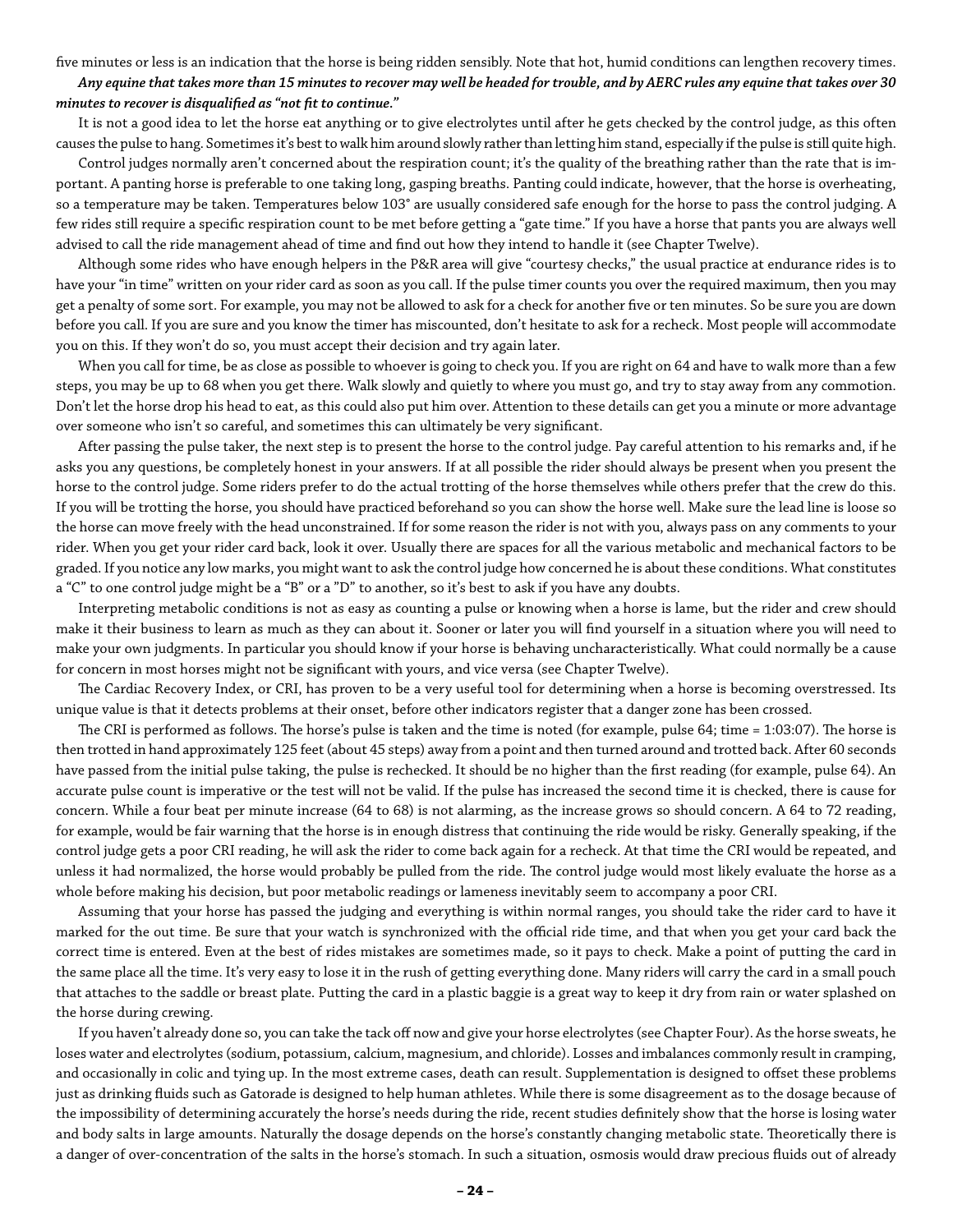five minutes or less is an indication that the horse is being ridden sensibly. Note that hot, humid conditions can lengthen recovery times.

***Any equine that takes more than 15 minutes to recover may well be headed for trouble, and by AERC rules any equine that takes over 30 minutes to recover is disqualified as "not fit to continue."***

It is not a good idea to let the horse eat anything or to give electrolytes until after he gets checked by the control judge, as this often causes the pulse to hang. Sometimes it's best to walk him around slowly rather than letting him stand, especially if the pulse is still quite high.

Control judges normally aren't concerned about the respiration count; it's the quality of the breathing rather than the rate that is important. A panting horse is preferable to one taking long, gasping breaths. Panting could indicate, however, that the horse is overheating, so a temperature may be taken. Temperatures below 103° are usually considered safe enough for the horse to pass the control judging. A few rides still require a specific respiration count to be met before getting a "gate time." If you have a horse that pants you are always well advised to call the ride management ahead of time and find out how they intend to handle it (see Chapter Twelve).

Although some rides who have enough helpers in the P&R area will give "courtesy checks," the usual practice at endurance rides is to have your "in time" written on your rider card as soon as you call. If the pulse timer counts you over the required maximum, then you may get a penalty of some sort. For example, you may not be allowed to ask for a check for another five or ten minutes. So be sure you are down before you call. If you are sure and you know the timer has miscounted, don't hesitate to ask for a recheck. Most people will accommodate you on this. If they won't do so, you must accept their decision and try again later.

When you call for time, be as close as possible to whoever is going to check you. If you are right on 64 and have to walk more than a few steps, you may be up to 68 when you get there. Walk slowly and quietly to where you must go, and try to stay away from any commotion. Don't let the horse drop his head to eat, as this could also put him over. Attention to these details can get you a minute or more advantage over someone who isn't so careful, and sometimes this can ultimately be very significant.

After passing the pulse taker, the next step is to present the horse to the control judge. Pay careful attention to his remarks and, if he asks you any questions, be completely honest in your answers. If at all possible the rider should always be present when you present the horse to the control judge. Some riders prefer to do the actual trotting of the horse themselves while others prefer that the crew do this. If you will be trotting the horse, you should have practiced beforehand so you can show the horse well. Make sure the lead line is loose so the horse can move freely with the head unconstrained. If for some reason the rider is not with you, always pass on any comments to your rider. When you get your rider card back, look it over. Usually there are spaces for all the various metabolic and mechanical factors to be graded. If you notice any low marks, you might want to ask the control judge how concerned he is about these conditions. What constitutes a "C" to one control judge might be a "B" or a "D" to another, so it's best to ask if you have any doubts.

Interpreting metabolic conditions is not as easy as counting a pulse or knowing when a horse is lame, but the rider and crew should make it their business to learn as much as they can about it. Sooner or later you will find yourself in a situation where you will need to make your own judgments. In particular you should know if your horse is behaving uncharacteristically. What could normally be a cause for concern in most horses might not be significant with yours, and vice versa (see Chapter Twelve).

The Cardiac Recovery Index, or CRI, has proven to be a very useful tool for determining when a horse is becoming overstressed. Its unique value is that it detects problems at their onset, before other indicators register that a danger zone has been crossed.

The CRI is performed as follows. The horse's pulse is taken and the time is noted (for example, pulse 64; time = 1:03:07). The horse is then trotted in hand approximately 125 feet (about 45 steps) away from a point and then turned around and trotted back. After 60 seconds have passed from the initial pulse taking, the pulse is rechecked. It should be no higher than the first reading (for example, pulse 64). An accurate pulse count is imperative or the test will not be valid. If the pulse has increased the second time it is checked, there is cause for concern. While a four beat per minute increase (64 to 68) is not alarming, as the increase grows so should concern. A 64 to 72 reading, for example, would be fair warning that the horse is in enough distress that continuing the ride would be risky. Generally speaking, if the control judge gets a poor CRI reading, he will ask the rider to come back again for a recheck. At that time the CRI would be repeated, and unless it had normalized, the horse would probably be pulled from the ride. The control judge would most likely evaluate the horse as a whole before making his decision, but poor metabolic readings or lameness inevitably seem to accompany a poor CRI.

Assuming that your horse has passed the judging and everything is within normal ranges, you should take the rider card to have it marked for the out time. Be sure that your watch is synchronized with the official ride time, and that when you get your card back the correct time is entered. Even at the best of rides mistakes are sometimes made, so it pays to check. Make a point of putting the card in the same place all the time. It's very easy to lose it in the rush of getting everything done. Many riders will carry the card in a small pouch that attaches to the saddle or breast plate. Putting the card in a plastic baggie is a great way to keep it dry from rain or water splashed on the horse during crewing.

If you haven't already done so, you can take the tack off now and give your horse electrolytes (see Chapter Four). As the horse sweats, he loses water and electrolytes (sodium, potassium, calcium, magnesium, and chloride). Losses and imbalances commonly result in cramping, and occasionally in colic and tying up. In the most extreme cases, death can result. Supplementation is designed to offset these problems just as drinking fluids such as Gatorade is designed to help human athletes. While there is some disagreement as to the dosage because of the impossibility of determining accurately the horse's needs during the ride, recent studies definitely show that the horse is losing water and body salts in large amounts. Naturally the dosage depends on the horse's constantly changing metabolic state. Theoretically there is a danger of over-concentration of the salts in the horse's stomach. In such a situation, osmosis would draw precious fluids out of already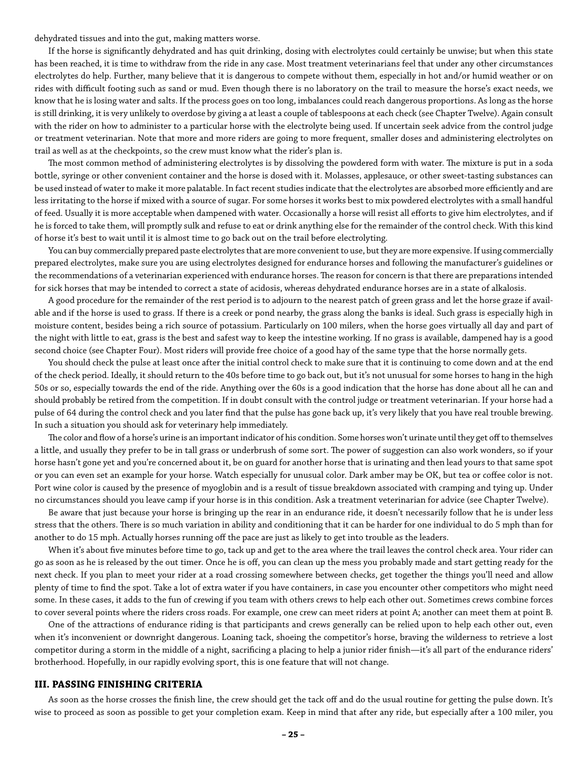dehydrated tissues and into the gut, making matters worse.

If the horse is significantly dehydrated and has quit drinking, dosing with electrolytes could certainly be unwise; but when this state has been reached, it is time to withdraw from the ride in any case. Most treatment veterinarians feel that under any other circumstances electrolytes do help. Further, many believe that it is dangerous to compete without them, especially in hot and/or humid weather or on rides with difficult footing such as sand or mud. Even though there is no laboratory on the trail to measure the horse's exact needs, we know that he is losing water and salts. If the process goes on too long, imbalances could reach dangerous proportions. As long as the horse is still drinking, it is very unlikely to overdose by giving a at least a couple of tablespoons at each check (see Chapter Twelve). Again consult with the rider on how to administer to a particular horse with the electrolyte being used. If uncertain seek advice from the control judge or treatment veterinarian. Note that more and more riders are going to more frequent, smaller doses and administering electrolytes on trail as well as at the checkpoints, so the crew must know what the rider's plan is.

The most common method of administering electrolytes is by dissolving the powdered form with water. The mixture is put in a soda bottle, syringe or other convenient container and the horse is dosed with it. Molasses, applesauce, or other sweet-tasting substances can be used instead of water to make it more palatable. In fact recent studies indicate that the electrolytes are absorbed more efficiently and are less irritating to the horse if mixed with a source of sugar. For some horses it works best to mix powdered electrolytes with a small handful of feed. Usually it is more acceptable when dampened with water. Occasionally a horse will resist all efforts to give him electrolytes, and if he is forced to take them, will promptly sulk and refuse to eat or drink anything else for the remainder of the control check. With this kind of horse it's best to wait until it is almost time to go back out on the trail before electrolyting.

You can buy commercially prepared paste electrolytes that are more convenient to use, but they are more expensive. If using commercially prepared electrolytes, make sure you are using electrolytes designed for endurance horses and following the manufacturer's guidelines or the recommendations of a veterinarian experienced with endurance horses. The reason for concern is that there are preparations intended for sick horses that may be intended to correct a state of acidosis, whereas dehydrated endurance horses are in a state of alkalosis.

A good procedure for the remainder of the rest period is to adjourn to the nearest patch of green grass and let the horse graze if available and if the horse is used to grass. If there is a creek or pond nearby, the grass along the banks is ideal. Such grass is especially high in moisture content, besides being a rich source of potassium. Particularly on 100 milers, when the horse goes virtually all day and part of the night with little to eat, grass is the best and safest way to keep the intestine working. If no grass is available, dampened hay is a good second choice (see Chapter Four). Most riders will provide free choice of a good hay of the same type that the horse normally gets.

You should check the pulse at least once after the initial control check to make sure that it is continuing to come down and at the end of the check period. Ideally, it should return to the 40s before time to go back out, but it's not unusual for some horses to hang in the high 50s or so, especially towards the end of the ride. Anything over the 60s is a good indication that the horse has done about all he can and should probably be retired from the competition. If in doubt consult with the control judge or treatment veterinarian. If your horse had a pulse of 64 during the control check and you later find that the pulse has gone back up, it's very likely that you have real trouble brewing. In such a situation you should ask for veterinary help immediately.

The color and flow of a horse's urine is an important indicator of his condition. Some horses won't urinate until they get off to themselves a little, and usually they prefer to be in tall grass or underbrush of some sort. The power of suggestion can also work wonders, so if your horse hasn't gone yet and you're concerned about it, be on guard for another horse that is urinating and then lead yours to that same spot or you can even set an example for your horse. Watch especially for unusual color. Dark amber may be OK, but tea or coffee color is not. Port wine color is caused by the presence of myoglobin and is a result of tissue breakdown associated with cramping and tying up. Under no circumstances should you leave camp if your horse is in this condition. Ask a treatment veterinarian for advice (see Chapter Twelve).

Be aware that just because your horse is bringing up the rear in an endurance ride, it doesn't necessarily follow that he is under less stress that the others. There is so much variation in ability and conditioning that it can be harder for one individual to do 5 mph than for another to do 15 mph. Actually horses running off the pace are just as likely to get into trouble as the leaders.

When it's about five minutes before time to go, tack up and get to the area where the trail leaves the control check area. Your rider can go as soon as he is released by the out timer. Once he is off, you can clean up the mess you probably made and start getting ready for the next check. If you plan to meet your rider at a road crossing somewhere between checks, get together the things you'll need and allow plenty of time to find the spot. Take a lot of extra water if you have containers, in case you encounter other competitors who might need some. In these cases, it adds to the fun of crewing if you team with others crews to help each other out. Sometimes crews combine forces to cover several points where the riders cross roads. For example, one crew can meet riders at point A; another can meet them at point B.

One of the attractions of endurance riding is that participants and crews generally can be relied upon to help each other out, even when it's inconvenient or downright dangerous. Loaning tack, shoeing the competitor's horse, braving the wilderness to retrieve a lost competitor during a storm in the middle of a night, sacrificing a placing to help a junior rider finish—it's all part of the endurance riders' brotherhood. Hopefully, in our rapidly evolving sport, this is one feature that will not change.

### III. PASSING FINISHING CRITERIA

As soon as the horse crosses the finish line, the crew should get the tack off and do the usual routine for getting the pulse down. It's wise to proceed as soon as possible to get your completion exam. Keep in mind that after any ride, but especially after a 100 miler, you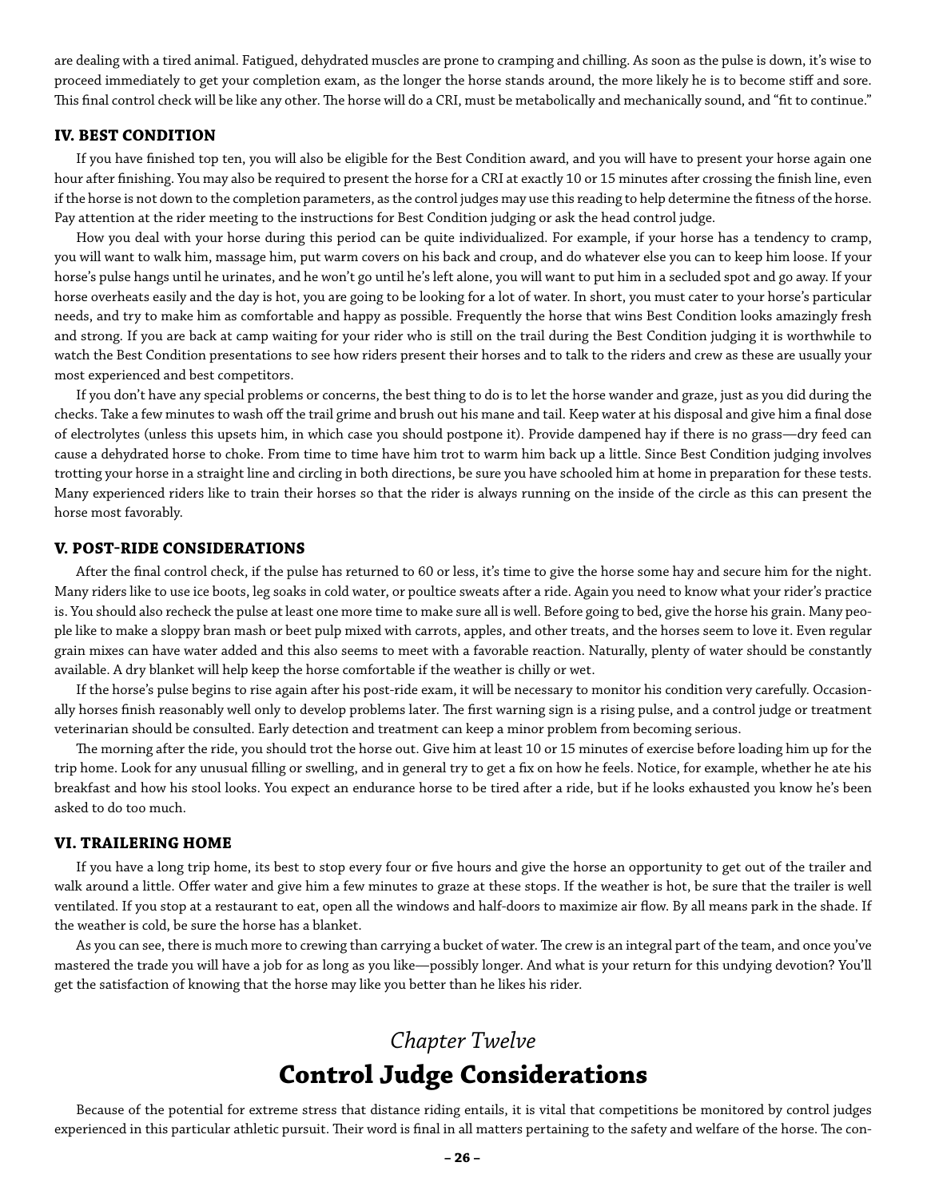are dealing with a tired animal. Fatigued, dehydrated muscles are prone to cramping and chilling. As soon as the pulse is down, it's wise to proceed immediately to get your completion exam, as the longer the horse stands around, the more likely he is to become stiff and sore. This final control check will be like any other. The horse will do a CRI, must be metabolically and mechanically sound, and "fit to continue."

### IV. BEST CONDITION

If you have finished top ten, you will also be eligible for the Best Condition award, and you will have to present your horse again one hour after finishing. You may also be required to present the horse for a CRI at exactly 10 or 15 minutes after crossing the finish line, even if the horse is not down to the completion parameters, as the control judges may use this reading to help determine the fitness of the horse. Pay attention at the rider meeting to the instructions for Best Condition judging or ask the head control judge.

How you deal with your horse during this period can be quite individualized. For example, if your horse has a tendency to cramp, you will want to walk him, massage him, put warm covers on his back and croup, and do whatever else you can to keep him loose. If your horse's pulse hangs until he urinates, and he won't go until he's left alone, you will want to put him in a secluded spot and go away. If your horse overheats easily and the day is hot, you are going to be looking for a lot of water. In short, you must cater to your horse's particular needs, and try to make him as comfortable and happy as possible. Frequently the horse that wins Best Condition looks amazingly fresh and strong. If you are back at camp waiting for your rider who is still on the trail during the Best Condition judging it is worthwhile to watch the Best Condition presentations to see how riders present their horses and to talk to the riders and crew as these are usually your most experienced and best competitors.

If you don't have any special problems or concerns, the best thing to do is to let the horse wander and graze, just as you did during the checks. Take a few minutes to wash off the trail grime and brush out his mane and tail. Keep water at his disposal and give him a final dose of electrolytes (unless this upsets him, in which case you should postpone it). Provide dampened hay if there is no grass—dry feed can cause a dehydrated horse to choke. From time to time have him trot to warm him back up a little. Since Best Condition judging involves trotting your horse in a straight line and circling in both directions, be sure you have schooled him at home in preparation for these tests. Many experienced riders like to train their horses so that the rider is always running on the inside of the circle as this can present the horse most favorably.

### V. POST-RIDE CONSIDERATIONS

After the final control check, if the pulse has returned to 60 or less, it's time to give the horse some hay and secure him for the night. Many riders like to use ice boots, leg soaks in cold water, or poultice sweats after a ride. Again you need to know what your rider's practice is. You should also recheck the pulse at least one more time to make sure all is well. Before going to bed, give the horse his grain. Many people like to make a sloppy bran mash or beet pulp mixed with carrots, apples, and other treats, and the horses seem to love it. Even regular grain mixes can have water added and this also seems to meet with a favorable reaction. Naturally, plenty of water should be constantly available. A dry blanket will help keep the horse comfortable if the weather is chilly or wet.

If the horse's pulse begins to rise again after his post-ride exam, it will be necessary to monitor his condition very carefully. Occasionally horses finish reasonably well only to develop problems later. The first warning sign is a rising pulse, and a control judge or treatment veterinarian should be consulted. Early detection and treatment can keep a minor problem from becoming serious.

The morning after the ride, you should trot the horse out. Give him at least 10 or 15 minutes of exercise before loading him up for the trip home. Look for any unusual filling or swelling, and in general try to get a fix on how he feels. Notice, for example, whether he ate his breakfast and how his stool looks. You expect an endurance horse to be tired after a ride, but if he looks exhausted you know he's been asked to do too much.

### VI. TRAILERING HOME

If you have a long trip home, its best to stop every four or five hours and give the horse an opportunity to get out of the trailer and walk around a little. Offer water and give him a few minutes to graze at these stops. If the weather is hot, be sure that the trailer is well ventilated. If you stop at a restaurant to eat, open all the windows and half-doors to maximize air flow. By all means park in the shade. If the weather is cold, be sure the horse has a blanket.

As you can see, there is much more to crewing than carrying a bucket of water. The crew is an integral part of the team, and once you've mastered the trade you will have a job for as long as you like—possibly longer. And what is your return for this undying devotion? You'll get the satisfaction of knowing that the horse may like you better than he likes his rider.

## *Chapter Twelve*
## Control Judge Considerations

Because of the potential for extreme stress that distance riding entails, it is vital that competitions be monitored by control judges experienced in this particular athletic pursuit. Their word is final in all matters pertaining to the safety and welfare of the horse. The con-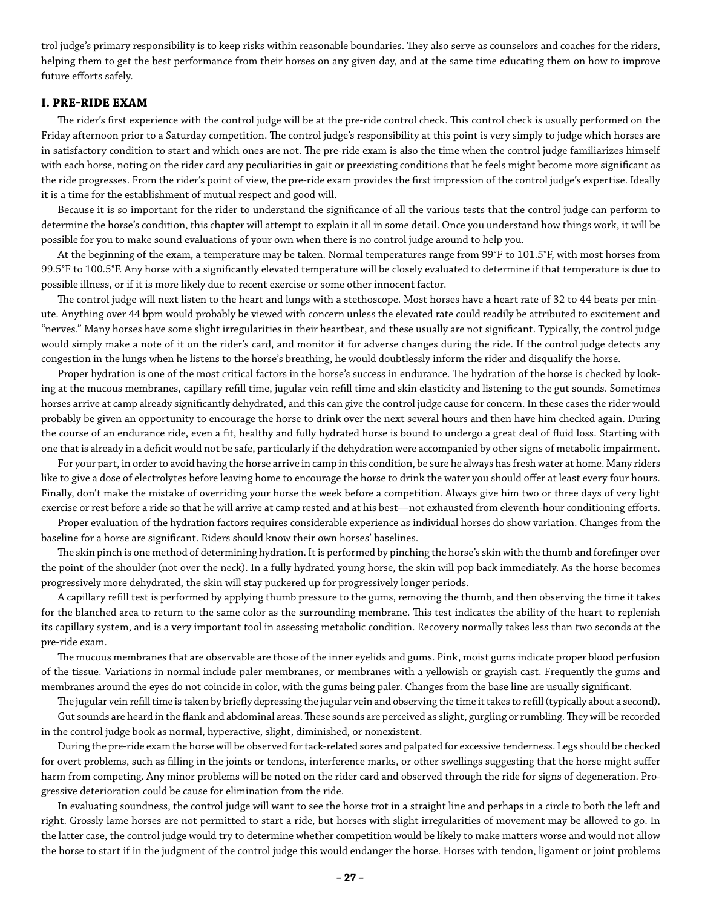trol judge's primary responsibility is to keep risks within reasonable boundaries. They also serve as counselors and coaches for the riders, helping them to get the best performance from their horses on any given day, and at the same time educating them on how to improve future efforts safely.

## I. PRE-RIDE EXAM

The rider's first experience with the control judge will be at the pre-ride control check. This control check is usually performed on the Friday afternoon prior to a Saturday competition. The control judge's responsibility at this point is very simply to judge which horses are in satisfactory condition to start and which ones are not. The pre-ride exam is also the time when the control judge familiarizes himself with each horse, noting on the rider card any peculiarities in gait or preexisting conditions that he feels might become more significant as the ride progresses. From the rider's point of view, the pre-ride exam provides the first impression of the control judge's expertise. Ideally it is a time for the establishment of mutual respect and good will.

Because it is so important for the rider to understand the significance of all the various tests that the control judge can perform to determine the horse's condition, this chapter will attempt to explain it all in some detail. Once you understand how things work, it will be possible for you to make sound evaluations of your own when there is no control judge around to help you.

At the beginning of the exam, a temperature may be taken. Normal temperatures range from 99°F to 101.5°F, with most horses from 99.5°F to 100.5°F. Any horse with a significantly elevated temperature will be closely evaluated to determine if that temperature is due to possible illness, or if it is more likely due to recent exercise or some other innocent factor.

The control judge will next listen to the heart and lungs with a stethoscope. Most horses have a heart rate of 32 to 44 beats per minute. Anything over 44 bpm would probably be viewed with concern unless the elevated rate could readily be attributed to excitement and "nerves." Many horses have some slight irregularities in their heartbeat, and these usually are not significant. Typically, the control judge would simply make a note of it on the rider's card, and monitor it for adverse changes during the ride. If the control judge detects any congestion in the lungs when he listens to the horse's breathing, he would doubtlessly inform the rider and disqualify the horse.

Proper hydration is one of the most critical factors in the horse's success in endurance. The hydration of the horse is checked by looking at the mucous membranes, capillary refill time, jugular vein refill time and skin elasticity and listening to the gut sounds. Sometimes horses arrive at camp already significantly dehydrated, and this can give the control judge cause for concern. In these cases the rider would probably be given an opportunity to encourage the horse to drink over the next several hours and then have him checked again. During the course of an endurance ride, even a fit, healthy and fully hydrated horse is bound to undergo a great deal of fluid loss. Starting with one that is already in a deficit would not be safe, particularly if the dehydration were accompanied by other signs of metabolic impairment.

For your part, in order to avoid having the horse arrive in camp in this condition, be sure he always has fresh water at home. Many riders like to give a dose of electrolytes before leaving home to encourage the horse to drink the water you should offer at least every four hours. Finally, don't make the mistake of overriding your horse the week before a competition. Always give him two or three days of very light exercise or rest before a ride so that he will arrive at camp rested and at his best—not exhausted from eleventh-hour conditioning efforts.

Proper evaluation of the hydration factors requires considerable experience as individual horses do show variation. Changes from the baseline for a horse are significant. Riders should know their own horses' baselines.

The skin pinch is one method of determining hydration. It is performed by pinching the horse's skin with the thumb and forefinger over the point of the shoulder (not over the neck). In a fully hydrated young horse, the skin will pop back immediately. As the horse becomes progressively more dehydrated, the skin will stay puckered up for progressively longer periods.

A capillary refill test is performed by applying thumb pressure to the gums, removing the thumb, and then observing the time it takes for the blanched area to return to the same color as the surrounding membrane. This test indicates the ability of the heart to replenish its capillary system, and is a very important tool in assessing metabolic condition. Recovery normally takes less than two seconds at the pre-ride exam.

The mucous membranes that are observable are those of the inner eyelids and gums. Pink, moist gums indicate proper blood perfusion of the tissue. Variations in normal include paler membranes, or membranes with a yellowish or grayish cast. Frequently the gums and membranes around the eyes do not coincide in color, with the gums being paler. Changes from the base line are usually significant.

The jugular vein refill time is taken by briefly depressing the jugular vein and observing the time it takes to refill (typically about a second).

Gut sounds are heard in the flank and abdominal areas. These sounds are perceived as slight, gurgling or rumbling. They will be recorded in the control judge book as normal, hyperactive, slight, diminished, or nonexistent.

During the pre-ride exam the horse will be observed for tack-related sores and palpated for excessive tenderness. Legs should be checked for overt problems, such as filling in the joints or tendons, interference marks, or other swellings suggesting that the horse might suffer harm from competing. Any minor problems will be noted on the rider card and observed through the ride for signs of degeneration. Progressive deterioration could be cause for elimination from the ride.

In evaluating soundness, the control judge will want to see the horse trot in a straight line and perhaps in a circle to both the left and right. Grossly lame horses are not permitted to start a ride, but horses with slight irregularities of movement may be allowed to go. In the latter case, the control judge would try to determine whether competition would be likely to make matters worse and would not allow the horse to start if in the judgment of the control judge this would endanger the horse. Horses with tendon, ligament or joint problems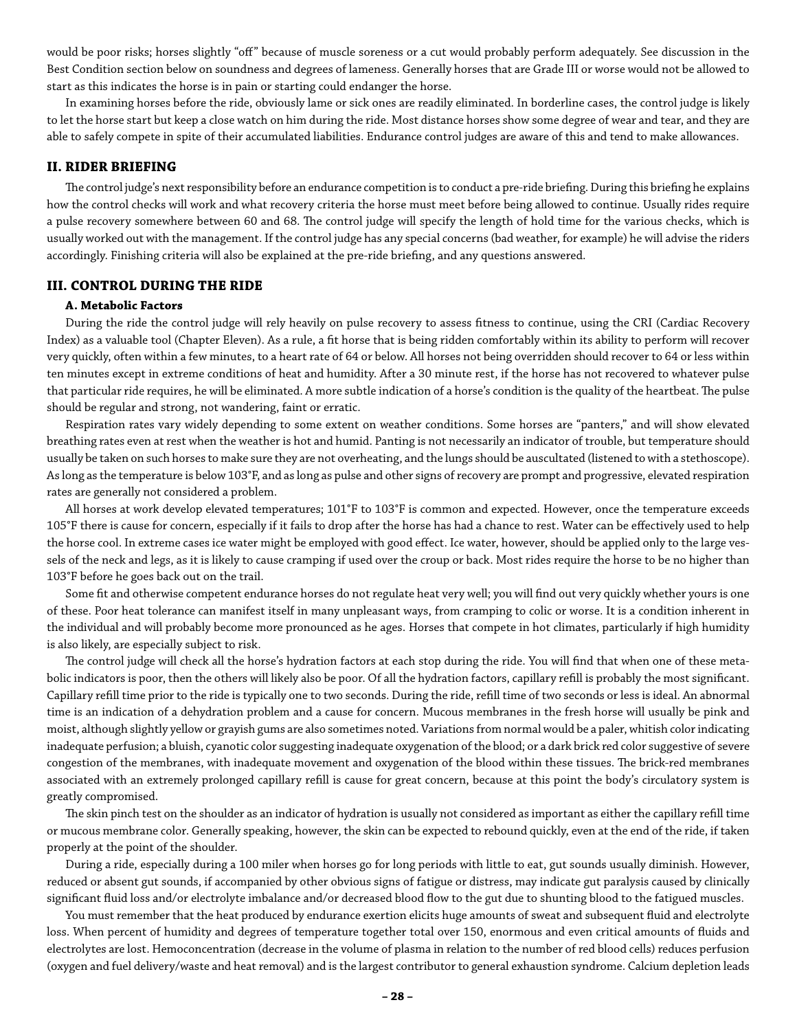would be poor risks; horses slightly "off" because of muscle soreness or a cut would probably perform adequately. See discussion in the Best Condition section below on soundness and degrees of lameness. Generally horses that are Grade III or worse would not be allowed to start as this indicates the horse is in pain or starting could endanger the horse.

In examining horses before the ride, obviously lame or sick ones are readily eliminated. In borderline cases, the control judge is likely to let the horse start but keep a close watch on him during the ride. Most distance horses show some degree of wear and tear, and they are able to safely compete in spite of their accumulated liabilities. Endurance control judges are aware of this and tend to make allowances.

## II. RIDER BRIEFING

The control judge's next responsibility before an endurance competition is to conduct a pre-ride briefing. During this briefing he explains how the control checks will work and what recovery criteria the horse must meet before being allowed to continue. Usually rides require a pulse recovery somewhere between 60 and 68. The control judge will specify the length of hold time for the various checks, which is usually worked out with the management. If the control judge has any special concerns (bad weather, for example) he will advise the riders accordingly. Finishing criteria will also be explained at the pre-ride briefing, and any questions answered.

## III. CONTROL DURING THE RIDE

### A. Metabolic Factors

During the ride the control judge will rely heavily on pulse recovery to assess fitness to continue, using the CRI (Cardiac Recovery Index) as a valuable tool (Chapter Eleven). As a rule, a fit horse that is being ridden comfortably within its ability to perform will recover very quickly, often within a few minutes, to a heart rate of 64 or below. All horses not being overridden should recover to 64 or less within ten minutes except in extreme conditions of heat and humidity. After a 30 minute rest, if the horse has not recovered to whatever pulse that particular ride requires, he will be eliminated. A more subtle indication of a horse's condition is the quality of the heartbeat. The pulse should be regular and strong, not wandering, faint or erratic.

Respiration rates vary widely depending to some extent on weather conditions. Some horses are "panters," and will show elevated breathing rates even at rest when the weather is hot and humid. Panting is not necessarily an indicator of trouble, but temperature should usually be taken on such horses to make sure they are not overheating, and the lungs should be auscultated (listened to with a stethoscope). As long as the temperature is below 103°F, and as long as pulse and other signs of recovery are prompt and progressive, elevated respiration rates are generally not considered a problem.

All horses at work develop elevated temperatures; 101°F to 103°F is common and expected. However, once the temperature exceeds 105°F there is cause for concern, especially if it fails to drop after the horse has had a chance to rest. Water can be effectively used to help the horse cool. In extreme cases ice water might be employed with good effect. Ice water, however, should be applied only to the large vessels of the neck and legs, as it is likely to cause cramping if used over the croup or back. Most rides require the horse to be no higher than 103°F before he goes back out on the trail.

Some fit and otherwise competent endurance horses do not regulate heat very well; you will find out very quickly whether yours is one of these. Poor heat tolerance can manifest itself in many unpleasant ways, from cramping to colic or worse. It is a condition inherent in the individual and will probably become more pronounced as he ages. Horses that compete in hot climates, particularly if high humidity is also likely, are especially subject to risk.

The control judge will check all the horse's hydration factors at each stop during the ride. You will find that when one of these metabolic indicators is poor, then the others will likely also be poor. Of all the hydration factors, capillary refill is probably the most significant. Capillary refill time prior to the ride is typically one to two seconds. During the ride, refill time of two seconds or less is ideal. An abnormal time is an indication of a dehydration problem and a cause for concern. Mucous membranes in the fresh horse will usually be pink and moist, although slightly yellow or grayish gums are also sometimes noted. Variations from normal would be a paler, whitish color indicating inadequate perfusion; a bluish, cyanotic color suggesting inadequate oxygenation of the blood; or a dark brick red color suggestive of severe congestion of the membranes, with inadequate movement and oxygenation of the blood within these tissues. The brick-red membranes associated with an extremely prolonged capillary refill is cause for great concern, because at this point the body's circulatory system is greatly compromised.

The skin pinch test on the shoulder as an indicator of hydration is usually not considered as important as either the capillary refill time or mucous membrane color. Generally speaking, however, the skin can be expected to rebound quickly, even at the end of the ride, if taken properly at the point of the shoulder.

During a ride, especially during a 100 miler when horses go for long periods with little to eat, gut sounds usually diminish. However, reduced or absent gut sounds, if accompanied by other obvious signs of fatigue or distress, may indicate gut paralysis caused by clinically significant fluid loss and/or electrolyte imbalance and/or decreased blood flow to the gut due to shunting blood to the fatigued muscles.

You must remember that the heat produced by endurance exertion elicits huge amounts of sweat and subsequent fluid and electrolyte loss. When percent of humidity and degrees of temperature together total over 150, enormous and even critical amounts of fluids and electrolytes are lost. Hemoconcentration (decrease in the volume of plasma in relation to the number of red blood cells) reduces perfusion (oxygen and fuel delivery/waste and heat removal) and is the largest contributor to general exhaustion syndrome. Calcium depletion leads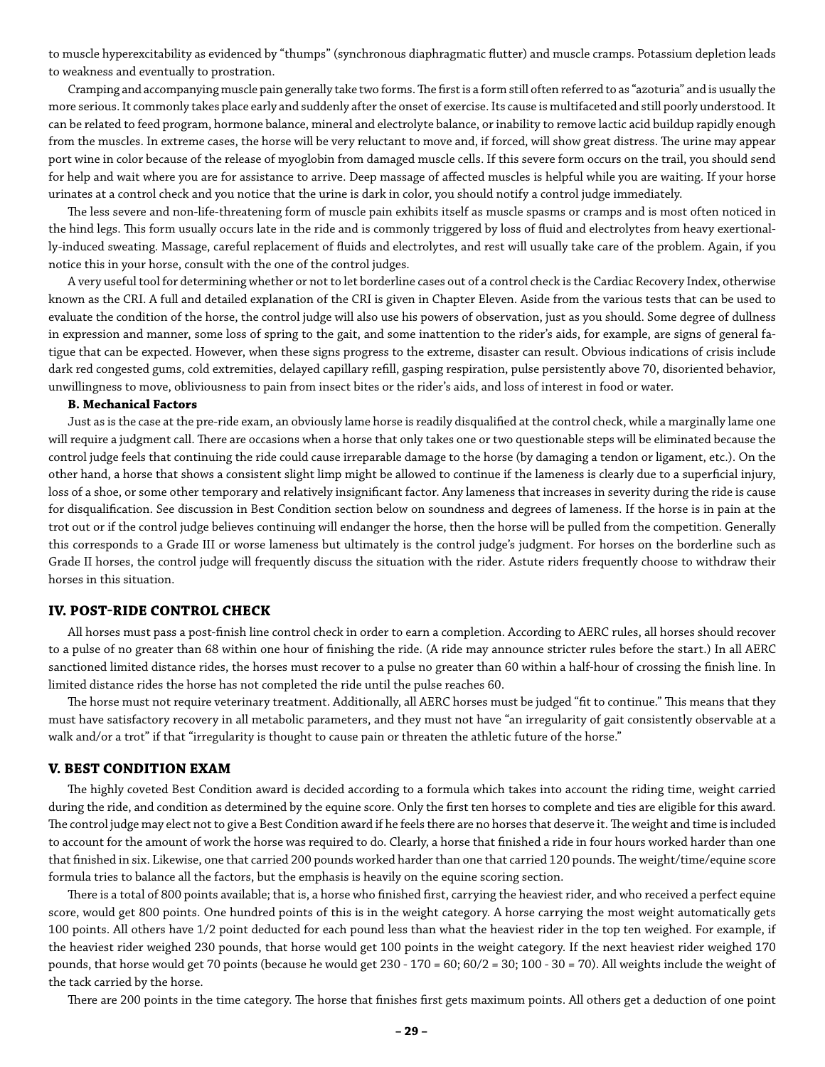to muscle hyperexcitability as evidenced by "thumps" (synchronous diaphragmatic flutter) and muscle cramps. Potassium depletion leads to weakness and eventually to prostration.

Cramping and accompanying muscle pain generally take two forms. The first is a form still often referred to as "azoturia" and is usually the more serious. It commonly takes place early and suddenly after the onset of exercise. Its cause is multifaceted and still poorly understood. It can be related to feed program, hormone balance, mineral and electrolyte balance, or inability to remove lactic acid buildup rapidly enough from the muscles. In extreme cases, the horse will be very reluctant to move and, if forced, will show great distress. The urine may appear port wine in color because of the release of myoglobin from damaged muscle cells. If this severe form occurs on the trail, you should send for help and wait where you are for assistance to arrive. Deep massage of affected muscles is helpful while you are waiting. If your horse urinates at a control check and you notice that the urine is dark in color, you should notify a control judge immediately.

The less severe and non-life-threatening form of muscle pain exhibits itself as muscle spasms or cramps and is most often noticed in the hind legs. This form usually occurs late in the ride and is commonly triggered by loss of fluid and electrolytes from heavy exertionally-induced sweating. Massage, careful replacement of fluids and electrolytes, and rest will usually take care of the problem. Again, if you notice this in your horse, consult with the one of the control judges.

A very useful tool for determining whether or not to let borderline cases out of a control check is the Cardiac Recovery Index, otherwise known as the CRI. A full and detailed explanation of the CRI is given in Chapter Eleven. Aside from the various tests that can be used to evaluate the condition of the horse, the control judge will also use his powers of observation, just as you should. Some degree of dullness in expression and manner, some loss of spring to the gait, and some inattention to the rider's aids, for example, are signs of general fatigue that can be expected. However, when these signs progress to the extreme, disaster can result. Obvious indications of crisis include dark red congested gums, cold extremities, delayed capillary refill, gasping respiration, pulse persistently above 70, disoriented behavior, unwillingness to move, obliviousness to pain from insect bites or the rider's aids, and loss of interest in food or water.

**B. Mechanical Factors**

Just as is the case at the pre-ride exam, an obviously lame horse is readily disqualified at the control check, while a marginally lame one will require a judgment call. There are occasions when a horse that only takes one or two questionable steps will be eliminated because the control judge feels that continuing the ride could cause irreparable damage to the horse (by damaging a tendon or ligament, etc.). On the other hand, a horse that shows a consistent slight limp might be allowed to continue if the lameness is clearly due to a superficial injury, loss of a shoe, or some other temporary and relatively insignificant factor. Any lameness that increases in severity during the ride is cause for disqualification. See discussion in Best Condition section below on soundness and degrees of lameness. If the horse is in pain at the trot out or if the control judge believes continuing will endanger the horse, then the horse will be pulled from the competition. Generally this corresponds to a Grade III or worse lameness but ultimately is the control judge's judgment. For horses on the borderline such as Grade II horses, the control judge will frequently discuss the situation with the rider. Astute riders frequently choose to withdraw their horses in this situation.

## IV. POST-RIDE CONTROL CHECK

All horses must pass a post-finish line control check in order to earn a completion. According to AERC rules, all horses should recover to a pulse of no greater than 68 within one hour of finishing the ride. (A ride may announce stricter rules before the start.) In all AERC sanctioned limited distance rides, the horses must recover to a pulse no greater than 60 within a half-hour of crossing the finish line. In limited distance rides the horse has not completed the ride until the pulse reaches 60.

The horse must not require veterinary treatment. Additionally, all AERC horses must be judged "fit to continue." This means that they must have satisfactory recovery in all metabolic parameters, and they must not have "an irregularity of gait consistently observable at a walk and/or a trot" if that "irregularity is thought to cause pain or threaten the athletic future of the horse."

## V. BEST CONDITION EXAM

The highly coveted Best Condition award is decided according to a formula which takes into account the riding time, weight carried during the ride, and condition as determined by the equine score. Only the first ten horses to complete and ties are eligible for this award. The control judge may elect not to give a Best Condition award if he feels there are no horses that deserve it. The weight and time is included to account for the amount of work the horse was required to do. Clearly, a horse that finished a ride in four hours worked harder than one that finished in six. Likewise, one that carried 200 pounds worked harder than one that carried 120 pounds. The weight/time/equine score formula tries to balance all the factors, but the emphasis is heavily on the equine scoring section.

There is a total of 800 points available; that is, a horse who finished first, carrying the heaviest rider, and who received a perfect equine score, would get 800 points. One hundred points of this is in the weight category. A horse carrying the most weight automatically gets 100 points. All others have 1/2 point deducted for each pound less than what the heaviest rider in the top ten weighed. For example, if the heaviest rider weighed 230 pounds, that horse would get 100 points in the weight category. If the next heaviest rider weighed 170 pounds, that horse would get 70 points (because he would get 230 - 170 = 60; 60/2 = 30; 100 - 30 = 70). All weights include the weight of the tack carried by the horse.

There are 200 points in the time category. The horse that finishes first gets maximum points. All others get a deduction of one point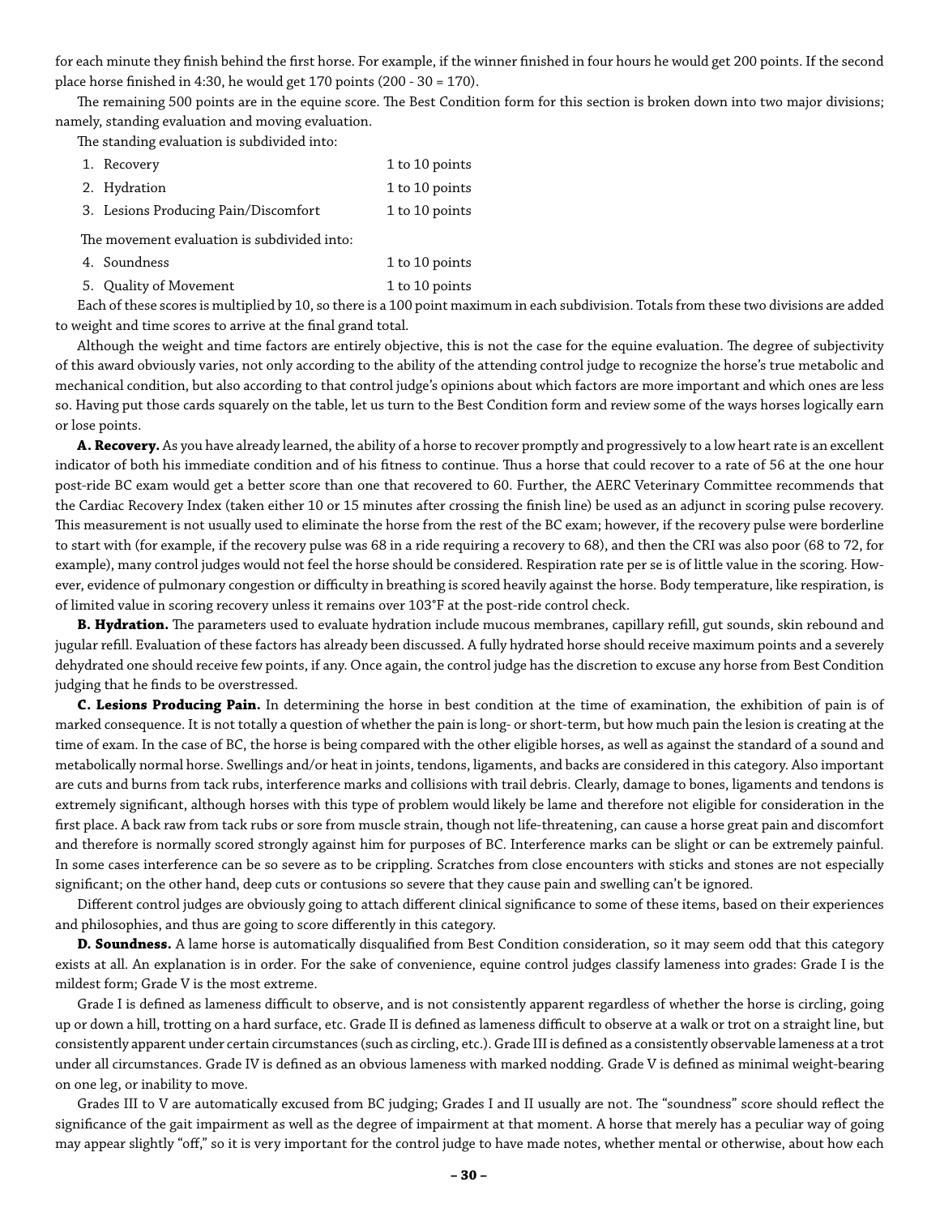for each minute they finish behind the first horse. For example, if the winner finished in four hours he would get 200 points. If the second place horse finished in 4:30, he would get 170 points (200 - 30 = 170).

The remaining 500 points are in the equine score. The Best Condition form for this section is broken down into two major divisions; namely, standing evaluation and moving evaluation.

The standing evaluation is subdivided into:

| | |
|---|---|
| 1. Recovery | 1 to 10 points |
| 2. Hydration | 1 to 10 points |
| 3. Lesions Producing Pain/Discomfort | 1 to 10 points |

The movement evaluation is subdivided into:

| | |
|---|---|
| 4. Soundness | 1 to 10 points |
| 5. Quality of Movement | 1 to 10 points |

Each of these scores is multiplied by 10, so there is a 100 point maximum in each subdivision. Totals from these two divisions are added to weight and time scores to arrive at the final grand total.

Although the weight and time factors are entirely objective, this is not the case for the equine evaluation. The degree of subjectivity of this award obviously varies, not only according to the ability of the attending control judge to recognize the horse's true metabolic and mechanical condition, but also according to that control judge's opinions about which factors are more important and which ones are less so. Having put those cards squarely on the table, let us turn to the Best Condition form and review some of the ways horses logically earn or lose points.

**A. Recovery.** As you have already learned, the ability of a horse to recover promptly and progressively to a low heart rate is an excellent indicator of both his immediate condition and of his fitness to continue. Thus a horse that could recover to a rate of 56 at the one hour post-ride BC exam would get a better score than one that recovered to 60. Further, the AERC Veterinary Committee recommends that the Cardiac Recovery Index (taken either 10 or 15 minutes after crossing the finish line) be used as an adjunct in scoring pulse recovery. This measurement is not usually used to eliminate the horse from the rest of the BC exam; however, if the recovery pulse were borderline to start with (for example, if the recovery pulse was 68 in a ride requiring a recovery to 68), and then the CRI was also poor (68 to 72, for example), many control judges would not feel the horse should be considered. Respiration rate per se is of little value in the scoring. However, evidence of pulmonary congestion or difficulty in breathing is scored heavily against the horse. Body temperature, like respiration, is of limited value in scoring recovery unless it remains over 103°F at the post-ride control check.

**B. Hydration.** The parameters used to evaluate hydration include mucous membranes, capillary refill, gut sounds, skin rebound and jugular refill. Evaluation of these factors has already been discussed. A fully hydrated horse should receive maximum points and a severely dehydrated one should receive few points, if any. Once again, the control judge has the discretion to excuse any horse from Best Condition judging that he finds to be overstressed.

**C. Lesions Producing Pain.** In determining the horse in best condition at the time of examination, the exhibition of pain is of marked consequence. It is not totally a question of whether the pain is long- or short-term, but how much pain the lesion is creating at the time of exam. In the case of BC, the horse is being compared with the other eligible horses, as well as against the standard of a sound and metabolically normal horse. Swellings and/or heat in joints, tendons, ligaments, and backs are considered in this category. Also important are cuts and burns from tack rubs, interference marks and collisions with trail debris. Clearly, damage to bones, ligaments and tendons is extremely significant, although horses with this type of problem would likely be lame and therefore not eligible for consideration in the first place. A back raw from tack rubs or sore from muscle strain, though not life-threatening, can cause a horse great pain and discomfort and therefore is normally scored strongly against him for purposes of BC. Interference marks can be slight or can be extremely painful. In some cases interference can be so severe as to be crippling. Scratches from close encounters with sticks and stones are not especially significant; on the other hand, deep cuts or contusions so severe that they cause pain and swelling can't be ignored.

Different control judges are obviously going to attach different clinical significance to some of these items, based on their experiences and philosophies, and thus are going to score differently in this category.

**D. Soundness.** A lame horse is automatically disqualified from Best Condition consideration, so it may seem odd that this category exists at all. An explanation is in order. For the sake of convenience, equine control judges classify lameness into grades: Grade I is the mildest form; Grade V is the most extreme.

Grade I is defined as lameness difficult to observe, and is not consistently apparent regardless of whether the horse is circling, going up or down a hill, trotting on a hard surface, etc. Grade II is defined as lameness difficult to observe at a walk or trot on a straight line, but consistently apparent under certain circumstances (such as circling, etc.). Grade III is defined as a consistently observable lameness at a trot under all circumstances. Grade IV is defined as an obvious lameness with marked nodding. Grade V is defined as minimal weight-bearing on one leg, or inability to move.

Grades III to V are automatically excused from BC judging; Grades I and II usually are not. The "soundness" score should reflect the significance of the gait impairment as well as the degree of impairment at that moment. A horse that merely has a peculiar way of going may appear slightly "off," so it is very important for the control judge to have made notes, whether mental or otherwise, about how each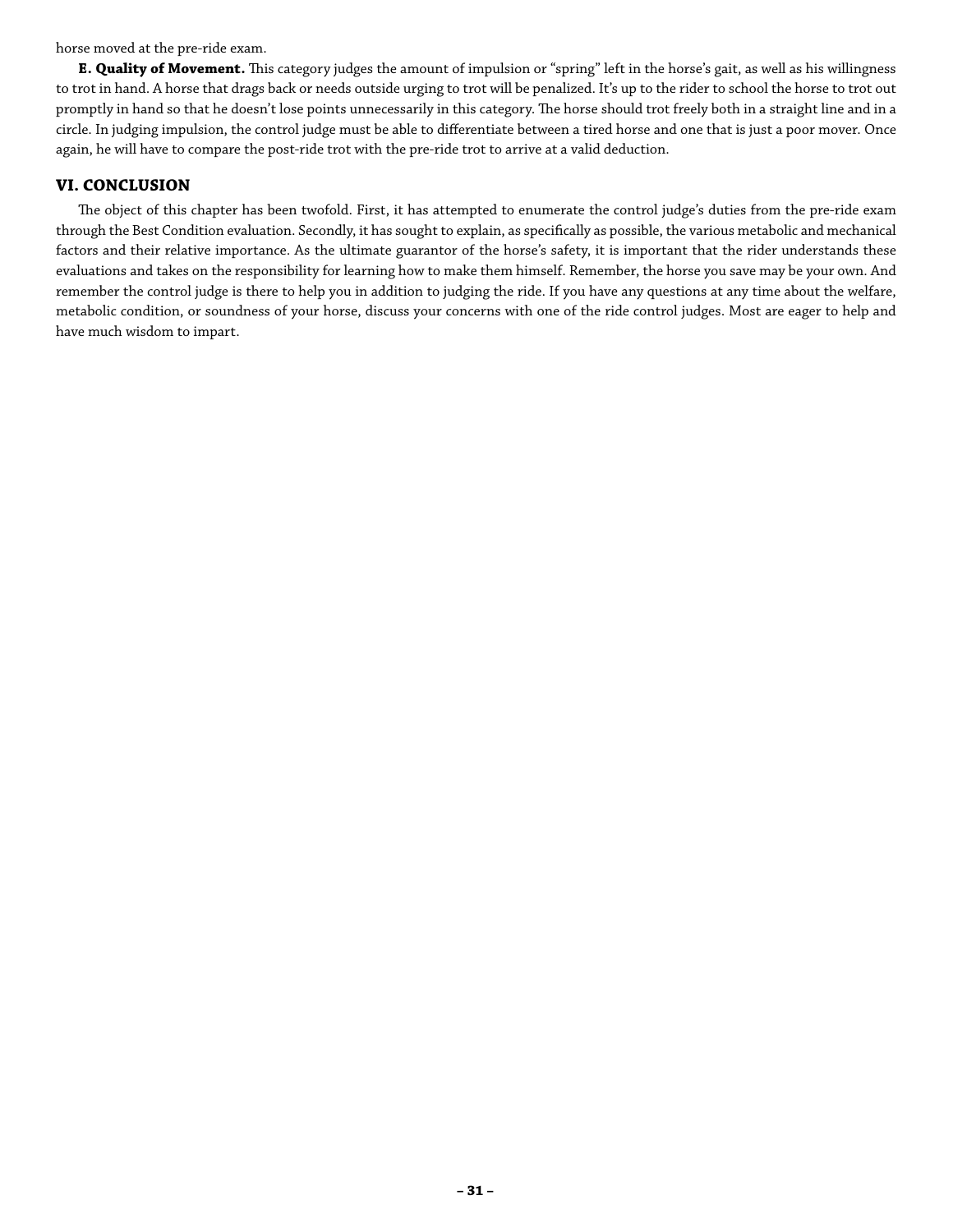horse moved at the pre-ride exam.

**E. Quality of Movement.** This category judges the amount of impulsion or "spring" left in the horse's gait, as well as his willingness to trot in hand. A horse that drags back or needs outside urging to trot will be penalized. It's up to the rider to school the horse to trot out promptly in hand so that he doesn't lose points unnecessarily in this category. The horse should trot freely both in a straight line and in a circle. In judging impulsion, the control judge must be able to differentiate between a tired horse and one that is just a poor mover. Once again, he will have to compare the post-ride trot with the pre-ride trot to arrive at a valid deduction.

## VI. CONCLUSION

The object of this chapter has been twofold. First, it has attempted to enumerate the control judge's duties from the pre-ride exam through the Best Condition evaluation. Secondly, it has sought to explain, as specifically as possible, the various metabolic and mechanical factors and their relative importance. As the ultimate guarantor of the horse's safety, it is important that the rider understands these evaluations and takes on the responsibility for learning how to make them himself. Remember, the horse you save may be your own. And remember the control judge is there to help you in addition to judging the ride. If you have any questions at any time about the welfare, metabolic condition, or soundness of your horse, discuss your concerns with one of the ride control judges. Most are eager to help and have much wisdom to impart.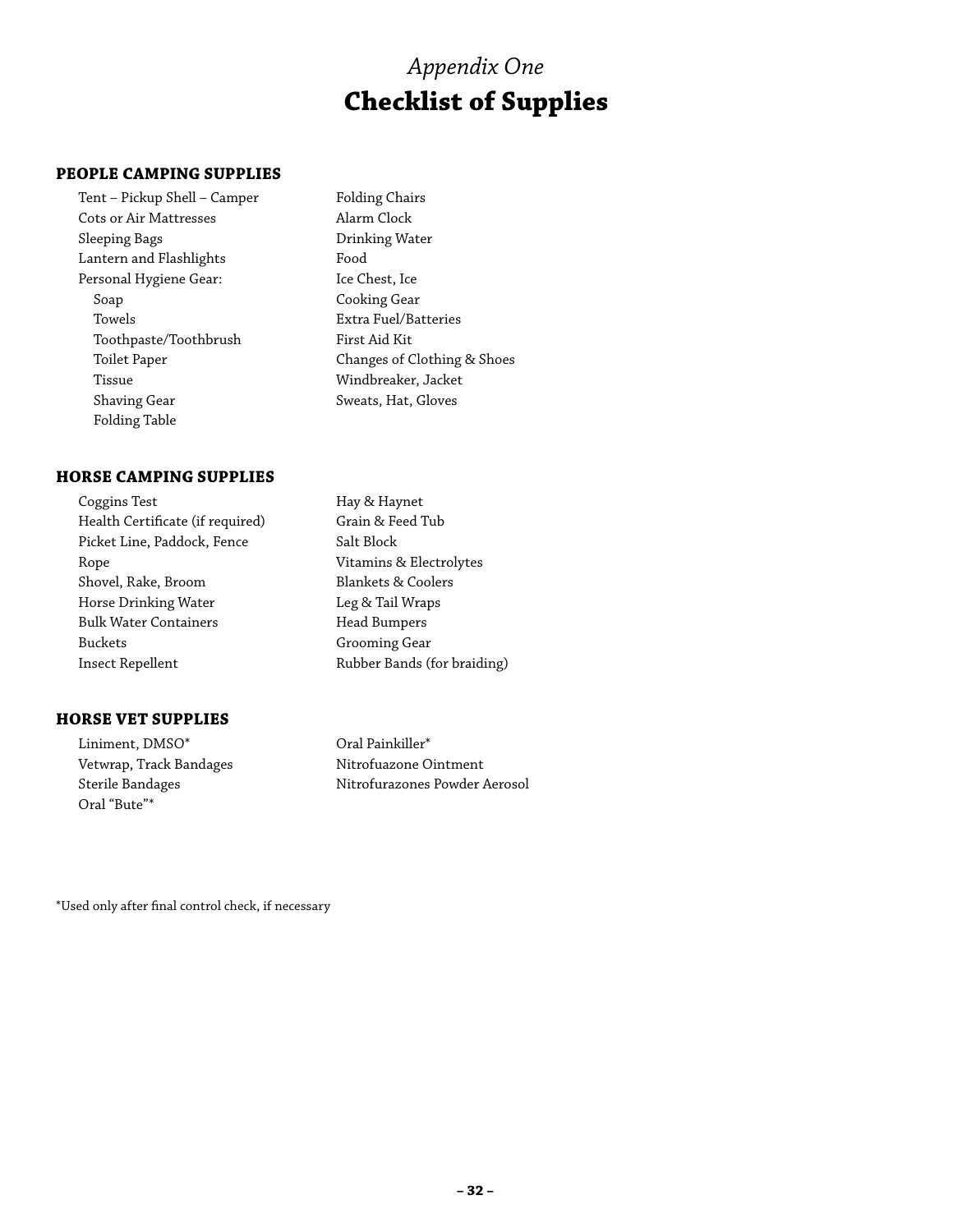# *Appendix One*
# Checklist of Supplies

## PEOPLE CAMPING SUPPLIES

- Tent – Pickup Shell – Camper
- Cots or Air Mattresses
- Sleeping Bags
- Lantern and Flashlights
- Personal Hygiene Gear:
  - Soap
  - Towels
  - Toothpaste/Toothbrush
  - Toilet Paper
  - Tissue
  - Shaving Gear
  - Folding Table
- Folding Chairs
- Alarm Clock
- Drinking Water
- Food
- Ice Chest, Ice
- Cooking Gear
- Extra Fuel/Batteries
- First Aid Kit
- Changes of Clothing & Shoes
- Windbreaker, Jacket
- Sweats, Hat, Gloves

## HORSE CAMPING SUPPLIES

- Coggins Test
- Health Certificate (if required)
- Picket Line, Paddock, Fence
- Rope
- Shovel, Rake, Broom
- Horse Drinking Water
- Bulk Water Containers
- Buckets
- Insect Repellent
- Hay & Haynet
- Grain & Feed Tub
- Salt Block
- Vitamins & Electrolytes
- Blankets & Coolers
- Leg & Tail Wraps
- Head Bumpers
- Grooming Gear
- Rubber Bands (for braiding)

## HORSE VET SUPPLIES

- Liniment, DMSO*
- Vetwrap, Track Bandages
- Sterile Bandages
- Oral "Bute"*
- Oral Painkiller*
- Nitrofuazone Ointment
- Nitrofurazones Powder Aerosol

*Used only after final control check, if necessary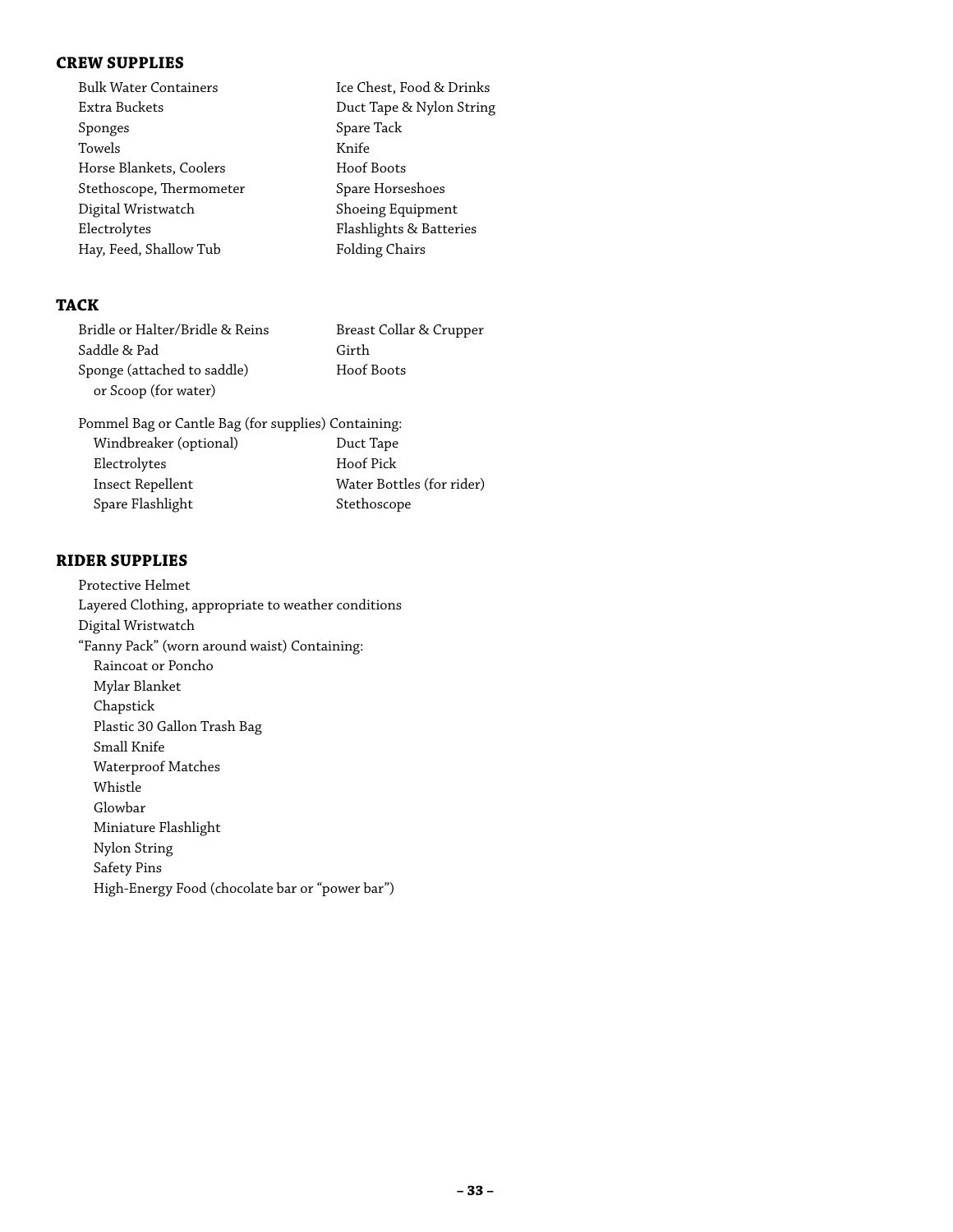## CREW SUPPLIES

- Bulk Water Containers
- Extra Buckets
- Sponges
- Towels
- Horse Blankets, Coolers
- Stethoscope, Thermometer
- Digital Wristwatch
- Electrolytes
- Hay, Feed, Shallow Tub
- Ice Chest, Food & Drinks
- Duct Tape & Nylon String
- Spare Tack
- Knife
- Hoof Boots
- Spare Horseshoes
- Shoeing Equipment
- Flashlights & Batteries
- Folding Chairs

## TACK

- Bridle or Halter/Bridle & Reins
- Saddle & Pad
- Sponge (attached to saddle) or Scoop (for water)
- Breast Collar & Crupper
- Girth
- Hoof Boots

Pommel Bag or Cantle Bag (for supplies) Containing:

- Windbreaker (optional)
- Electrolytes
- Insect Repellent
- Spare Flashlight
- Duct Tape
- Hoof Pick
- Water Bottles (for rider)
- Stethoscope

## RIDER SUPPLIES

- Protective Helmet
- Layered Clothing, appropriate to weather conditions
- Digital Wristwatch
- "Fanny Pack" (worn around waist) Containing:
  - Raincoat or Poncho
  - Mylar Blanket
  - Chapstick
  - Plastic 30 Gallon Trash Bag
  - Small Knife
  - Waterproof Matches
  - Whistle
  - Glowbar
  - Miniature Flashlight
  - Nylon String
  - Safety Pins
  - High-Energy Food (chocolate bar or "power bar")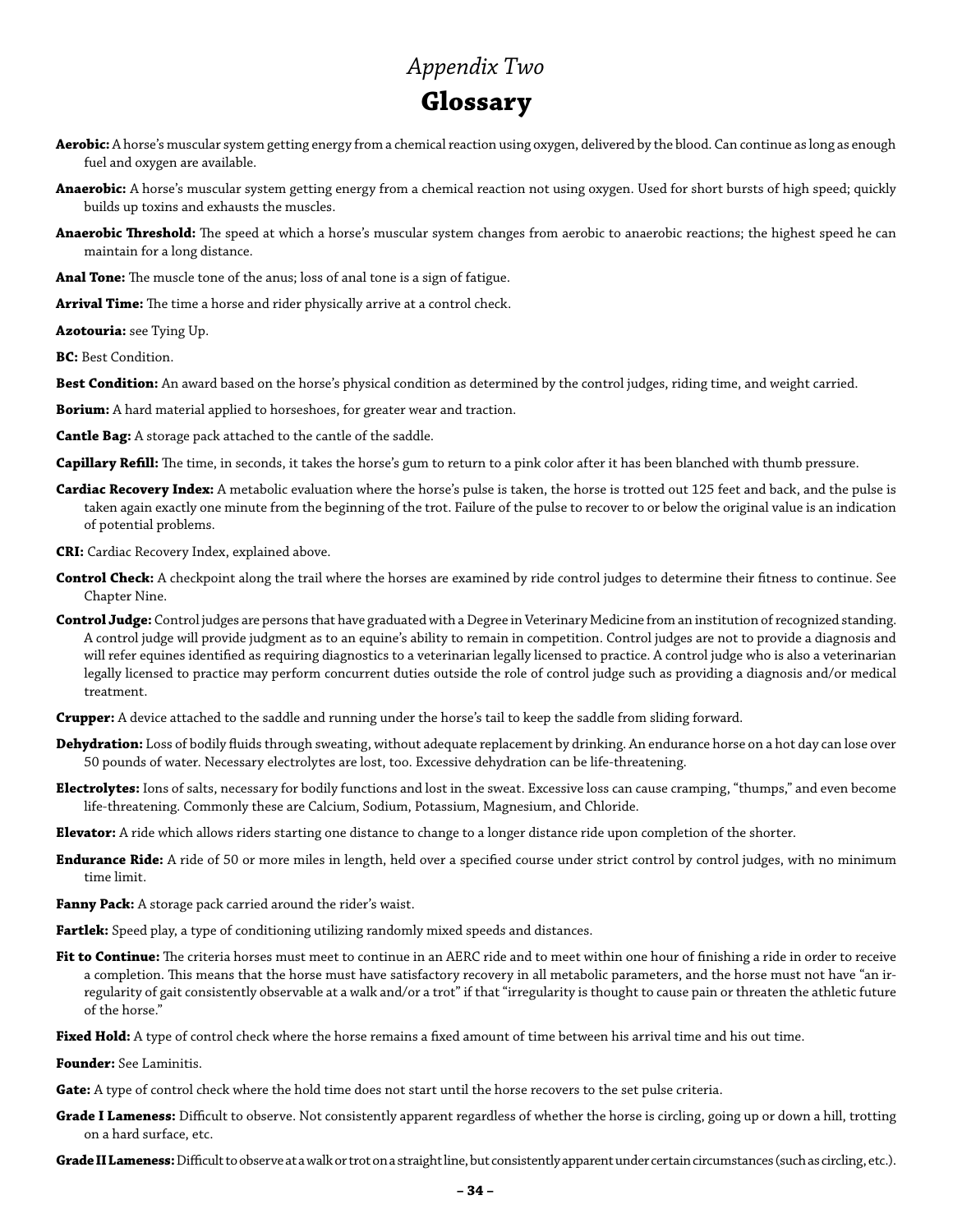*Appendix Two*

# Glossary

**Aerobic:** A horse's muscular system getting energy from a chemical reaction using oxygen, delivered by the blood. Can continue as long as enough fuel and oxygen are available.

**Anaerobic:** A horse's muscular system getting energy from a chemical reaction not using oxygen. Used for short bursts of high speed; quickly builds up toxins and exhausts the muscles.

**Anaerobic Threshold:** The speed at which a horse's muscular system changes from aerobic to anaerobic reactions; the highest speed he can maintain for a long distance.

**Anal Tone:** The muscle tone of the anus; loss of anal tone is a sign of fatigue.

**Arrival Time:** The time a horse and rider physically arrive at a control check.

**Azotouria:** see Tying Up.

**BC:** Best Condition.

**Best Condition:** An award based on the horse's physical condition as determined by the control judges, riding time, and weight carried.

**Borium:** A hard material applied to horseshoes, for greater wear and traction.

**Cantle Bag:** A storage pack attached to the cantle of the saddle.

**Capillary Refill:** The time, in seconds, it takes the horse's gum to return to a pink color after it has been blanched with thumb pressure.

**Cardiac Recovery Index:** A metabolic evaluation where the horse's pulse is taken, the horse is trotted out 125 feet and back, and the pulse is taken again exactly one minute from the beginning of the trot. Failure of the pulse to recover to or below the original value is an indication of potential problems.

**CRI:** Cardiac Recovery Index, explained above.

**Control Check:** A checkpoint along the trail where the horses are examined by ride control judges to determine their fitness to continue. See Chapter Nine.

**Control Judge:** Control judges are persons that have graduated with a Degree in Veterinary Medicine from an institution of recognized standing. A control judge will provide judgment as to an equine's ability to remain in competition. Control judges are not to provide a diagnosis and will refer equines identified as requiring diagnostics to a veterinarian legally licensed to practice. A control judge who is also a veterinarian legally licensed to practice may perform concurrent duties outside the role of control judge such as providing a diagnosis and/or medical treatment.

**Crupper:** A device attached to the saddle and running under the horse's tail to keep the saddle from sliding forward.

**Dehydration:** Loss of bodily fluids through sweating, without adequate replacement by drinking. An endurance horse on a hot day can lose over 50 pounds of water. Necessary electrolytes are lost, too. Excessive dehydration can be life-threatening.

**Electrolytes:** Ions of salts, necessary for bodily functions and lost in the sweat. Excessive loss can cause cramping, "thumps," and even become life-threatening. Commonly these are Calcium, Sodium, Potassium, Magnesium, and Chloride.

**Elevator:** A ride which allows riders starting one distance to change to a longer distance ride upon completion of the shorter.

**Endurance Ride:** A ride of 50 or more miles in length, held over a specified course under strict control by control judges, with no minimum time limit.

**Fanny Pack:** A storage pack carried around the rider's waist.

**Fartlek:** Speed play, a type of conditioning utilizing randomly mixed speeds and distances.

**Fit to Continue:** The criteria horses must meet to continue in an AERC ride and to meet within one hour of finishing a ride in order to receive a completion. This means that the horse must have satisfactory recovery in all metabolic parameters, and the horse must not have "an irregularity of gait consistently observable at a walk and/or a trot" if that "irregularity is thought to cause pain or threaten the athletic future of the horse."

**Fixed Hold:** A type of control check where the horse remains a fixed amount of time between his arrival time and his out time.

**Founder:** See Laminitis.

**Gate:** A type of control check where the hold time does not start until the horse recovers to the set pulse criteria.

**Grade I Lameness:** Difficult to observe. Not consistently apparent regardless of whether the horse is circling, going up or down a hill, trotting on a hard surface, etc.

**Grade II Lameness:** Difficult to observe at a walk or trot on a straight line, but consistently apparent under certain circumstances (such as circling, etc.).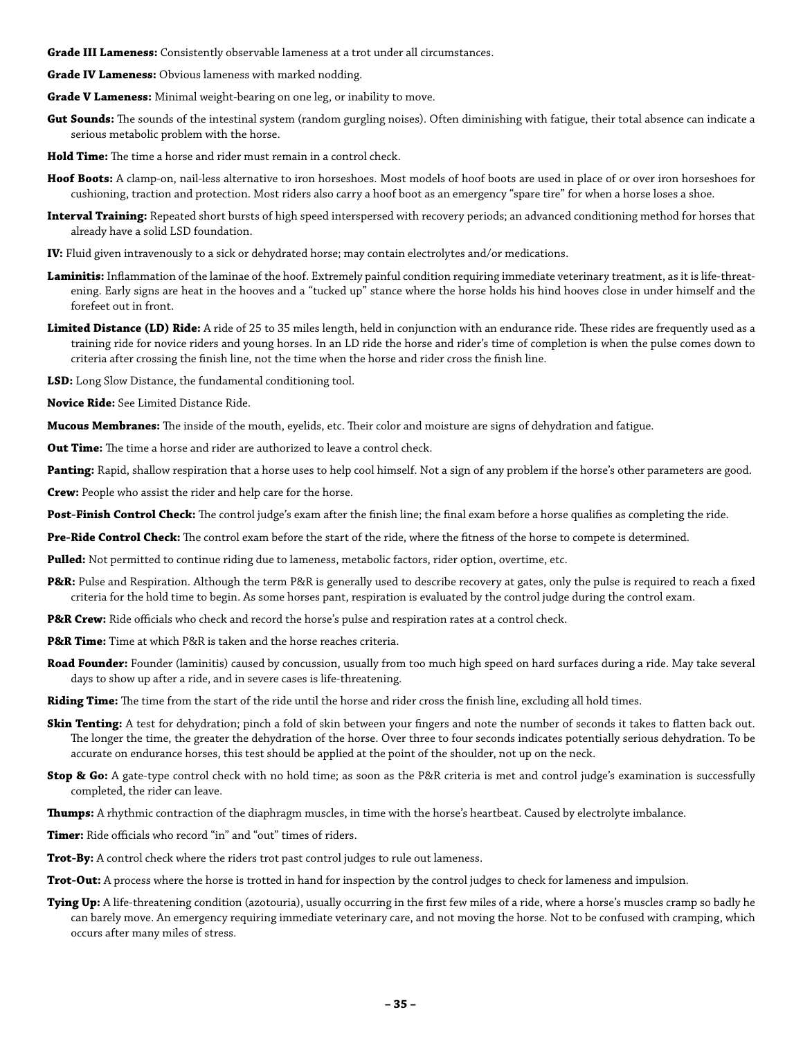**Grade III Lameness:** Consistently observable lameness at a trot under all circumstances.

**Grade IV Lameness:** Obvious lameness with marked nodding.

**Grade V Lameness:** Minimal weight-bearing on one leg, or inability to move.

**Gut Sounds:** The sounds of the intestinal system (random gurgling noises). Often diminishing with fatigue, their total absence can indicate a serious metabolic problem with the horse.

**Hold Time:** The time a horse and rider must remain in a control check.

**Hoof Boots:** A clamp-on, nail-less alternative to iron horseshoes. Most models of hoof boots are used in place of or over iron horseshoes for cushioning, traction and protection. Most riders also carry a hoof boot as an emergency "spare tire" for when a horse loses a shoe.

**Interval Training:** Repeated short bursts of high speed interspersed with recovery periods; an advanced conditioning method for horses that already have a solid LSD foundation.

**IV:** Fluid given intravenously to a sick or dehydrated horse; may contain electrolytes and/or medications.

**Laminitis:** Inflammation of the laminae of the hoof. Extremely painful condition requiring immediate veterinary treatment, as it is life-threatening. Early signs are heat in the hooves and a "tucked up" stance where the horse holds his hind hooves close in under himself and the forefeet out in front.

**Limited Distance (LD) Ride:** A ride of 25 to 35 miles length, held in conjunction with an endurance ride. These rides are frequently used as a training ride for novice riders and young horses. In an LD ride the horse and rider's time of completion is when the pulse comes down to criteria after crossing the finish line, not the time when the horse and rider cross the finish line.

**LSD:** Long Slow Distance, the fundamental conditioning tool.

**Novice Ride:** See Limited Distance Ride.

**Mucous Membranes:** The inside of the mouth, eyelids, etc. Their color and moisture are signs of dehydration and fatigue.

**Out Time:** The time a horse and rider are authorized to leave a control check.

**Panting:** Rapid, shallow respiration that a horse uses to help cool himself. Not a sign of any problem if the horse's other parameters are good.

**Crew:** People who assist the rider and help care for the horse.

**Post-Finish Control Check:** The control judge's exam after the finish line; the final exam before a horse qualifies as completing the ride.

**Pre-Ride Control Check:** The control exam before the start of the ride, where the fitness of the horse to compete is determined.

**Pulled:** Not permitted to continue riding due to lameness, metabolic factors, rider option, overtime, etc.

**P&R:** Pulse and Respiration. Although the term P&R is generally used to describe recovery at gates, only the pulse is required to reach a fixed criteria for the hold time to begin. As some horses pant, respiration is evaluated by the control judge during the control exam.

**P&R Crew:** Ride officials who check and record the horse's pulse and respiration rates at a control check.

**P&R Time:** Time at which P&R is taken and the horse reaches criteria.

**Road Founder:** Founder (laminitis) caused by concussion, usually from too much high speed on hard surfaces during a ride. May take several days to show up after a ride, and in severe cases is life-threatening.

**Riding Time:** The time from the start of the ride until the horse and rider cross the finish line, excluding all hold times.

**Skin Tenting:** A test for dehydration; pinch a fold of skin between your fingers and note the number of seconds it takes to flatten back out. The longer the time, the greater the dehydration of the horse. Over three to four seconds indicates potentially serious dehydration. To be accurate on endurance horses, this test should be applied at the point of the shoulder, not up on the neck.

**Stop & Go:** A gate-type control check with no hold time; as soon as the P&R criteria is met and control judge's examination is successfully completed, the rider can leave.

**Thumps:** A rhythmic contraction of the diaphragm muscles, in time with the horse's heartbeat. Caused by electrolyte imbalance.

**Timer:** Ride officials who record "in" and "out" times of riders.

**Trot-By:** A control check where the riders trot past control judges to rule out lameness.

**Trot-Out:** A process where the horse is trotted in hand for inspection by the control judges to check for lameness and impulsion.

**Tying Up:** A life-threatening condition (azotouria), usually occurring in the first few miles of a ride, where a horse's muscles cramp so badly he can barely move. An emergency requiring immediate veterinary care, and not moving the horse. Not to be confused with cramping, which occurs after many miles of stress.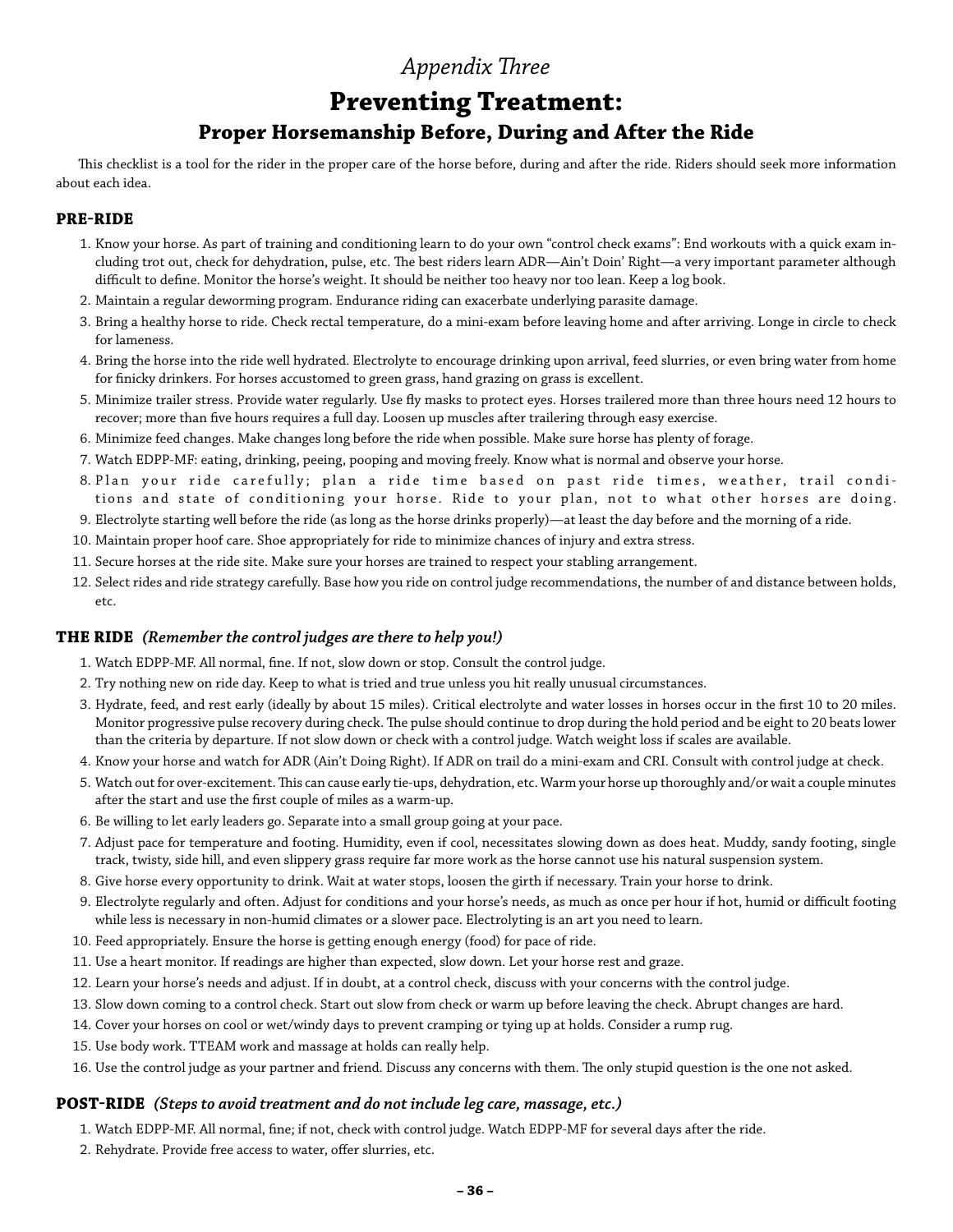*Appendix Three*

# Preventing Treatment:

## Proper Horsemanship Before, During and After the Ride

This checklist is a tool for the rider in the proper care of the horse before, during and after the ride. Riders should seek more information about each idea.

### PRE-RIDE

1. Know your horse. As part of training and conditioning learn to do your own "control check exams": End workouts with a quick exam including trot out, check for dehydration, pulse, etc. The best riders learn ADR—Ain't Doin' Right—a very important parameter although difficult to define. Monitor the horse's weight. It should be neither too heavy nor too lean. Keep a log book.
2. Maintain a regular deworming program. Endurance riding can exacerbate underlying parasite damage.
3. Bring a healthy horse to ride. Check rectal temperature, do a mini-exam before leaving home and after arriving. Longe in circle to check for lameness.
4. Bring the horse into the ride well hydrated. Electrolyte to encourage drinking upon arrival, feed slurries, or even bring water from home for finicky drinkers. For horses accustomed to green grass, hand grazing on grass is excellent.
5. Minimize trailer stress. Provide water regularly. Use fly masks to protect eyes. Horses trailered more than three hours need 12 hours to recover; more than five hours requires a full day. Loosen up muscles after trailering through easy exercise.
6. Minimize feed changes. Make changes long before the ride when possible. Make sure horse has plenty of forage.
7. Watch EDPP-MF: eating, drinking, peeing, pooping and moving freely. Know what is normal and observe your horse.
8. Plan your ride carefully; plan a ride time based on past ride times, weather, trail conditions and state of conditioning your horse. Ride to your plan, not to what other horses are doing.
9. Electrolyte starting well before the ride (as long as the horse drinks properly)—at least the day before and the morning of a ride.
10. Maintain proper hoof care. Shoe appropriately for ride to minimize chances of injury and extra stress.
11. Secure horses at the ride site. Make sure your horses are trained to respect your stabling arrangement.
12. Select rides and ride strategy carefully. Base how you ride on control judge recommendations, the number of and distance between holds, etc.

### THE RIDE *(Remember the control judges are there to help you!)*

1. Watch EDPP-MF. All normal, fine. If not, slow down or stop. Consult the control judge.
2. Try nothing new on ride day. Keep to what is tried and true unless you hit really unusual circumstances.
3. Hydrate, feed, and rest early (ideally by about 15 miles). Critical electrolyte and water losses in horses occur in the first 10 to 20 miles. Monitor progressive pulse recovery during check. The pulse should continue to drop during the hold period and be eight to 20 beats lower than the criteria by departure. If not slow down or check with a control judge. Watch weight loss if scales are available.
4. Know your horse and watch for ADR (Ain't Doing Right). If ADR on trail do a mini-exam and CRI. Consult with control judge at check.
5. Watch out for over-excitement. This can cause early tie-ups, dehydration, etc. Warm your horse up thoroughly and/or wait a couple minutes after the start and use the first couple of miles as a warm-up.
6. Be willing to let early leaders go. Separate into a small group going at your pace.
7. Adjust pace for temperature and footing. Humidity, even if cool, necessitates slowing down as does heat. Muddy, sandy footing, single track, twisty, side hill, and even slippery grass require far more work as the horse cannot use his natural suspension system.
8. Give horse every opportunity to drink. Wait at water stops, loosen the girth if necessary. Train your horse to drink.
9. Electrolyte regularly and often. Adjust for conditions and your horse's needs, as much as once per hour if hot, humid or difficult footing while less is necessary in non-humid climates or a slower pace. Electrolyting is an art you need to learn.
10. Feed appropriately. Ensure the horse is getting enough energy (food) for pace of ride.
11. Use a heart monitor. If readings are higher than expected, slow down. Let your horse rest and graze.
12. Learn your horse's needs and adjust. If in doubt, at a control check, discuss with your concerns with the control judge.
13. Slow down coming to a control check. Start out slow from check or warm up before leaving the check. Abrupt changes are hard.
14. Cover your horses on cool or wet/windy days to prevent cramping or tying up at holds. Consider a rump rug.
15. Use body work. TTEAM work and massage at holds can really help.
16. Use the control judge as your partner and friend. Discuss any concerns with them. The only stupid question is the one not asked.

### POST-RIDE *(Steps to avoid treatment and do not include leg care, massage, etc.)*

1. Watch EDPP-MF. All normal, fine; if not, check with control judge. Watch EDPP-MF for several days after the ride.
2. Rehydrate. Provide free access to water, offer slurries, etc.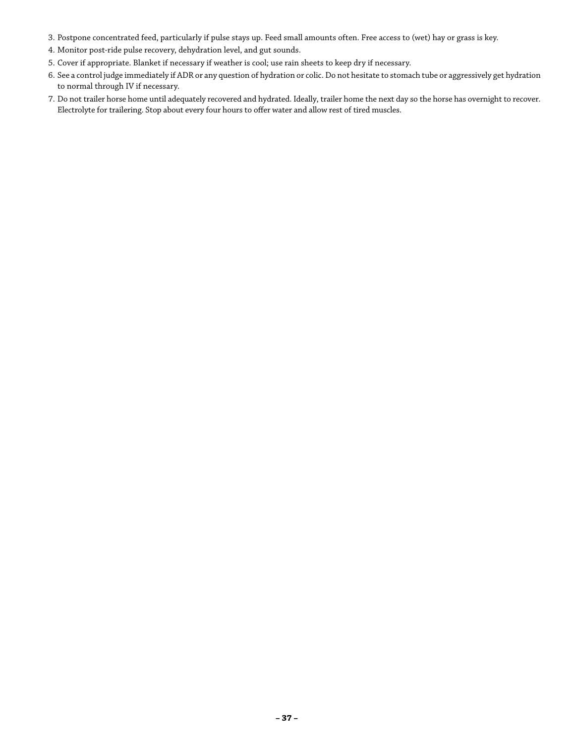3. Postpone concentrated feed, particularly if pulse stays up. Feed small amounts often. Free access to (wet) hay or grass is key.
4. Monitor post-ride pulse recovery, dehydration level, and gut sounds.
5. Cover if appropriate. Blanket if necessary if weather is cool; use rain sheets to keep dry if necessary.
6. See a control judge immediately if ADR or any question of hydration or colic. Do not hesitate to stomach tube or aggressively get hydration to normal through IV if necessary.
7. Do not trailer horse home until adequately recovered and hydrated. Ideally, trailer home the next day so the horse has overnight to recover. Electrolyte for trailering. Stop about every four hours to offer water and allow rest of tired muscles.